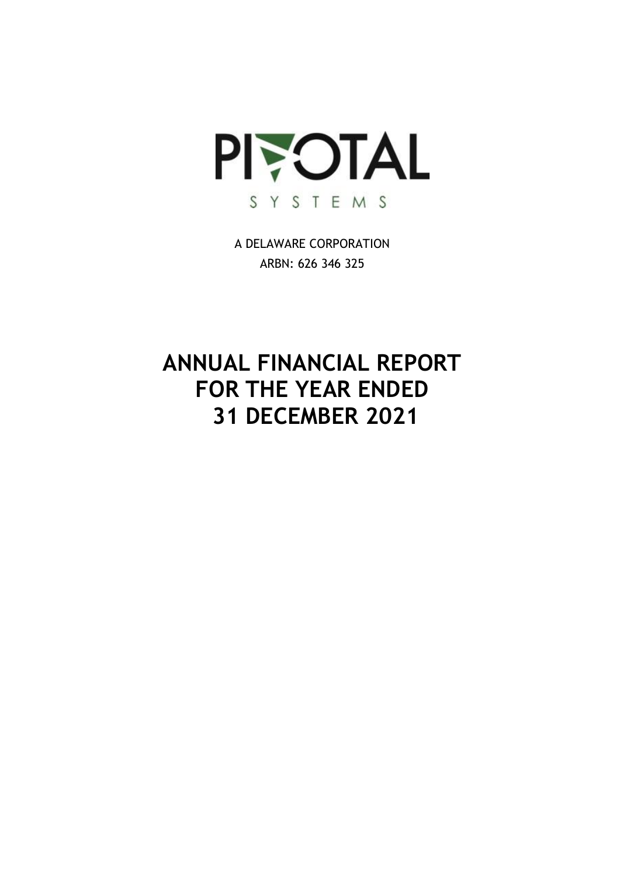PIVOTAL

SYSTEMS

A DELAWARE CORPORATION

ARBN: 626 346 325

# ANNUAL FINANCIAL REPORT FOR THE YEAR ENDED 31 DECEMBER 2021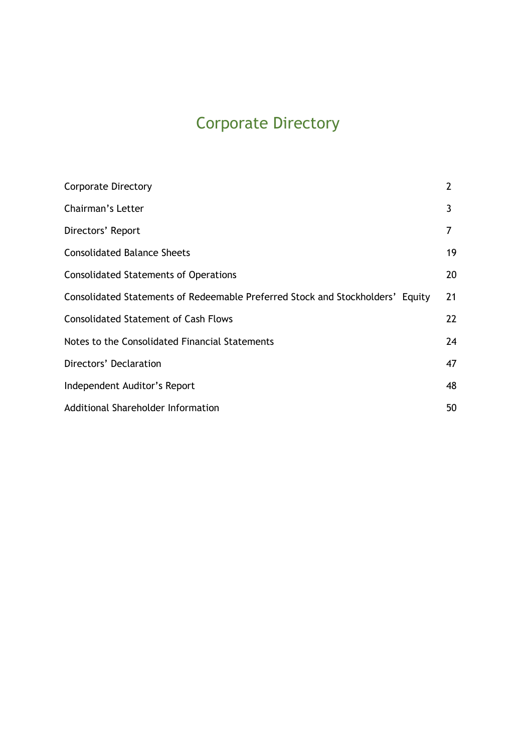# Corporate Directory

| | |
|---|---|
| Corporate Directory | 2 |
| Chairman's Letter | 3 |
| Directors' Report | 7 |
| Consolidated Balance Sheets | 19 |
| Consolidated Statements of Operations | 20 |
| Consolidated Statements of Redeemable Preferred Stock and Stockholders' Equity | 21 |
| Consolidated Statement of Cash Flows | 22 |
| Notes to the Consolidated Financial Statements | 24 |
| Directors' Declaration | 47 |
| Independent Auditor's Report | 48 |
| Additional Shareholder Information | 50 |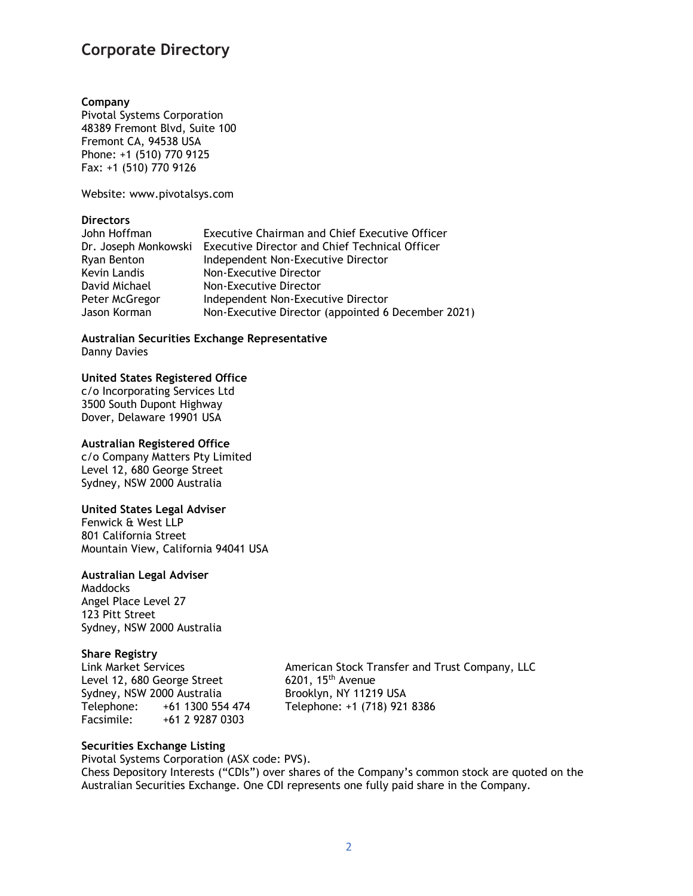# Corporate Directory

**Company**
Pivotal Systems Corporation
48389 Fremont Blvd, Suite 100
Fremont CA, 94538 USA
Phone: +1 (510) 770 9125
Fax: +1 (510) 770 9126

Website: www.pivotalsys.com

**Directors**

| | |
|---|---|
| John Hoffman | Executive Chairman and Chief Executive Officer |
| Dr. Joseph Monkowski | Executive Director and Chief Technical Officer |
| Ryan Benton | Independent Non-Executive Director |
| Kevin Landis | Non-Executive Director |
| David Michael | Non-Executive Director |
| Peter McGregor | Independent Non-Executive Director |
| Jason Korman | Non-Executive Director (appointed 6 December 2021) |

**Australian Securities Exchange Representative**
Danny Davies

**United States Registered Office**
c/o Incorporating Services Ltd
3500 South Dupont Highway
Dover, Delaware 19901 USA

**Australian Registered Office**
c/o Company Matters Pty Limited
Level 12, 680 George Street
Sydney, NSW 2000 Australia

**United States Legal Adviser**
Fenwick & West LLP
801 California Street
Mountain View, California 94041 USA

**Australian Legal Adviser**
Maddocks
Angel Place Level 27
123 Pitt Street
Sydney, NSW 2000 Australia

**Share Registry**

Link Market Services
Level 12, 680 George Street
Sydney, NSW 2000 Australia
Telephone: +61 1300 554 474
Facsimile: +61 2 9287 0303

American Stock Transfer and Trust Company, LLC
6201, 15th Avenue
Brooklyn, NY 11219 USA
Telephone: +1 (718) 921 8386

**Securities Exchange Listing**
Pivotal Systems Corporation (ASX code: PVS).
Chess Depository Interests ("CDIs") over shares of the Company's common stock are quoted on the Australian Securities Exchange. One CDI represents one fully paid share in the Company.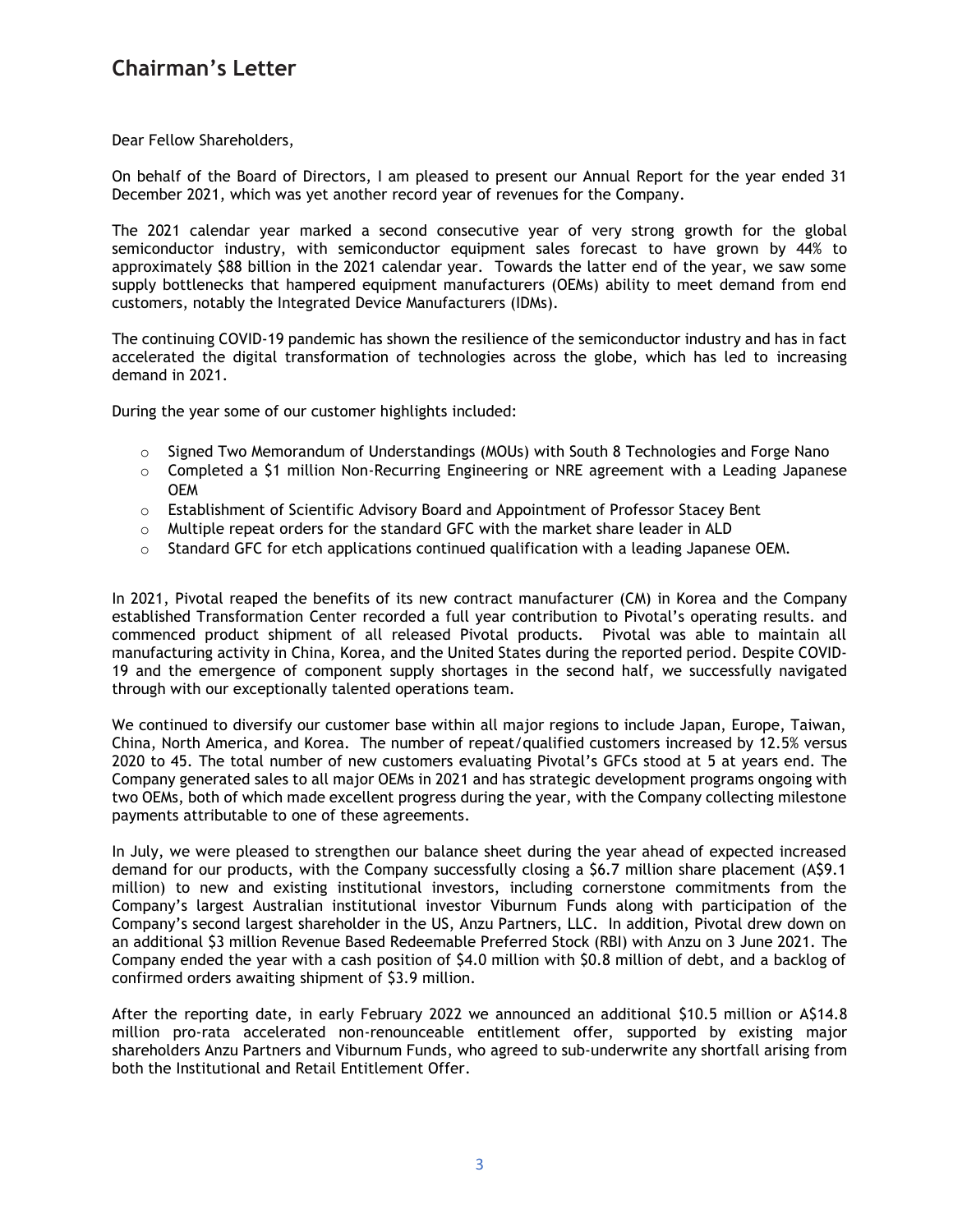# Chairman's Letter

Dear Fellow Shareholders,

On behalf of the Board of Directors, I am pleased to present our Annual Report for the year ended 31 December 2021, which was yet another record year of revenues for the Company.

The 2021 calendar year marked a second consecutive year of very strong growth for the global semiconductor industry, with semiconductor equipment sales forecast to have grown by 44% to approximately $88 billion in the 2021 calendar year. Towards the latter end of the year, we saw some supply bottlenecks that hampered equipment manufacturers (OEMs) ability to meet demand from end customers, notably the Integrated Device Manufacturers (IDMs).

The continuing COVID-19 pandemic has shown the resilience of the semiconductor industry and has in fact accelerated the digital transformation of technologies across the globe, which has led to increasing demand in 2021.

During the year some of our customer highlights included:

- Signed Two Memorandum of Understandings (MOUs) with South 8 Technologies and Forge Nano
- Completed a $1 million Non-Recurring Engineering or NRE agreement with a Leading Japanese OEM
- Establishment of Scientific Advisory Board and Appointment of Professor Stacey Bent
- Multiple repeat orders for the standard GFC with the market share leader in ALD
- Standard GFC for etch applications continued qualification with a leading Japanese OEM.

In 2021, Pivotal reaped the benefits of its new contract manufacturer (CM) in Korea and the Company established Transformation Center recorded a full year contribution to Pivotal's operating results. and commenced product shipment of all released Pivotal products. Pivotal was able to maintain all manufacturing activity in China, Korea, and the United States during the reported period. Despite COVID-19 and the emergence of component supply shortages in the second half, we successfully navigated through with our exceptionally talented operations team.

We continued to diversify our customer base within all major regions to include Japan, Europe, Taiwan, China, North America, and Korea. The number of repeat/qualified customers increased by 12.5% versus 2020 to 45. The total number of new customers evaluating Pivotal's GFCs stood at 5 at years end. The Company generated sales to all major OEMs in 2021 and has strategic development programs ongoing with two OEMs, both of which made excellent progress during the year, with the Company collecting milestone payments attributable to one of these agreements.

In July, we were pleased to strengthen our balance sheet during the year ahead of expected increased demand for our products, with the Company successfully closing a $6.7 million share placement (A$9.1 million) to new and existing institutional investors, including cornerstone commitments from the Company's largest Australian institutional investor Viburnum Funds along with participation of the Company's second largest shareholder in the US, Anzu Partners, LLC. In addition, Pivotal drew down on an additional $3 million Revenue Based Redeemable Preferred Stock (RBI) with Anzu on 3 June 2021. The Company ended the year with a cash position of $4.0 million with $0.8 million of debt, and a backlog of confirmed orders awaiting shipment of $3.9 million.

After the reporting date, in early February 2022 we announced an additional $10.5 million or A$14.8 million pro-rata accelerated non-renounceable entitlement offer, supported by existing major shareholders Anzu Partners and Viburnum Funds, who agreed to sub-underwrite any shortfall arising from both the Institutional and Retail Entitlement Offer.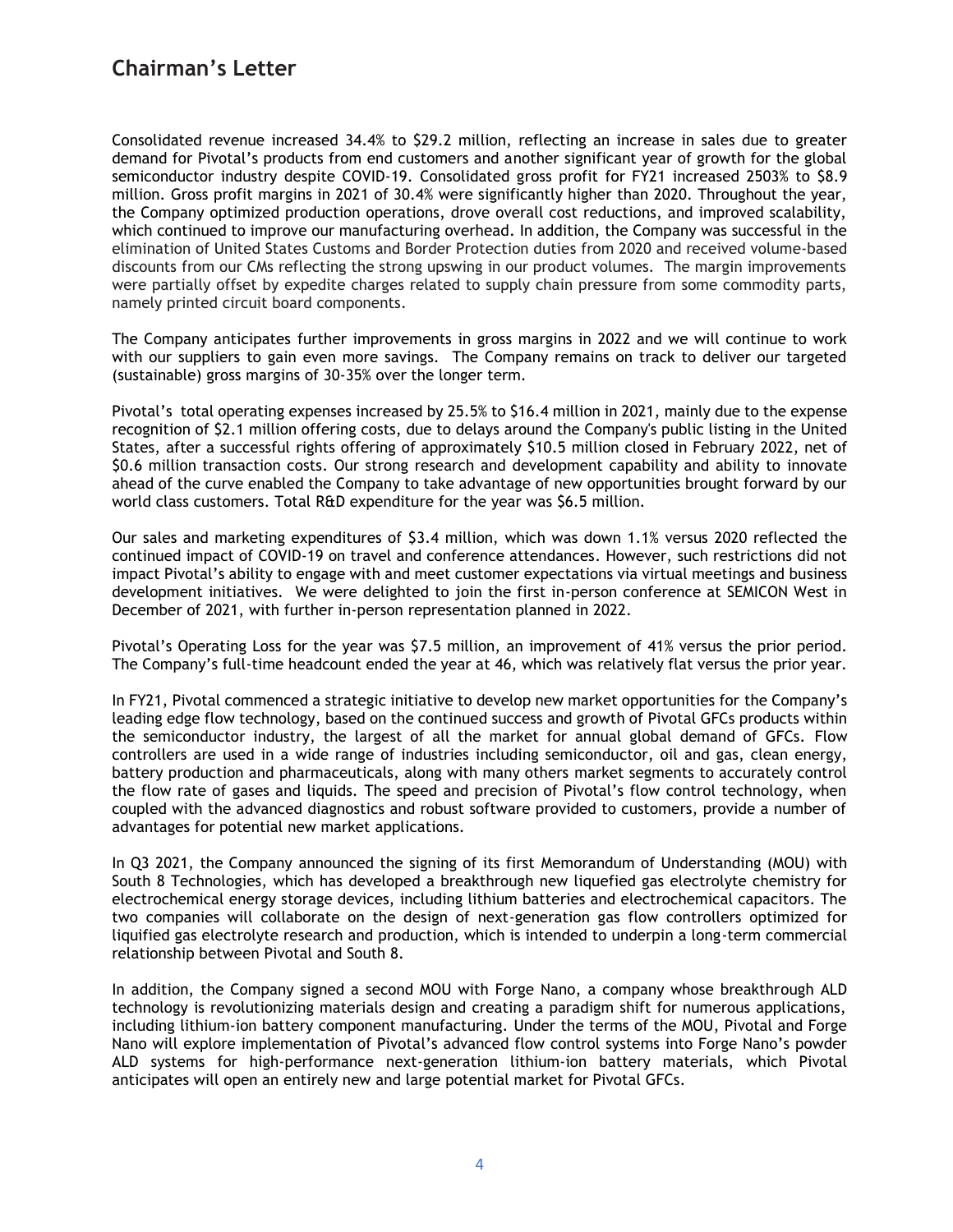## Chairman's Letter

Consolidated revenue increased 34.4% to $29.2 million, reflecting an increase in sales due to greater demand for Pivotal's products from end customers and another significant year of growth for the global semiconductor industry despite COVID-19. Consolidated gross profit for FY21 increased 2503% to $8.9 million. Gross profit margins in 2021 of 30.4% were significantly higher than 2020. Throughout the year, the Company optimized production operations, drove overall cost reductions, and improved scalability, which continued to improve our manufacturing overhead. In addition, the Company was successful in the elimination of United States Customs and Border Protection duties from 2020 and received volume-based discounts from our CMs reflecting the strong upswing in our product volumes. The margin improvements were partially offset by expedite charges related to supply chain pressure from some commodity parts, namely printed circuit board components.

The Company anticipates further improvements in gross margins in 2022 and we will continue to work with our suppliers to gain even more savings. The Company remains on track to deliver our targeted (sustainable) gross margins of 30-35% over the longer term.

Pivotal's total operating expenses increased by 25.5% to $16.4 million in 2021, mainly due to the expense recognition of $2.1 million offering costs, due to delays around the Company's public listing in the United States, after a successful rights offering of approximately $10.5 million closed in February 2022, net of $0.6 million transaction costs. Our strong research and development capability and ability to innovate ahead of the curve enabled the Company to take advantage of new opportunities brought forward by our world class customers. Total R&D expenditure for the year was $6.5 million.

Our sales and marketing expenditures of $3.4 million, which was down 1.1% versus 2020 reflected the continued impact of COVID-19 on travel and conference attendances. However, such restrictions did not impact Pivotal's ability to engage with and meet customer expectations via virtual meetings and business development initiatives. We were delighted to join the first in-person conference at SEMICON West in December of 2021, with further in-person representation planned in 2022.

Pivotal's Operating Loss for the year was $7.5 million, an improvement of 41% versus the prior period. The Company's full-time headcount ended the year at 46, which was relatively flat versus the prior year.

In FY21, Pivotal commenced a strategic initiative to develop new market opportunities for the Company's leading edge flow technology, based on the continued success and growth of Pivotal GFCs products within the semiconductor industry, the largest of all the market for annual global demand of GFCs. Flow controllers are used in a wide range of industries including semiconductor, oil and gas, clean energy, battery production and pharmaceuticals, along with many others market segments to accurately control the flow rate of gases and liquids. The speed and precision of Pivotal's flow control technology, when coupled with the advanced diagnostics and robust software provided to customers, provide a number of advantages for potential new market applications.

In Q3 2021, the Company announced the signing of its first Memorandum of Understanding (MOU) with South 8 Technologies, which has developed a breakthrough new liquefied gas electrolyte chemistry for electrochemical energy storage devices, including lithium batteries and electrochemical capacitors. The two companies will collaborate on the design of next-generation gas flow controllers optimized for liquified gas electrolyte research and production, which is intended to underpin a long-term commercial relationship between Pivotal and South 8.

In addition, the Company signed a second MOU with Forge Nano, a company whose breakthrough ALD technology is revolutionizing materials design and creating a paradigm shift for numerous applications, including lithium-ion battery component manufacturing. Under the terms of the MOU, Pivotal and Forge Nano will explore implementation of Pivotal's advanced flow control systems into Forge Nano's powder ALD systems for high-performance next-generation lithium-ion battery materials, which Pivotal anticipates will open an entirely new and large potential market for Pivotal GFCs.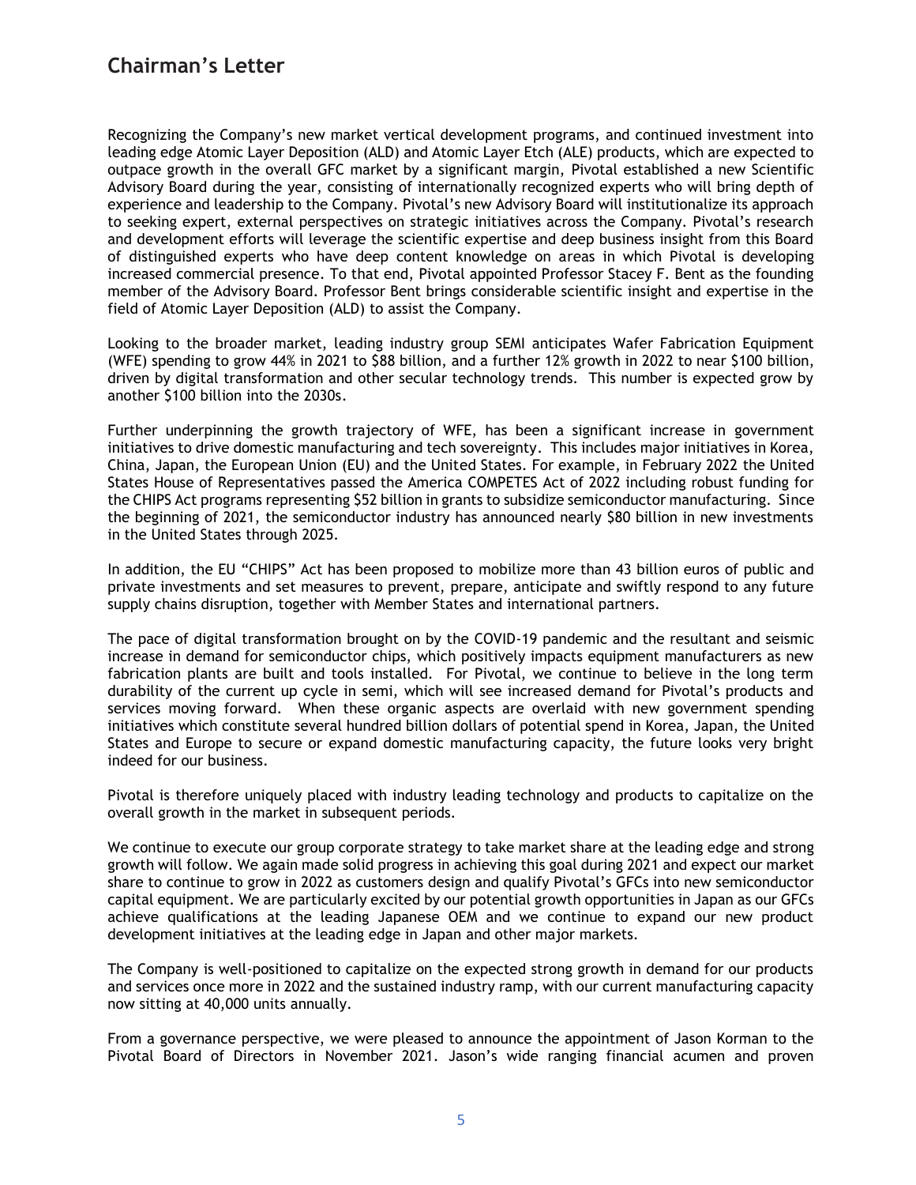## Chairman's Letter

Recognizing the Company's new market vertical development programs, and continued investment into leading edge Atomic Layer Deposition (ALD) and Atomic Layer Etch (ALE) products, which are expected to outpace growth in the overall GFC market by a significant margin, Pivotal established a new Scientific Advisory Board during the year, consisting of internationally recognized experts who will bring depth of experience and leadership to the Company. Pivotal's new Advisory Board will institutionalize its approach to seeking expert, external perspectives on strategic initiatives across the Company. Pivotal's research and development efforts will leverage the scientific expertise and deep business insight from this Board of distinguished experts who have deep content knowledge on areas in which Pivotal is developing increased commercial presence. To that end, Pivotal appointed Professor Stacey F. Bent as the founding member of the Advisory Board. Professor Bent brings considerable scientific insight and expertise in the field of Atomic Layer Deposition (ALD) to assist the Company.

Looking to the broader market, leading industry group SEMI anticipates Wafer Fabrication Equipment (WFE) spending to grow 44% in 2021 to $88 billion, and a further 12% growth in 2022 to near $100 billion, driven by digital transformation and other secular technology trends. This number is expected grow by another $100 billion into the 2030s.

Further underpinning the growth trajectory of WFE, has been a significant increase in government initiatives to drive domestic manufacturing and tech sovereignty. This includes major initiatives in Korea, China, Japan, the European Union (EU) and the United States. For example, in February 2022 the United States House of Representatives passed the America COMPETES Act of 2022 including robust funding for the CHIPS Act programs representing $52 billion in grants to subsidize semiconductor manufacturing. Since the beginning of 2021, the semiconductor industry has announced nearly $80 billion in new investments in the United States through 2025.

In addition, the EU "CHIPS" Act has been proposed to mobilize more than 43 billion euros of public and private investments and set measures to prevent, prepare, anticipate and swiftly respond to any future supply chains disruption, together with Member States and international partners.

The pace of digital transformation brought on by the COVID-19 pandemic and the resultant and seismic increase in demand for semiconductor chips, which positively impacts equipment manufacturers as new fabrication plants are built and tools installed. For Pivotal, we continue to believe in the long term durability of the current up cycle in semi, which will see increased demand for Pivotal's products and services moving forward. When these organic aspects are overlaid with new government spending initiatives which constitute several hundred billion dollars of potential spend in Korea, Japan, the United States and Europe to secure or expand domestic manufacturing capacity, the future looks very bright indeed for our business.

Pivotal is therefore uniquely placed with industry leading technology and products to capitalize on the overall growth in the market in subsequent periods.

We continue to execute our group corporate strategy to take market share at the leading edge and strong growth will follow. We again made solid progress in achieving this goal during 2021 and expect our market share to continue to grow in 2022 as customers design and qualify Pivotal's GFCs into new semiconductor capital equipment. We are particularly excited by our potential growth opportunities in Japan as our GFCs achieve qualifications at the leading Japanese OEM and we continue to expand our new product development initiatives at the leading edge in Japan and other major markets.

The Company is well-positioned to capitalize on the expected strong growth in demand for our products and services once more in 2022 and the sustained industry ramp, with our current manufacturing capacity now sitting at 40,000 units annually.

From a governance perspective, we were pleased to announce the appointment of Jason Korman to the Pivotal Board of Directors in November 2021. Jason's wide ranging financial acumen and proven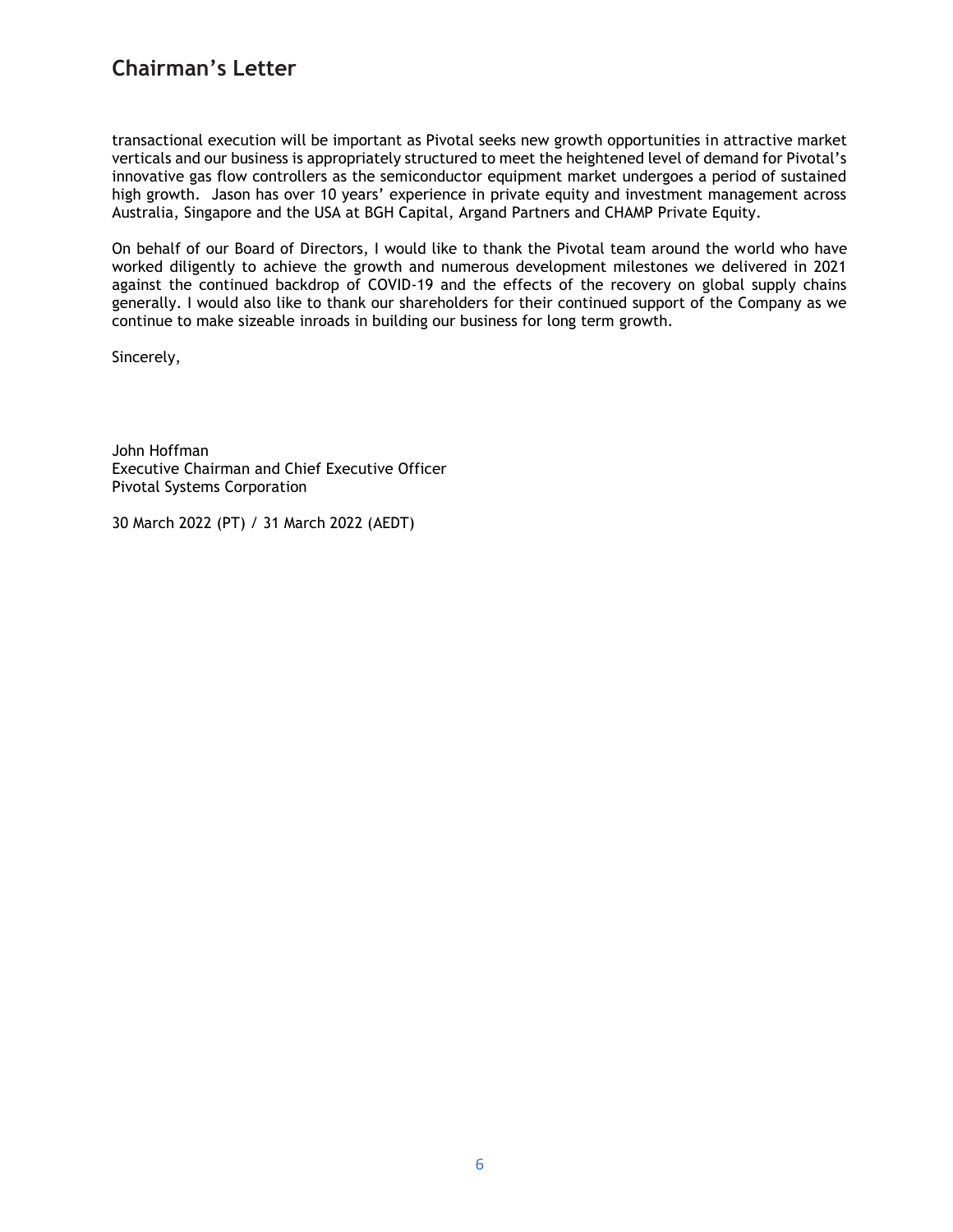## Chairman's Letter

transactional execution will be important as Pivotal seeks new growth opportunities in attractive market verticals and our business is appropriately structured to meet the heightened level of demand for Pivotal's innovative gas flow controllers as the semiconductor equipment market undergoes a period of sustained high growth. Jason has over 10 years' experience in private equity and investment management across Australia, Singapore and the USA at BGH Capital, Argand Partners and CHAMP Private Equity.

On behalf of our Board of Directors, I would like to thank the Pivotal team around the world who have worked diligently to achieve the growth and numerous development milestones we delivered in 2021 against the continued backdrop of COVID-19 and the effects of the recovery on global supply chains generally. I would also like to thank our shareholders for their continued support of the Company as we continue to make sizeable inroads in building our business for long term growth.

Sincerely,

John Hoffman
Executive Chairman and Chief Executive Officer
Pivotal Systems Corporation

30 March 2022 (PT) / 31 March 2022 (AEDT)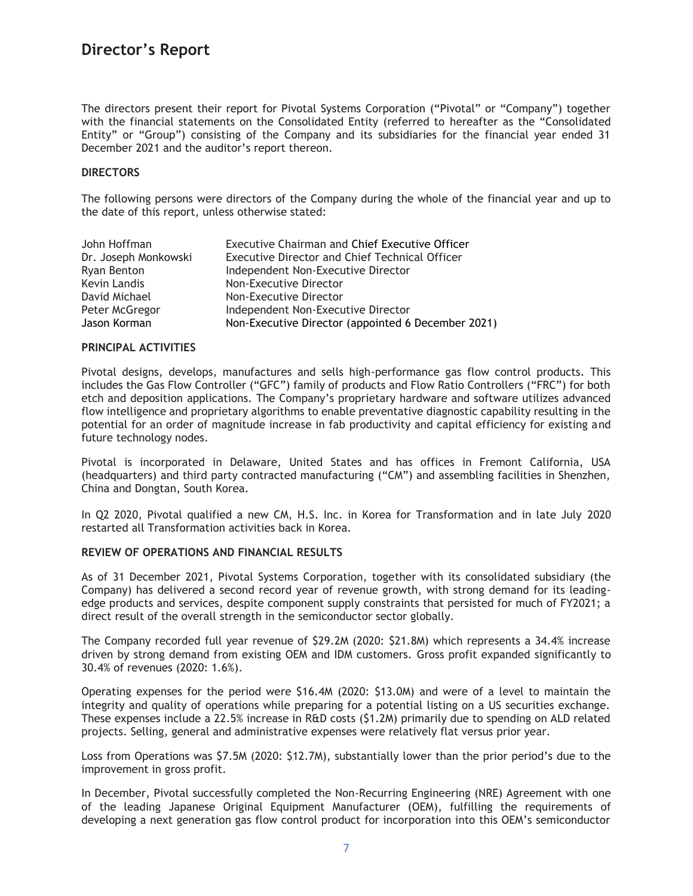# Director's Report

The directors present their report for Pivotal Systems Corporation ("Pivotal" or "Company") together with the financial statements on the Consolidated Entity (referred to hereafter as the "Consolidated Entity" or "Group") consisting of the Company and its subsidiaries for the financial year ended 31 December 2021 and the auditor's report thereon.

**DIRECTORS**

The following persons were directors of the Company during the whole of the financial year and up to the date of this report, unless otherwise stated:

| | |
|---|---|
| John Hoffman | Executive Chairman and Chief Executive Officer |
| Dr. Joseph Monkowski | Executive Director and Chief Technical Officer |
| Ryan Benton | Independent Non-Executive Director |
| Kevin Landis | Non-Executive Director |
| David Michael | Non-Executive Director |
| Peter McGregor | Independent Non-Executive Director |
| Jason Korman | Non-Executive Director (appointed 6 December 2021) |

**PRINCIPAL ACTIVITIES**

Pivotal designs, develops, manufactures and sells high-performance gas flow control products. This includes the Gas Flow Controller ("GFC") family of products and Flow Ratio Controllers ("FRC") for both etch and deposition applications. The Company's proprietary hardware and software utilizes advanced flow intelligence and proprietary algorithms to enable preventative diagnostic capability resulting in the potential for an order of magnitude increase in fab productivity and capital efficiency for existing and future technology nodes.

Pivotal is incorporated in Delaware, United States and has offices in Fremont California, USA (headquarters) and third party contracted manufacturing ("CM") and assembling facilities in Shenzhen, China and Dongtan, South Korea.

In Q2 2020, Pivotal qualified a new CM, H.S. Inc. in Korea for Transformation and in late July 2020 restarted all Transformation activities back in Korea.

**REVIEW OF OPERATIONS AND FINANCIAL RESULTS**

As of 31 December 2021, Pivotal Systems Corporation, together with its consolidated subsidiary (the Company) has delivered a second record year of revenue growth, with strong demand for its leading-edge products and services, despite component supply constraints that persisted for much of FY2021; a direct result of the overall strength in the semiconductor sector globally.

The Company recorded full year revenue of $29.2M (2020: $21.8M) which represents a 34.4% increase driven by strong demand from existing OEM and IDM customers. Gross profit expanded significantly to 30.4% of revenues (2020: 1.6%).

Operating expenses for the period were $16.4M (2020: $13.0M) and were of a level to maintain the integrity and quality of operations while preparing for a potential listing on a US securities exchange. These expenses include a 22.5% increase in R&D costs ($1.2M) primarily due to spending on ALD related projects. Selling, general and administrative expenses were relatively flat versus prior year.

Loss from Operations was $7.5M (2020: $12.7M), substantially lower than the prior period's due to the improvement in gross profit.

In December, Pivotal successfully completed the Non-Recurring Engineering (NRE) Agreement with one of the leading Japanese Original Equipment Manufacturer (OEM), fulfilling the requirements of developing a next generation gas flow control product for incorporation into this OEM's semiconductor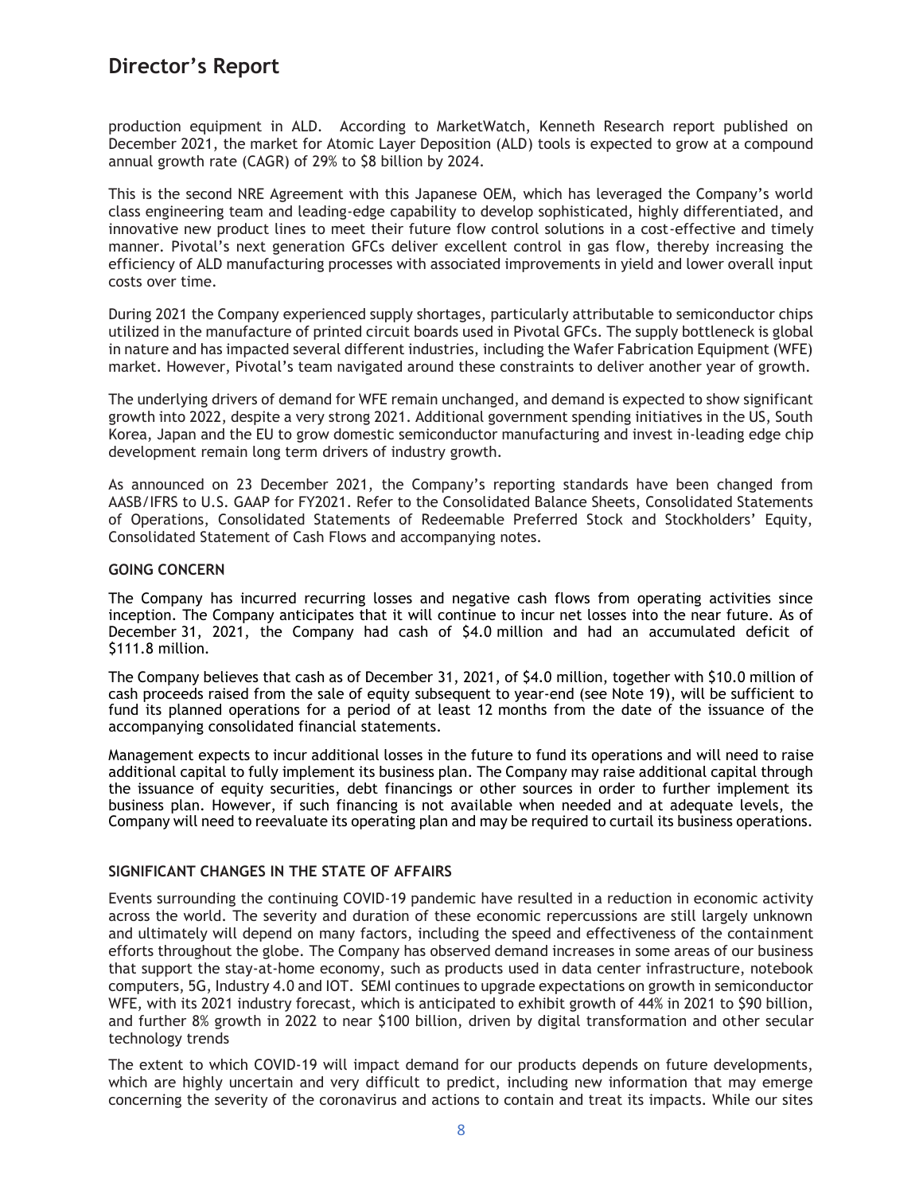production equipment in ALD. According to MarketWatch, Kenneth Research report published on December 2021, the market for Atomic Layer Deposition (ALD) tools is expected to grow at a compound annual growth rate (CAGR) of 29% to $8 billion by 2024.

This is the second NRE Agreement with this Japanese OEM, which has leveraged the Company's world class engineering team and leading-edge capability to develop sophisticated, highly differentiated, and innovative new product lines to meet their future flow control solutions in a cost-effective and timely manner. Pivotal's next generation GFCs deliver excellent control in gas flow, thereby increasing the efficiency of ALD manufacturing processes with associated improvements in yield and lower overall input costs over time.

During 2021 the Company experienced supply shortages, particularly attributable to semiconductor chips utilized in the manufacture of printed circuit boards used in Pivotal GFCs. The supply bottleneck is global in nature and has impacted several different industries, including the Wafer Fabrication Equipment (WFE) market. However, Pivotal's team navigated around these constraints to deliver another year of growth.

The underlying drivers of demand for WFE remain unchanged, and demand is expected to show significant growth into 2022, despite a very strong 2021. Additional government spending initiatives in the US, South Korea, Japan and the EU to grow domestic semiconductor manufacturing and invest in-leading edge chip development remain long term drivers of industry growth.

As announced on 23 December 2021, the Company's reporting standards have been changed from AASB/IFRS to U.S. GAAP for FY2021. Refer to the Consolidated Balance Sheets, Consolidated Statements of Operations, Consolidated Statements of Redeemable Preferred Stock and Stockholders' Equity, Consolidated Statement of Cash Flows and accompanying notes.

**GOING CONCERN**

The Company has incurred recurring losses and negative cash flows from operating activities since inception. The Company anticipates that it will continue to incur net losses into the near future. As of December 31, 2021, the Company had cash of $4.0 million and had an accumulated deficit of $111.8 million.

The Company believes that cash as of December 31, 2021, of $4.0 million, together with $10.0 million of cash proceeds raised from the sale of equity subsequent to year-end (see Note 19), will be sufficient to fund its planned operations for a period of at least 12 months from the date of the issuance of the accompanying consolidated financial statements.

Management expects to incur additional losses in the future to fund its operations and will need to raise additional capital to fully implement its business plan. The Company may raise additional capital through the issuance of equity securities, debt financings or other sources in order to further implement its business plan. However, if such financing is not available when needed and at adequate levels, the Company will need to reevaluate its operating plan and may be required to curtail its business operations.

**SIGNIFICANT CHANGES IN THE STATE OF AFFAIRS**

Events surrounding the continuing COVID-19 pandemic have resulted in a reduction in economic activity across the world. The severity and duration of these economic repercussions are still largely unknown and ultimately will depend on many factors, including the speed and effectiveness of the containment efforts throughout the globe. The Company has observed demand increases in some areas of our business that support the stay-at-home economy, such as products used in data center infrastructure, notebook computers, 5G, Industry 4.0 and IOT. SEMI continues to upgrade expectations on growth in semiconductor WFE, with its 2021 industry forecast, which is anticipated to exhibit growth of 44% in 2021 to $90 billion, and further 8% growth in 2022 to near $100 billion, driven by digital transformation and other secular technology trends

The extent to which COVID-19 will impact demand for our products depends on future developments, which are highly uncertain and very difficult to predict, including new information that may emerge concerning the severity of the coronavirus and actions to contain and treat its impacts. While our sites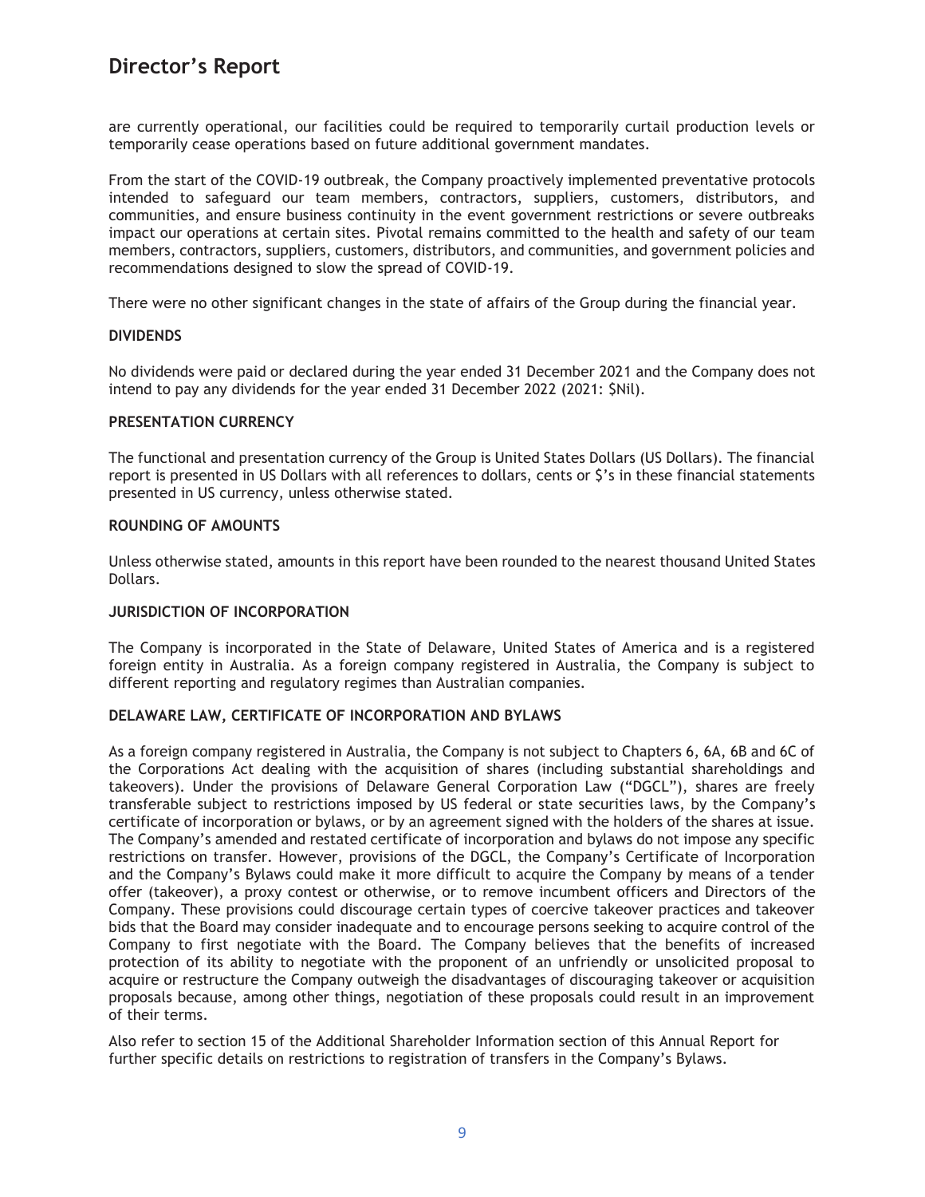are currently operational, our facilities could be required to temporarily curtail production levels or temporarily cease operations based on future additional government mandates.

From the start of the COVID-19 outbreak, the Company proactively implemented preventative protocols intended to safeguard our team members, contractors, suppliers, customers, distributors, and communities, and ensure business continuity in the event government restrictions or severe outbreaks impact our operations at certain sites. Pivotal remains committed to the health and safety of our team members, contractors, suppliers, customers, distributors, and communities, and government policies and recommendations designed to slow the spread of COVID-19.

There were no other significant changes in the state of affairs of the Group during the financial year.

**DIVIDENDS**

No dividends were paid or declared during the year ended 31 December 2021 and the Company does not intend to pay any dividends for the year ended 31 December 2022 (2021: $Nil).

**PRESENTATION CURRENCY**

The functional and presentation currency of the Group is United States Dollars (US Dollars). The financial report is presented in US Dollars with all references to dollars, cents or $'s in these financial statements presented in US currency, unless otherwise stated.

**ROUNDING OF AMOUNTS**

Unless otherwise stated, amounts in this report have been rounded to the nearest thousand United States Dollars.

**JURISDICTION OF INCORPORATION**

The Company is incorporated in the State of Delaware, United States of America and is a registered foreign entity in Australia. As a foreign company registered in Australia, the Company is subject to different reporting and regulatory regimes than Australian companies.

**DELAWARE LAW, CERTIFICATE OF INCORPORATION AND BYLAWS**

As a foreign company registered in Australia, the Company is not subject to Chapters 6, 6A, 6B and 6C of the Corporations Act dealing with the acquisition of shares (including substantial shareholdings and takeovers). Under the provisions of Delaware General Corporation Law ("DGCL"), shares are freely transferable subject to restrictions imposed by US federal or state securities laws, by the Company's certificate of incorporation or bylaws, or by an agreement signed with the holders of the shares at issue. The Company's amended and restated certificate of incorporation and bylaws do not impose any specific restrictions on transfer. However, provisions of the DGCL, the Company's Certificate of Incorporation and the Company's Bylaws could make it more difficult to acquire the Company by means of a tender offer (takeover), a proxy contest or otherwise, or to remove incumbent officers and Directors of the Company. These provisions could discourage certain types of coercive takeover practices and takeover bids that the Board may consider inadequate and to encourage persons seeking to acquire control of the Company to first negotiate with the Board. The Company believes that the benefits of increased protection of its ability to negotiate with the proponent of an unfriendly or unsolicited proposal to acquire or restructure the Company outweigh the disadvantages of discouraging takeover or acquisition proposals because, among other things, negotiation of these proposals could result in an improvement of their terms.

Also refer to section 15 of the Additional Shareholder Information section of this Annual Report for further specific details on restrictions to registration of transfers in the Company's Bylaws.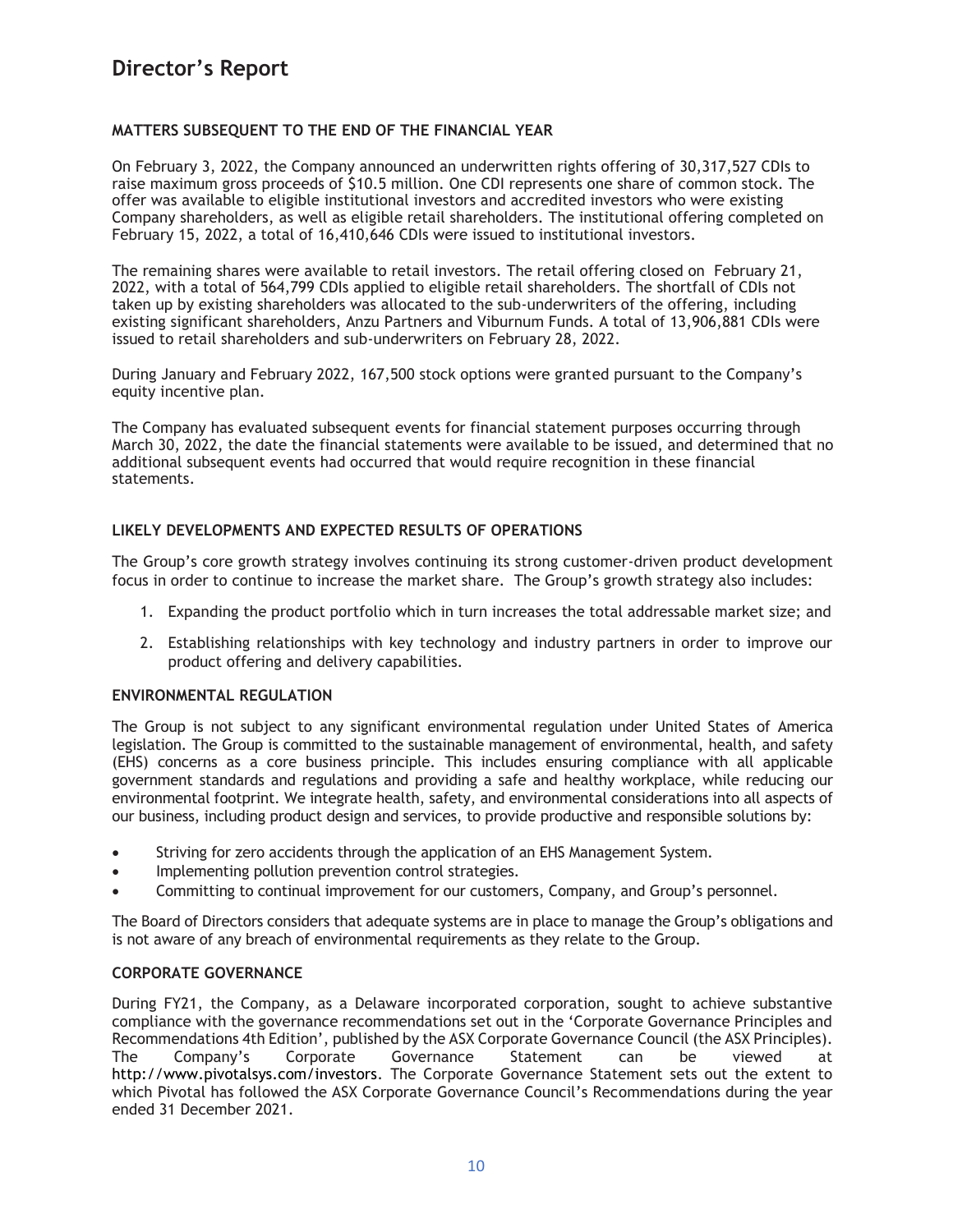# Director's Report

### MATTERS SUBSEQUENT TO THE END OF THE FINANCIAL YEAR

On February 3, 2022, the Company announced an underwritten rights offering of 30,317,527 CDIs to raise maximum gross proceeds of $10.5 million. One CDI represents one share of common stock. The offer was available to eligible institutional investors and accredited investors who were existing Company shareholders, as well as eligible retail shareholders. The institutional offering completed on February 15, 2022, a total of 16,410,646 CDIs were issued to institutional investors.

The remaining shares were available to retail investors. The retail offering closed on February 21, 2022, with a total of 564,799 CDIs applied to eligible retail shareholders. The shortfall of CDIs not taken up by existing shareholders was allocated to the sub-underwriters of the offering, including existing significant shareholders, Anzu Partners and Viburnum Funds. A total of 13,906,881 CDIs were issued to retail shareholders and sub-underwriters on February 28, 2022.

During January and February 2022, 167,500 stock options were granted pursuant to the Company's equity incentive plan.

The Company has evaluated subsequent events for financial statement purposes occurring through March 30, 2022, the date the financial statements were available to be issued, and determined that no additional subsequent events had occurred that would require recognition in these financial statements.

### LIKELY DEVELOPMENTS AND EXPECTED RESULTS OF OPERATIONS

The Group's core growth strategy involves continuing its strong customer-driven product development focus in order to continue to increase the market share. The Group's growth strategy also includes:

1. Expanding the product portfolio which in turn increases the total addressable market size; and
2. Establishing relationships with key technology and industry partners in order to improve our product offering and delivery capabilities.

### ENVIRONMENTAL REGULATION

The Group is not subject to any significant environmental regulation under United States of America legislation. The Group is committed to the sustainable management of environmental, health, and safety (EHS) concerns as a core business principle. This includes ensuring compliance with all applicable government standards and regulations and providing a safe and healthy workplace, while reducing our environmental footprint. We integrate health, safety, and environmental considerations into all aspects of our business, including product design and services, to provide productive and responsible solutions by:

- Striving for zero accidents through the application of an EHS Management System.
- Implementing pollution prevention control strategies.
- Committing to continual improvement for our customers, Company, and Group's personnel.

The Board of Directors considers that adequate systems are in place to manage the Group's obligations and is not aware of any breach of environmental requirements as they relate to the Group.

### CORPORATE GOVERNANCE

During FY21, the Company, as a Delaware incorporated corporation, sought to achieve substantive compliance with the governance recommendations set out in the 'Corporate Governance Principles and Recommendations 4th Edition', published by the ASX Corporate Governance Council (the ASX Principles). The Company's Corporate Governance Statement can be viewed at http://www.pivotalsys.com/investors. The Corporate Governance Statement sets out the extent to which Pivotal has followed the ASX Corporate Governance Council's Recommendations during the year ended 31 December 2021.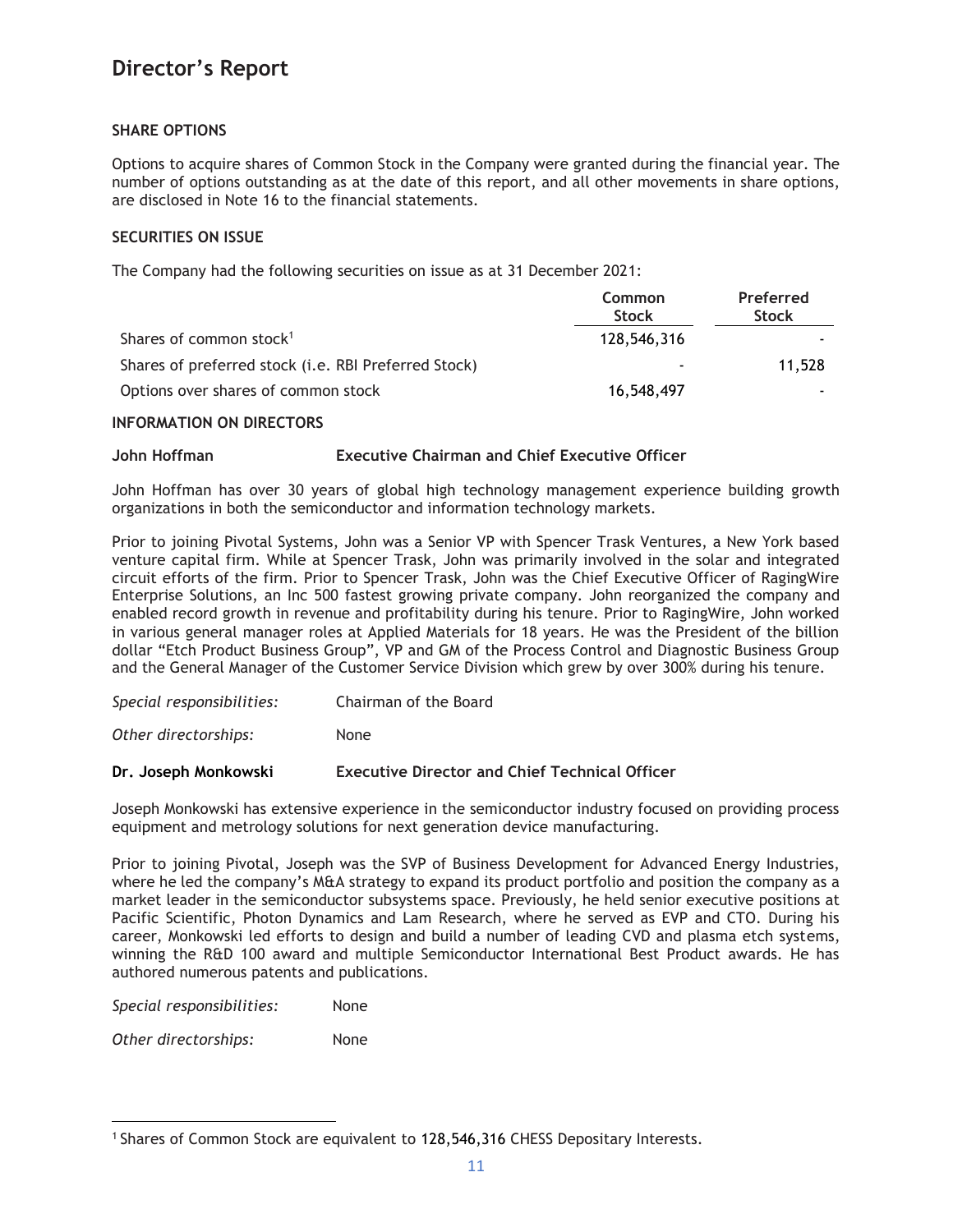# Director's Report

**SHARE OPTIONS**

Options to acquire shares of Common Stock in the Company were granted during the financial year. The number of options outstanding as at the date of this report, and all other movements in share options, are disclosed in Note 16 to the financial statements.

**SECURITIES ON ISSUE**

The Company had the following securities on issue as at 31 December 2021:

| | Common Stock | Preferred Stock |
|---|---|---|
| Shares of common stock[1] | 128,546,316 | - |
| Shares of preferred stock (i.e. RBI Preferred Stock) | - | 11,528 |
| Options over shares of common stock | 16,548,497 | - |

**INFORMATION ON DIRECTORS**

**John Hoffman** **Executive Chairman and Chief Executive Officer**

John Hoffman has over 30 years of global high technology management experience building growth organizations in both the semiconductor and information technology markets.

Prior to joining Pivotal Systems, John was a Senior VP with Spencer Trask Ventures, a New York based venture capital firm. While at Spencer Trask, John was primarily involved in the solar and integrated circuit efforts of the firm. Prior to Spencer Trask, John was the Chief Executive Officer of RagingWire Enterprise Solutions, an Inc 500 fastest growing private company. John reorganized the company and enabled record growth in revenue and profitability during his tenure. Prior to RagingWire, John worked in various general manager roles at Applied Materials for 18 years. He was the President of the billion dollar "Etch Product Business Group", VP and GM of the Process Control and Diagnostic Business Group and the General Manager of the Customer Service Division which grew by over 300% during his tenure.

*Special responsibilities:* Chairman of the Board

*Other directorships:* None

**Dr. Joseph Monkowski** **Executive Director and Chief Technical Officer**

Joseph Monkowski has extensive experience in the semiconductor industry focused on providing process equipment and metrology solutions for next generation device manufacturing.

Prior to joining Pivotal, Joseph was the SVP of Business Development for Advanced Energy Industries, where he led the company's M&A strategy to expand its product portfolio and position the company as a market leader in the semiconductor subsystems space. Previously, he held senior executive positions at Pacific Scientific, Photon Dynamics and Lam Research, where he served as EVP and CTO. During his career, Monkowski led efforts to design and build a number of leading CVD and plasma etch systems, winning the R&D 100 award and multiple Semiconductor International Best Product awards. He has authored numerous patents and publications.

*Special responsibilities:* None

*Other directorships:* None

[1] Shares of Common Stock are equivalent to 128,546,316 CHESS Depositary Interests.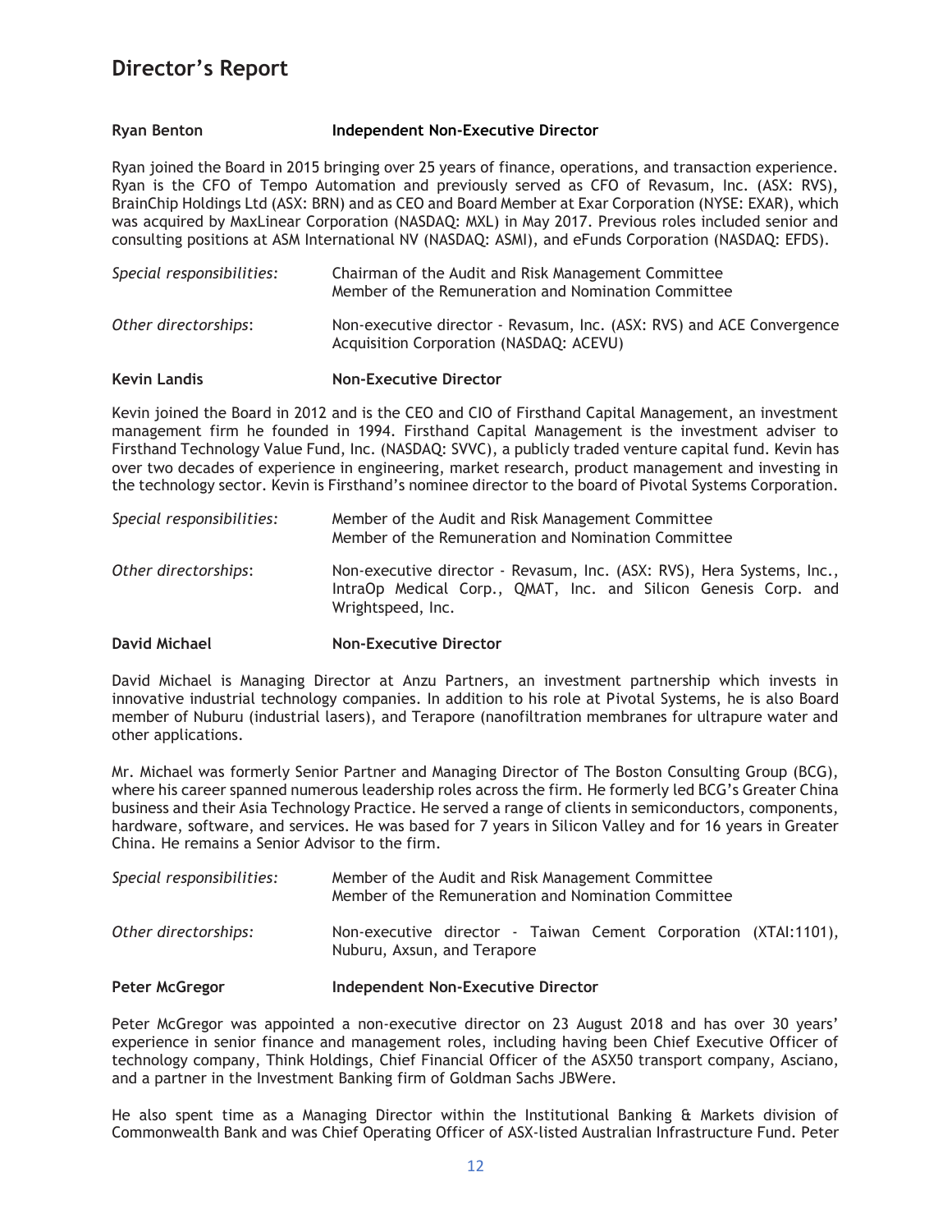# Director's Report

**Ryan Benton** **Independent Non-Executive Director**

Ryan joined the Board in 2015 bringing over 25 years of finance, operations, and transaction experience. Ryan is the CFO of Tempo Automation and previously served as CFO of Revasum, Inc. (ASX: RVS), BrainChip Holdings Ltd (ASX: BRN) and as CEO and Board Member at Exar Corporation (NYSE: EXAR), which was acquired by MaxLinear Corporation (NASDAQ: MXL) in May 2017. Previous roles included senior and consulting positions at ASM International NV (NASDAQ: ASMI), and eFunds Corporation (NASDAQ: EFDS).

*Special responsibilities:* Chairman of the Audit and Risk Management Committee
Member of the Remuneration and Nomination Committee

*Other directorships*: Non-executive director - Revasum, Inc. (ASX: RVS) and ACE Convergence Acquisition Corporation (NASDAQ: ACEVU)

**Kevin Landis** **Non-Executive Director**

Kevin joined the Board in 2012 and is the CEO and CIO of Firsthand Capital Management, an investment management firm he founded in 1994. Firsthand Capital Management is the investment adviser to Firsthand Technology Value Fund, Inc. (NASDAQ: SVVC), a publicly traded venture capital fund. Kevin has over two decades of experience in engineering, market research, product management and investing in the technology sector. Kevin is Firsthand's nominee director to the board of Pivotal Systems Corporation.

*Special responsibilities:* Member of the Audit and Risk Management Committee
Member of the Remuneration and Nomination Committee

*Other directorships*: Non-executive director - Revasum, Inc. (ASX: RVS), Hera Systems, Inc., IntraOp Medical Corp., QMAT, Inc. and Silicon Genesis Corp. and Wrightspeed, Inc.

**David Michael** **Non-Executive Director**

David Michael is Managing Director at Anzu Partners, an investment partnership which invests in innovative industrial technology companies. In addition to his role at Pivotal Systems, he is also Board member of Nuburu (industrial lasers), and Terapore (nanofiltration membranes for ultrapure water and other applications.

Mr. Michael was formerly Senior Partner and Managing Director of The Boston Consulting Group (BCG), where his career spanned numerous leadership roles across the firm. He formerly led BCG's Greater China business and their Asia Technology Practice. He served a range of clients in semiconductors, components, hardware, software, and services. He was based for 7 years in Silicon Valley and for 16 years in Greater China. He remains a Senior Advisor to the firm.

*Special responsibilities:* Member of the Audit and Risk Management Committee
Member of the Remuneration and Nomination Committee

*Other directorships:* Non-executive director - Taiwan Cement Corporation (XTAI:1101), Nuburu, Axsun, and Terapore

**Peter McGregor** **Independent Non-Executive Director**

Peter McGregor was appointed a non-executive director on 23 August 2018 and has over 30 years' experience in senior finance and management roles, including having been Chief Executive Officer of technology company, Think Holdings, Chief Financial Officer of the ASX50 transport company, Asciano, and a partner in the Investment Banking firm of Goldman Sachs JBWere.

He also spent time as a Managing Director within the Institutional Banking & Markets division of Commonwealth Bank and was Chief Operating Officer of ASX-listed Australian Infrastructure Fund. Peter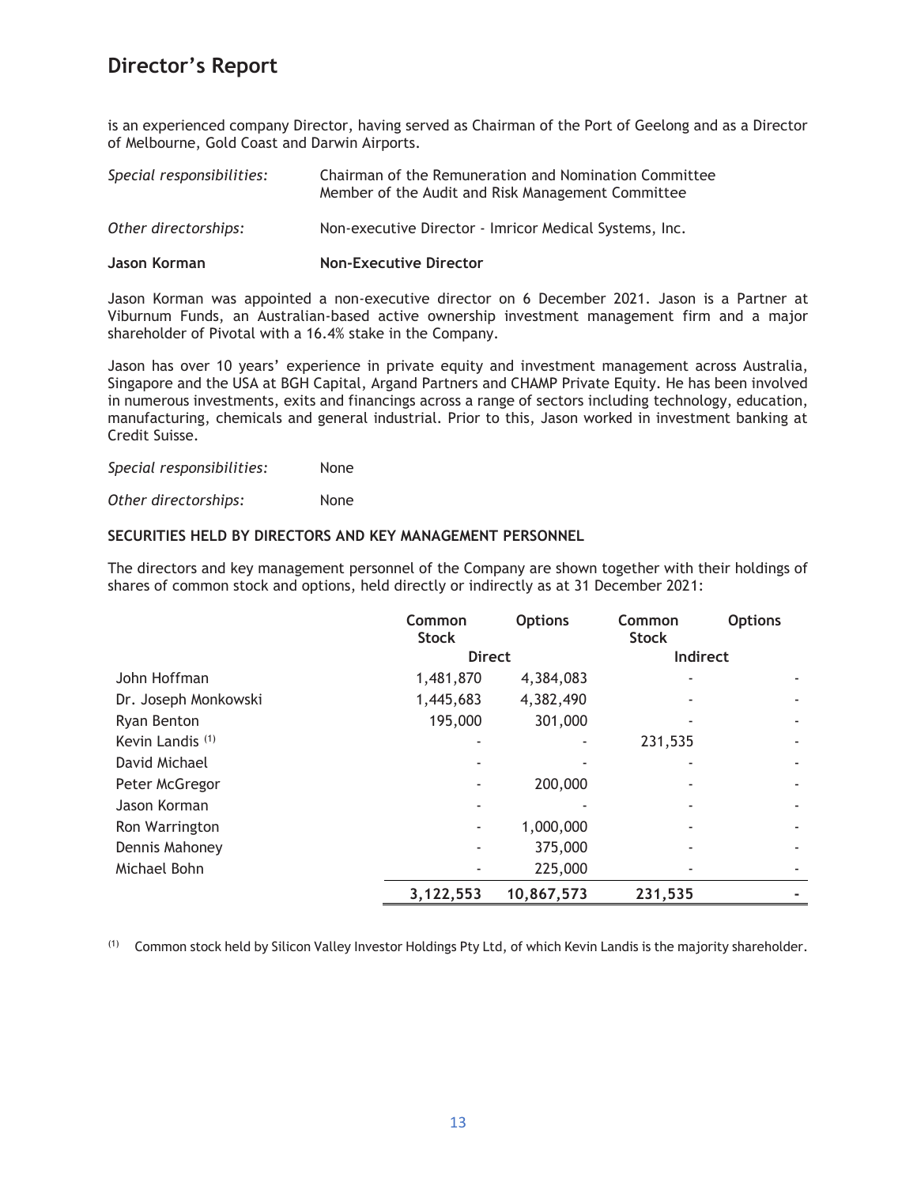# Director's Report

is an experienced company Director, having served as Chairman of the Port of Geelong and as a Director of Melbourne, Gold Coast and Darwin Airports.

*Special responsibilities:* Chairman of the Remuneration and Nomination Committee
Member of the Audit and Risk Management Committee

*Other directorships:* Non-executive Director - Imricor Medical Systems, Inc.

**Jason Korman** **Non-Executive Director**

Jason Korman was appointed a non-executive director on 6 December 2021. Jason is a Partner at Viburnum Funds, an Australian-based active ownership investment management firm and a major shareholder of Pivotal with a 16.4% stake in the Company.

Jason has over 10 years' experience in private equity and investment management across Australia, Singapore and the USA at BGH Capital, Argand Partners and CHAMP Private Equity. He has been involved in numerous investments, exits and financings across a range of sectors including technology, education, manufacturing, chemicals and general industrial. Prior to this, Jason worked in investment banking at Credit Suisse.

*Special responsibilities:* None

*Other directorships:* None

**SECURITIES HELD BY DIRECTORS AND KEY MANAGEMENT PERSONNEL**

The directors and key management personnel of the Company are shown together with their holdings of shares of common stock and options, held directly or indirectly as at 31 December 2021:

| | Common Stock | Options | Common Stock | Options |
|---|---|---|---|---|
| | Direct | | Indirect | |
| John Hoffman | 1,481,870 | 4,384,083 | - | - |
| Dr. Joseph Monkowski | 1,445,683 | 4,382,490 | - | - |
| Ryan Benton | 195,000 | 301,000 | - | - |
| Kevin Landis [(1)] | - | - | 231,535 | - |
| David Michael | - | - | - | - |
| Peter McGregor | - | 200,000 | - | - |
| Jason Korman | - | - | - | - |
| Ron Warrington | - | 1,000,000 | - | - |
| Dennis Mahoney | - | 375,000 | - | - |
| Michael Bohn | - | 225,000 | - | - |
| | **3,122,553** | **10,867,573** | **231,535** | **-** |

[(1)] Common stock held by Silicon Valley Investor Holdings Pty Ltd, of which Kevin Landis is the majority shareholder.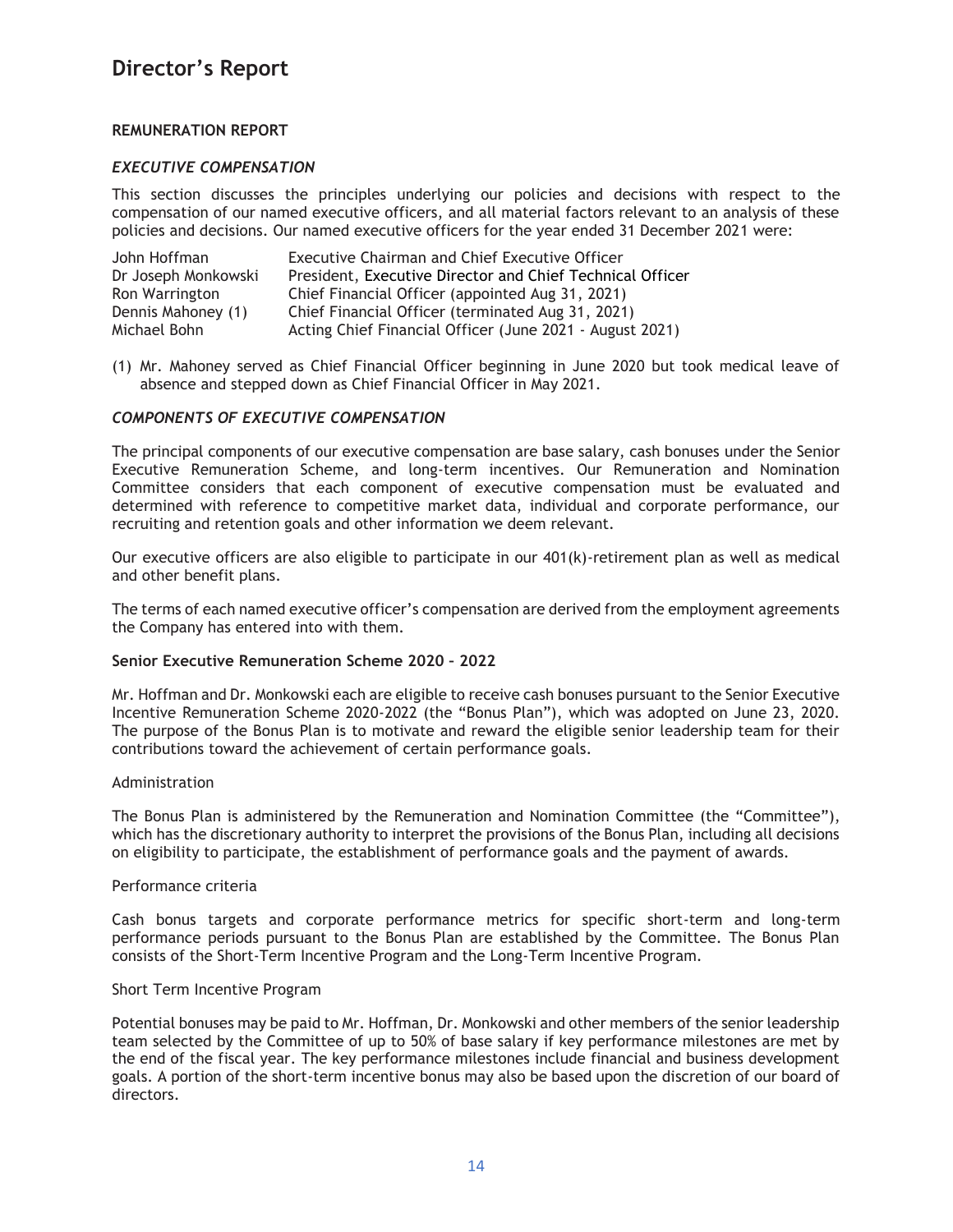# Director's Report

**REMUNERATION REPORT**

***EXECUTIVE COMPENSATION***

This section discusses the principles underlying our policies and decisions with respect to the compensation of our named executive officers, and all material factors relevant to an analysis of these policies and decisions. Our named executive officers for the year ended 31 December 2021 were:

| | |
|---|---|
| John Hoffman | Executive Chairman and Chief Executive Officer |
| Dr Joseph Monkowski | President, Executive Director and Chief Technical Officer |
| Ron Warrington | Chief Financial Officer (appointed Aug 31, 2021) |
| Dennis Mahoney (1) | Chief Financial Officer (terminated Aug 31, 2021) |
| Michael Bohn | Acting Chief Financial Officer (June 2021 - August 2021) |

(1) Mr. Mahoney served as Chief Financial Officer beginning in June 2020 but took medical leave of absence and stepped down as Chief Financial Officer in May 2021.

***COMPONENTS OF EXECUTIVE COMPENSATION***

The principal components of our executive compensation are base salary, cash bonuses under the Senior Executive Remuneration Scheme, and long-term incentives. Our Remuneration and Nomination Committee considers that each component of executive compensation must be evaluated and determined with reference to competitive market data, individual and corporate performance, our recruiting and retention goals and other information we deem relevant.

Our executive officers are also eligible to participate in our 401(k)-retirement plan as well as medical and other benefit plans.

The terms of each named executive officer's compensation are derived from the employment agreements the Company has entered into with them.

**Senior Executive Remuneration Scheme 2020 – 2022**

Mr. Hoffman and Dr. Monkowski each are eligible to receive cash bonuses pursuant to the Senior Executive Incentive Remuneration Scheme 2020-2022 (the "Bonus Plan"), which was adopted on June 23, 2020. The purpose of the Bonus Plan is to motivate and reward the eligible senior leadership team for their contributions toward the achievement of certain performance goals.

Administration

The Bonus Plan is administered by the Remuneration and Nomination Committee (the "Committee"), which has the discretionary authority to interpret the provisions of the Bonus Plan, including all decisions on eligibility to participate, the establishment of performance goals and the payment of awards.

Performance criteria

Cash bonus targets and corporate performance metrics for specific short-term and long-term performance periods pursuant to the Bonus Plan are established by the Committee. The Bonus Plan consists of the Short-Term Incentive Program and the Long-Term Incentive Program.

Short Term Incentive Program

Potential bonuses may be paid to Mr. Hoffman, Dr. Monkowski and other members of the senior leadership team selected by the Committee of up to 50% of base salary if key performance milestones are met by the end of the fiscal year. The key performance milestones include financial and business development goals. A portion of the short-term incentive bonus may also be based upon the discretion of our board of directors.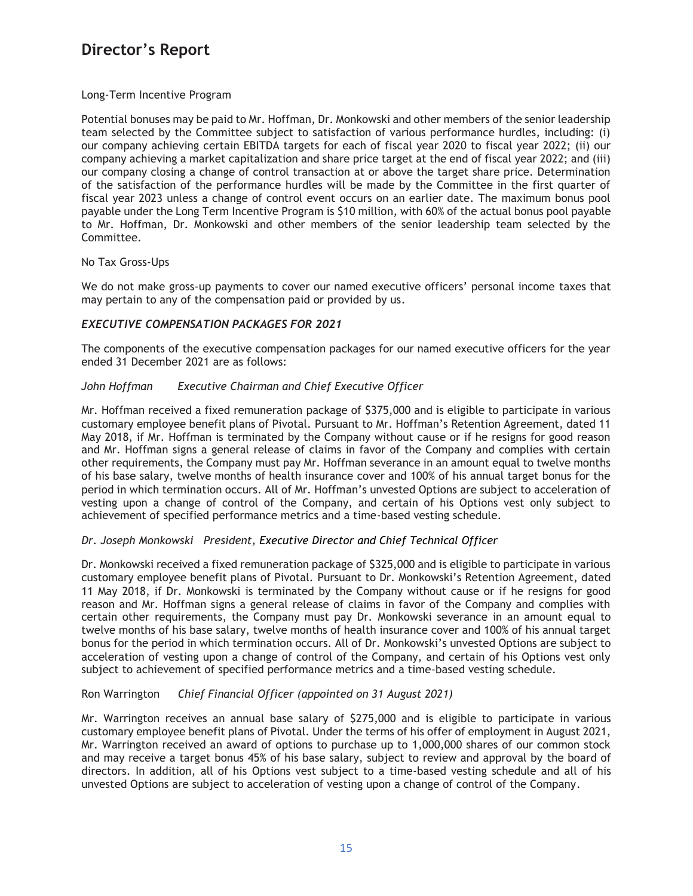Long-Term Incentive Program

Potential bonuses may be paid to Mr. Hoffman, Dr. Monkowski and other members of the senior leadership team selected by the Committee subject to satisfaction of various performance hurdles, including: (i) our company achieving certain EBITDA targets for each of fiscal year 2020 to fiscal year 2022; (ii) our company achieving a market capitalization and share price target at the end of fiscal year 2022; and (iii) our company closing a change of control transaction at or above the target share price. Determination of the satisfaction of the performance hurdles will be made by the Committee in the first quarter of fiscal year 2023 unless a change of control event occurs on an earlier date. The maximum bonus pool payable under the Long Term Incentive Program is $10 million, with 60% of the actual bonus pool payable to Mr. Hoffman, Dr. Monkowski and other members of the senior leadership team selected by the Committee.

No Tax Gross-Ups

We do not make gross-up payments to cover our named executive officers' personal income taxes that may pertain to any of the compensation paid or provided by us.

***EXECUTIVE COMPENSATION PACKAGES FOR 2021***

The components of the executive compensation packages for our named executive officers for the year ended 31 December 2021 are as follows:

*John Hoffman* *Executive Chairman and Chief Executive Officer*

Mr. Hoffman received a fixed remuneration package of $375,000 and is eligible to participate in various customary employee benefit plans of Pivotal. Pursuant to Mr. Hoffman's Retention Agreement, dated 11 May 2018, if Mr. Hoffman is terminated by the Company without cause or if he resigns for good reason and Mr. Hoffman signs a general release of claims in favor of the Company and complies with certain other requirements, the Company must pay Mr. Hoffman severance in an amount equal to twelve months of his base salary, twelve months of health insurance cover and 100% of his annual target bonus for the period in which termination occurs. All of Mr. Hoffman's unvested Options are subject to acceleration of vesting upon a change of control of the Company, and certain of his Options vest only subject to achievement of specified performance metrics and a time-based vesting schedule.

*Dr. Joseph Monkowski* *President, Executive Director and Chief Technical Officer*

Dr. Monkowski received a fixed remuneration package of $325,000 and is eligible to participate in various customary employee benefit plans of Pivotal. Pursuant to Dr. Monkowski's Retention Agreement, dated 11 May 2018, if Dr. Monkowski is terminated by the Company without cause or if he resigns for good reason and Mr. Hoffman signs a general release of claims in favor of the Company and complies with certain other requirements, the Company must pay Dr. Monkowski severance in an amount equal to twelve months of his base salary, twelve months of health insurance cover and 100% of his annual target bonus for the period in which termination occurs. All of Dr. Monkowski's unvested Options are subject to acceleration of vesting upon a change of control of the Company, and certain of his Options vest only subject to achievement of specified performance metrics and a time-based vesting schedule.

Ron Warrington *Chief Financial Officer (appointed on 31 August 2021)*

Mr. Warrington receives an annual base salary of $275,000 and is eligible to participate in various customary employee benefit plans of Pivotal. Under the terms of his offer of employment in August 2021, Mr. Warrington received an award of options to purchase up to 1,000,000 shares of our common stock and may receive a target bonus 45% of his base salary, subject to review and approval by the board of directors. In addition, all of his Options vest subject to a time-based vesting schedule and all of his unvested Options are subject to acceleration of vesting upon a change of control of the Company.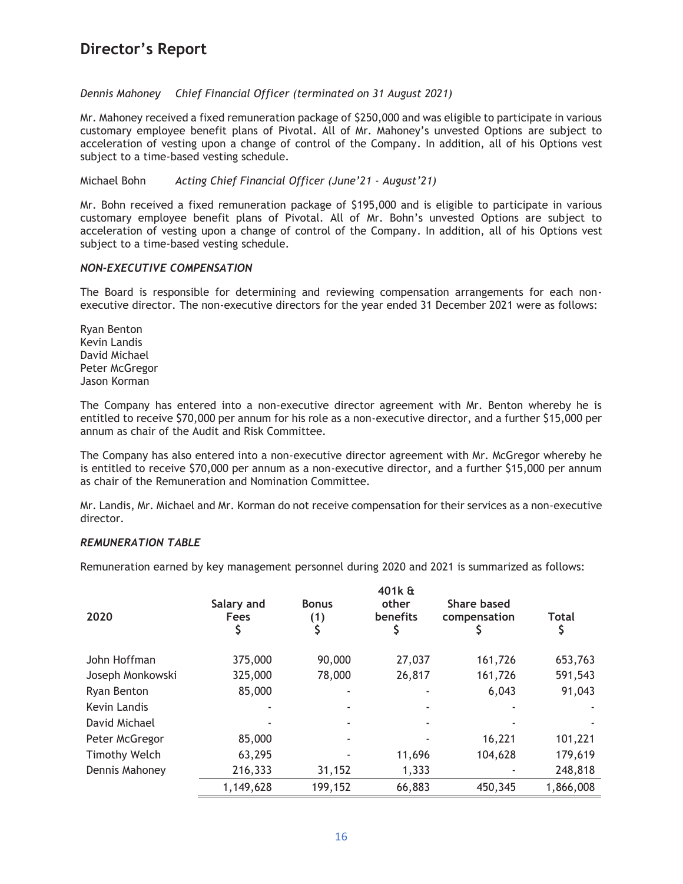# Director's Report

*Dennis Mahoney Chief Financial Officer (terminated on 31 August 2021)*

Mr. Mahoney received a fixed remuneration package of $250,000 and was eligible to participate in various customary employee benefit plans of Pivotal. All of Mr. Mahoney's unvested Options are subject to acceleration of vesting upon a change of control of the Company. In addition, all of his Options vest subject to a time-based vesting schedule.

Michael Bohn *Acting Chief Financial Officer (June'21 - August'21)*

Mr. Bohn received a fixed remuneration package of $195,000 and is eligible to participate in various customary employee benefit plans of Pivotal. All of Mr. Bohn's unvested Options are subject to acceleration of vesting upon a change of control of the Company. In addition, all of his Options vest subject to a time-based vesting schedule.

***NON-EXECUTIVE COMPENSATION***

The Board is responsible for determining and reviewing compensation arrangements for each non-executive director. The non-executive directors for the year ended 31 December 2021 were as follows:

Ryan Benton
Kevin Landis
David Michael
Peter McGregor
Jason Korman

The Company has entered into a non-executive director agreement with Mr. Benton whereby he is entitled to receive $70,000 per annum for his role as a non-executive director, and a further $15,000 per annum as chair of the Audit and Risk Committee.

The Company has also entered into a non-executive director agreement with Mr. McGregor whereby he is entitled to receive $70,000 per annum as a non-executive director, and a further $15,000 per annum as chair of the Remuneration and Nomination Committee.

Mr. Landis, Mr. Michael and Mr. Korman do not receive compensation for their services as a non-executive director.

***REMUNERATION TABLE***

Remuneration earned by key management personnel during 2020 and 2021 is summarized as follows:

| 2020 | Salary and Fees $ | Bonus (1) $ | 401k & other benefits $ | Share based compensation $ | Total $ |
|---|---|---|---|---|---|
| John Hoffman | 375,000 | 90,000 | 27,037 | 161,726 | 653,763 |
| Joseph Monkowski | 325,000 | 78,000 | 26,817 | 161,726 | 591,543 |
| Ryan Benton | 85,000 | - | - | 6,043 | 91,043 |
| Kevin Landis | - | - | - | - | - |
| David Michael | - | - | - | - | - |
| Peter McGregor | 85,000 | - | - | 16,221 | 101,221 |
| Timothy Welch | 63,295 | - | 11,696 | 104,628 | 179,619 |
| Dennis Mahoney | 216,333 | 31,152 | 1,333 | - | 248,818 |
| | 1,149,628 | 199,152 | 66,883 | 450,345 | 1,866,008 |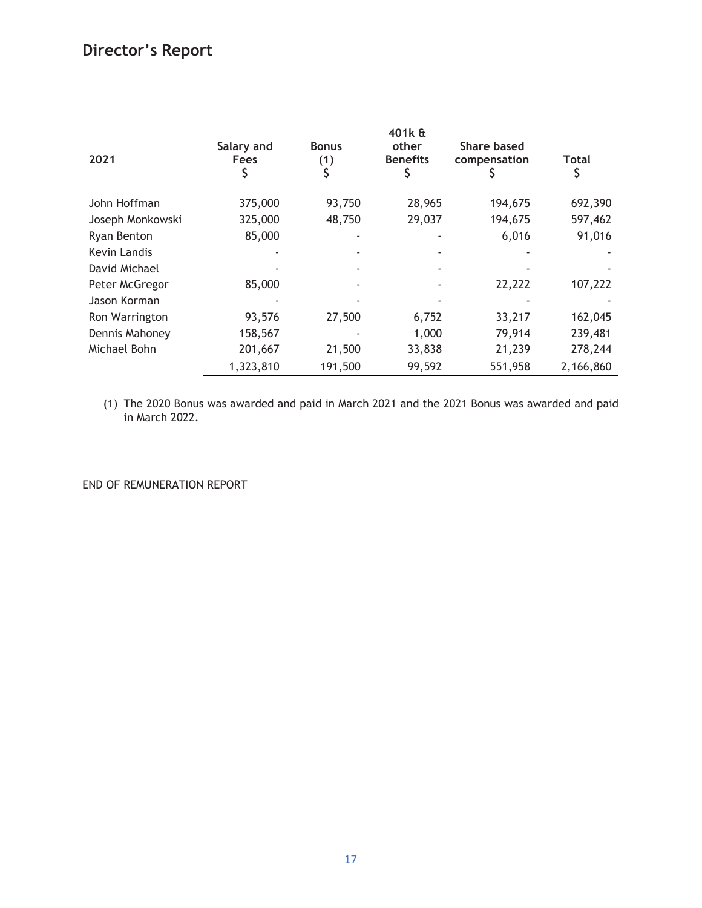## Director's Report

| 2021 | Salary and Fees $ | Bonus (1) $ | 401k & other Benefits $ | Share based compensation $ | Total $ |
|---|---|---|---|---|---|
| John Hoffman | 375,000 | 93,750 | 28,965 | 194,675 | 692,390 |
| Joseph Monkowski | 325,000 | 48,750 | 29,037 | 194,675 | 597,462 |
| Ryan Benton | 85,000 | - | - | 6,016 | 91,016 |
| Kevin Landis | - | - | - | - | - |
| David Michael | - | - | - | - | - |
| Peter McGregor | 85,000 | - | - | 22,222 | 107,222 |
| Jason Korman | - | - | - | - | - |
| Ron Warrington | 93,576 | 27,500 | 6,752 | 33,217 | 162,045 |
| Dennis Mahoney | 158,567 | - | 1,000 | 79,914 | 239,481 |
| Michael Bohn | 201,667 | 21,500 | 33,838 | 21,239 | 278,244 |
| | 1,323,810 | 191,500 | 99,592 | 551,958 | 2,166,860 |

(1) The 2020 Bonus was awarded and paid in March 2021 and the 2021 Bonus was awarded and paid in March 2022.

END OF REMUNERATION REPORT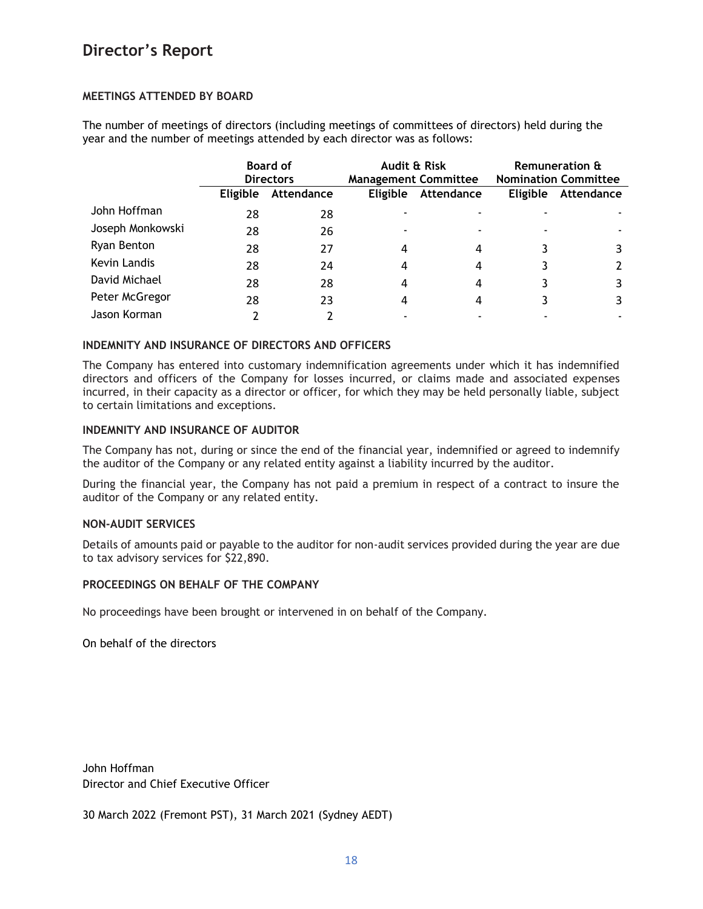# Director’s Report

### MEETINGS ATTENDED BY BOARD

The number of meetings of directors (including meetings of committees of directors) held during the year and the number of meetings attended by each director was as follows:

| | Board of Directors | | Audit & Risk Management Committee | | Remuneration & Nomination Committee | |
|---|---|---|---|---|---|---|
| | Eligible | Attendance | Eligible | Attendance | Eligible | Attendance |
| John Hoffman | 28 | 28 | - | - | - | - |
| Joseph Monkowski | 28 | 26 | - | - | - | - |
| Ryan Benton | 28 | 27 | 4 | 4 | 3 | 3 |
| Kevin Landis | 28 | 24 | 4 | 4 | 3 | 2 |
| David Michael | 28 | 28 | 4 | 4 | 3 | 3 |
| Peter McGregor | 28 | 23 | 4 | 4 | 3 | 3 |
| Jason Korman | 2 | 2 | - | - | - | - |

### INDEMNITY AND INSURANCE OF DIRECTORS AND OFFICERS

The Company has entered into customary indemnification agreements under which it has indemnified directors and officers of the Company for losses incurred, or claims made and associated expenses incurred, in their capacity as a director or officer, for which they may be held personally liable, subject to certain limitations and exceptions.

### INDEMNITY AND INSURANCE OF AUDITOR

The Company has not, during or since the end of the financial year, indemnified or agreed to indemnify the auditor of the Company or any related entity against a liability incurred by the auditor.

During the financial year, the Company has not paid a premium in respect of a contract to insure the auditor of the Company or any related entity.

### NON-AUDIT SERVICES

Details of amounts paid or payable to the auditor for non-audit services provided during the year are due to tax advisory services for $22,890.

### PROCEEDINGS ON BEHALF OF THE COMPANY

No proceedings have been brought or intervened in on behalf of the Company.

On behalf of the directors

John Hoffman
Director and Chief Executive Officer

30 March 2022 (Fremont PST), 31 March 2021 (Sydney AEDT)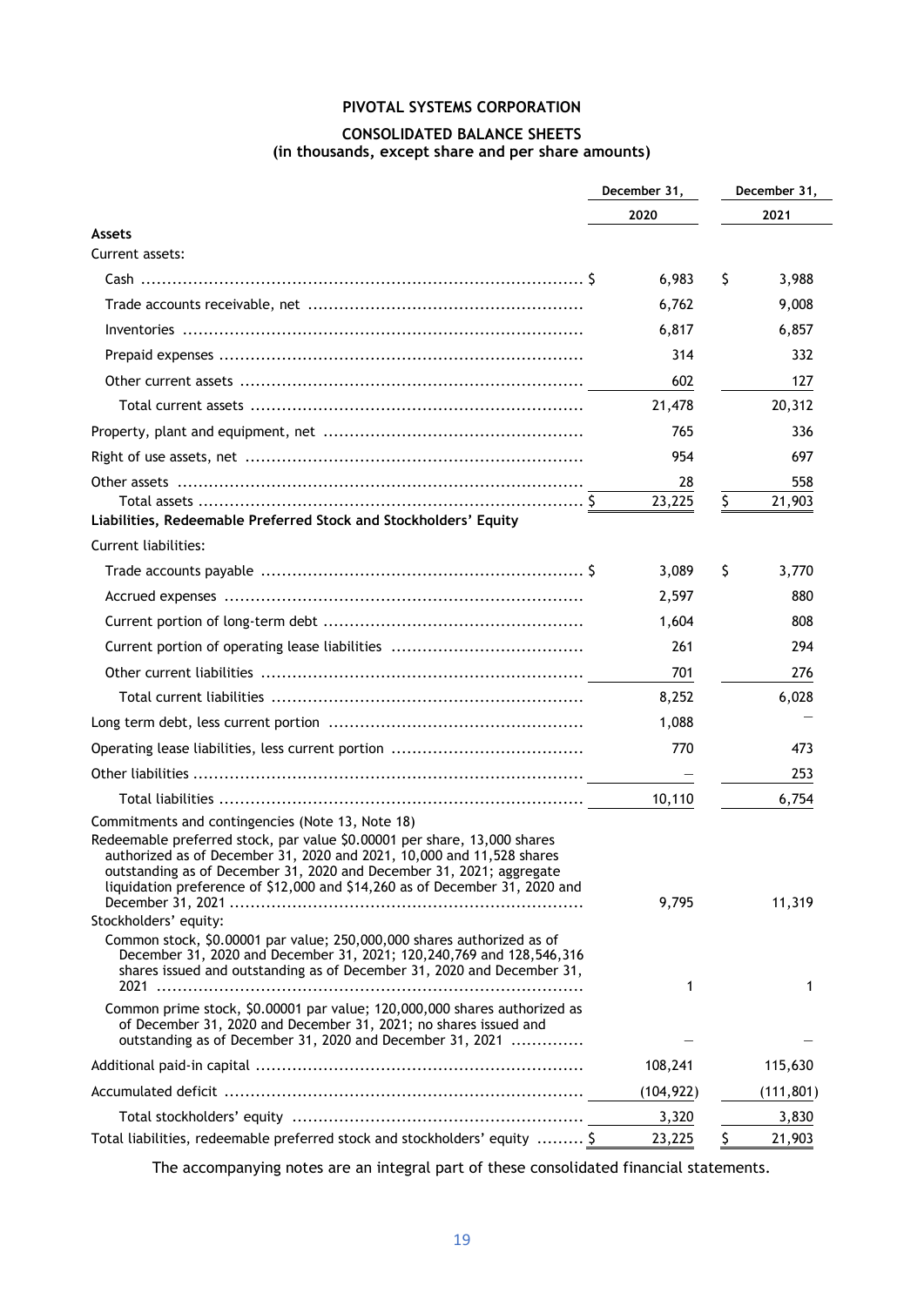# PIVOTAL SYSTEMS CORPORATION

## CONSOLIDATED BALANCE SHEETS
### (in thousands, except share and per share amounts)

| | December 31, 2020 | December 31, 2021 |
|---|---|---|
| **Assets** | | |
| Current assets: | | |
| Cash | $ 6,983 | $ 3,988 |
| Trade accounts receivable, net | 6,762 | 9,008 |
| Inventories | 6,817 | 6,857 |
| Prepaid expenses | 314 | 332 |
| Other current assets | 602 | 127 |
| Total current assets | 21,478 | 20,312 |
| Property, plant and equipment, net | 765 | 336 |
| Right of use assets, net | 954 | 697 |
| Other assets | 28 | 558 |
| Total assets | $ 23,225 | $ 21,903 |
| **Liabilities, Redeemable Preferred Stock and Stockholders' Equity** | | |
| Current liabilities: | | |
| Trade accounts payable | $ 3,089 | $ 3,770 |
| Accrued expenses | 2,597 | 880 |
| Current portion of long-term debt | 1,604 | 808 |
| Current portion of operating lease liabilities | 261 | 294 |
| Other current liabilities | 701 | 276 |
| Total current liabilities | 8,252 | 6,028 |
| Long term debt, less current portion | 1,088 | — |
| Operating lease liabilities, less current portion | 770 | 473 |
| Other liabilities | — | 253 |
| Total liabilities | 10,110 | 6,754 |
| Commitments and contingencies (Note 13, Note 18) | | |
| Redeemable preferred stock, par value $0.00001 per share, 13,000 shares authorized as of December 31, 2020 and 2021, 10,000 and 11,528 shares outstanding as of December 31, 2020 and December 31, 2021; aggregate liquidation preference of $12,000 and $14,260 as of December 31, 2020 and December 31, 2021 | 9,795 | 11,319 |
| Stockholders' equity: | | |
| Common stock, $0.00001 par value; 250,000,000 shares authorized as of December 31, 2020 and December 31, 2021; 120,240,769 and 128,546,316 shares issued and outstanding as of December 31, 2020 and December 31, 2021 | 1 | 1 |
| Common prime stock, $0.00001 par value; 120,000,000 shares authorized as of December 31, 2020 and December 31, 2021; no shares issued and outstanding as of December 31, 2020 and December 31, 2021 | — | — |
| Additional paid-in capital | 108,241 | 115,630 |
| Accumulated deficit | (104,922) | (111,801) |
| Total stockholders' equity | 3,320 | 3,830 |
| Total liabilities, redeemable preferred stock and stockholders' equity | $ 23,225 | $ 21,903 |

The accompanying notes are an integral part of these consolidated financial statements.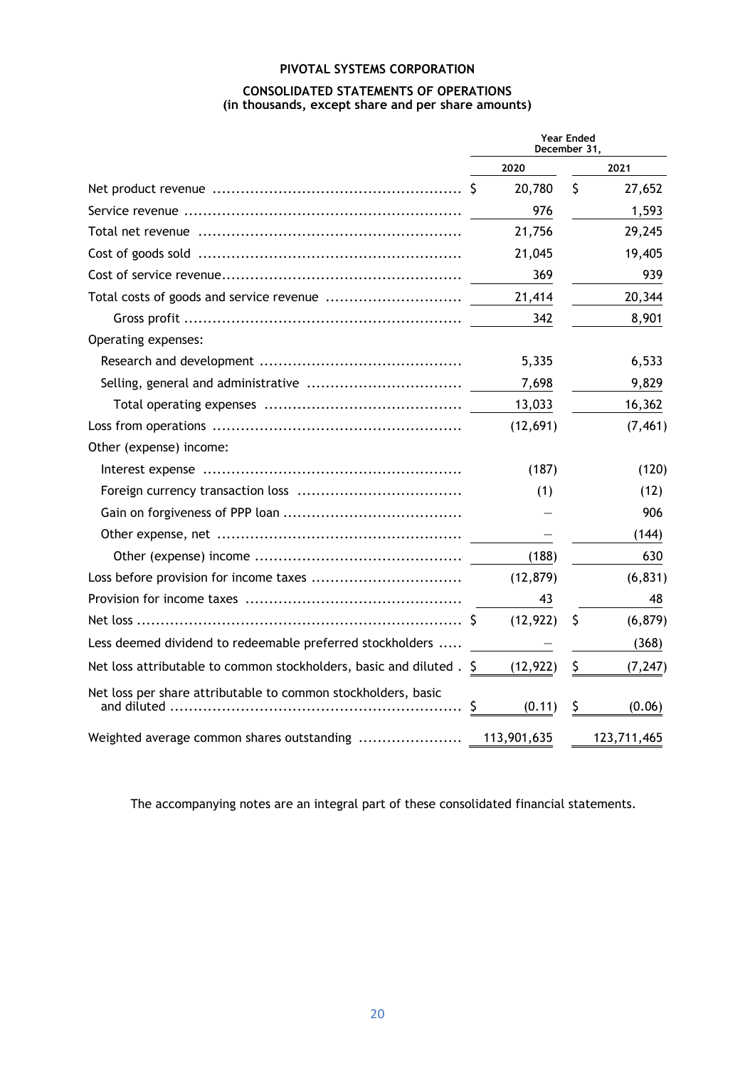# PIVOTAL SYSTEMS CORPORATION

## CONSOLIDATED STATEMENTS OF OPERATIONS
### (in thousands, except share and per share amounts)

| | Year Ended December 31, | |
|---|---|---|
| | 2020 | 2021 |
| Net product revenue | $ 20,780 | $ 27,652 |
| Service revenue | 976 | 1,593 |
| Total net revenue | 21,756 | 29,245 |
| Cost of goods sold | 21,045 | 19,405 |
| Cost of service revenue | 369 | 939 |
| Total costs of goods and service revenue | 21,414 | 20,344 |
| Gross profit | 342 | 8,901 |
| Operating expenses: | | |
| Research and development | 5,335 | 6,533 |
| Selling, general and administrative | 7,698 | 9,829 |
| Total operating expenses | 13,033 | 16,362 |
| Loss from operations | (12,691) | (7,461) |
| Other (expense) income: | | |
| Interest expense | (187) | (120) |
| Foreign currency transaction loss | (1) | (12) |
| Gain on forgiveness of PPP loan | — | 906 |
| Other expense, net | — | (144) |
| Other (expense) income | (188) | 630 |
| Loss before provision for income taxes | (12,879) | (6,831) |
| Provision for income taxes | 43 | 48 |
| Net loss | $ (12,922) | $ (6,879) |
| Less deemed dividend to redeemable preferred stockholders | — | (368) |
| Net loss attributable to common stockholders, basic and diluted | $ (12,922) | $ (7,247) |
| Net loss per share attributable to common stockholders, basic and diluted | $ (0.11) | $ (0.06) |
| Weighted average common shares outstanding | 113,901,635 | 123,711,465 |

The accompanying notes are an integral part of these consolidated financial statements.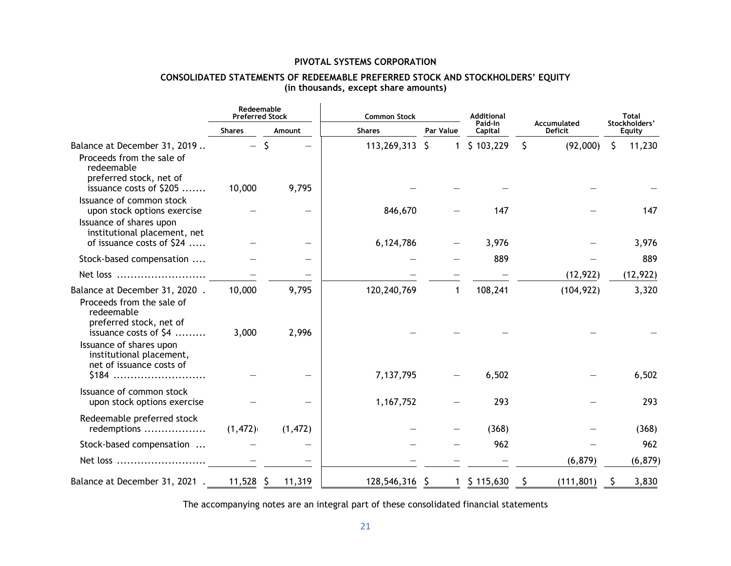**PIVOTAL SYSTEMS CORPORATION**

**CONSOLIDATED STATEMENTS OF REDEEMABLE PREFERRED STOCK AND STOCKHOLDERS' EQUITY**
**(in thousands, except share amounts)**

| | Redeemable Preferred Stock | | Common Stock | | Additional Paid-In Capital | Accumulated Deficit | Total Stockholders' Equity |
|---|---|---|---|---|---|---|---|
| | Shares | Amount | Shares | Par Value | | | |
| Balance at December 31, 2019 | — | $ — | 113,269,313 | $ 1 | $ 103,229 | $ (92,000) | $ 11,230 |
| Proceeds from the sale of redeemable preferred stock, net of issuance costs of $205 | 10,000 | 9,795 | — | — | — | — | — |
| Issuance of common stock upon stock options exercise | — | — | 846,670 | — | 147 | — | 147 |
| Issuance of shares upon institutional placement, net of issuance costs of $24 | — | — | 6,124,786 | — | 3,976 | — | 3,976 |
| Stock-based compensation | — | — | — | — | 889 | — | 889 |
| Net loss | — | — | — | — | — | (12,922) | (12,922) |
| Balance at December 31, 2020 | 10,000 | 9,795 | 120,240,769 | 1 | 108,241 | (104,922) | 3,320 |
| Proceeds from the sale of redeemable preferred stock, net of issuance costs of $4 | 3,000 | 2,996 | — | — | — | — | — |
| Issuance of shares upon institutional placement, net of issuance costs of $184 | — | — | 7,137,795 | — | 6,502 | — | 6,502 |
| Issuance of common stock upon stock options exercise | — | — | 1,167,752 | — | 293 | — | 293 |
| Redeemable preferred stock redemptions | (1,472) | (1,472) | — | — | (368) | — | (368) |
| Stock-based compensation | — | — | — | — | 962 | — | 962 |
| Net loss | — | — | — | — | — | (6,879) | (6,879) |
| Balance at December 31, 2021 | 11,528 | $ 11,319 | 128,546,316 | $ 1 | $ 115,630 | $ (111,801) | $ 3,830 |

The accompanying notes are an integral part of these consolidated financial statements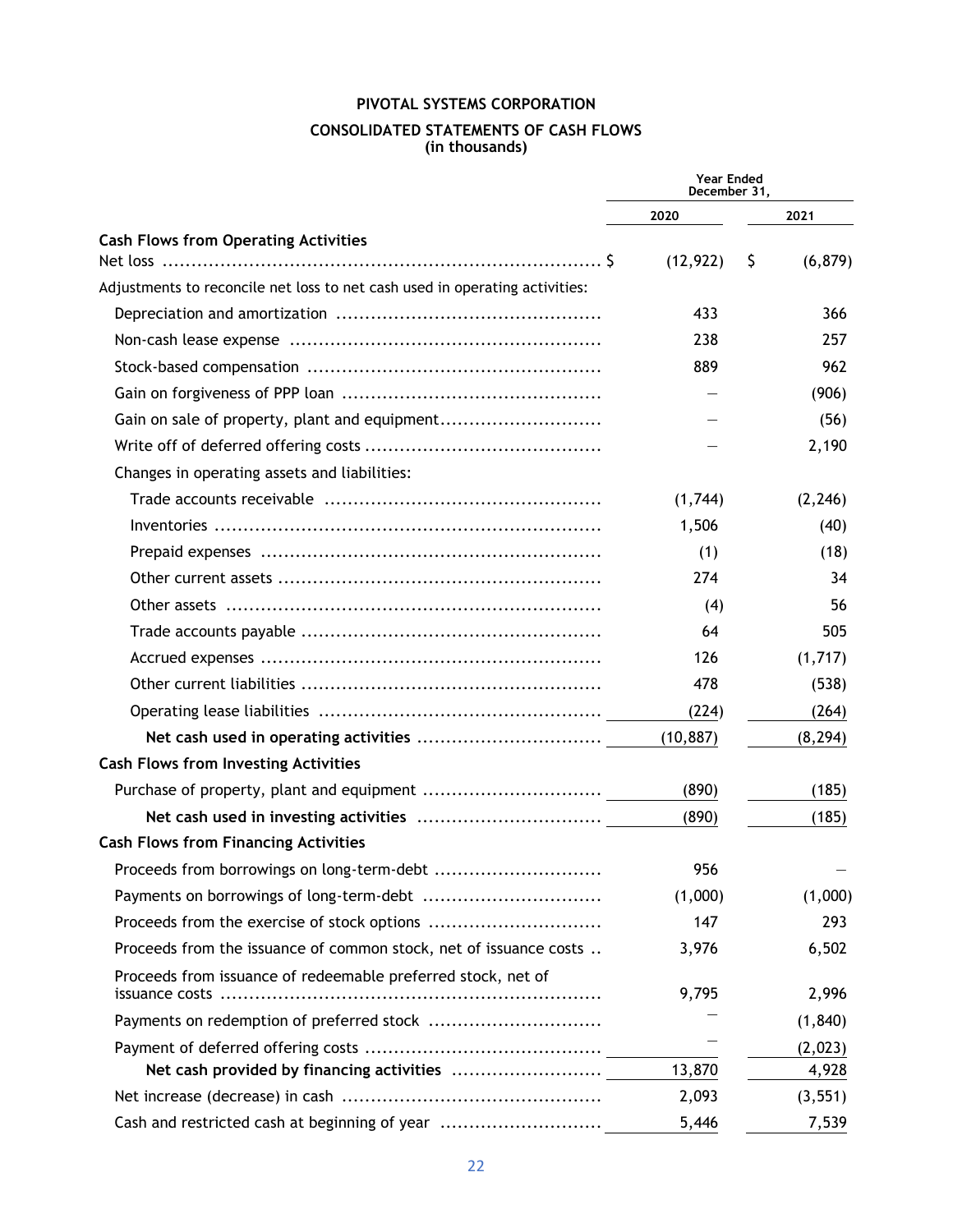**PIVOTAL SYSTEMS CORPORATION**

**CONSOLIDATED STATEMENTS OF CASH FLOWS**
**(in thousands)**

| | Year Ended December 31, | |
|---|---|---|
| | 2020 | 2021 |
| **Cash Flows from Operating Activities** | | |
| Net loss | $ (12,922) | $ (6,879) |
| Adjustments to reconcile net loss to net cash used in operating activities: | | |
| Depreciation and amortization | 433 | 366 |
| Non-cash lease expense | 238 | 257 |
| Stock-based compensation | 889 | 962 |
| Gain on forgiveness of PPP loan | — | (906) |
| Gain on sale of property, plant and equipment | — | (56) |
| Write off of deferred offering costs | — | 2,190 |
| Changes in operating assets and liabilities: | | |
| Trade accounts receivable | (1,744) | (2,246) |
| Inventories | 1,506 | (40) |
| Prepaid expenses | (1) | (18) |
| Other current assets | 274 | 34 |
| Other assets | (4) | 56 |
| Trade accounts payable | 64 | 505 |
| Accrued expenses | 126 | (1,717) |
| Other current liabilities | 478 | (538) |
| Operating lease liabilities | (224) | (264) |
| **Net cash used in operating activities** | (10,887) | (8,294) |
| **Cash Flows from Investing Activities** | | |
| Purchase of property, plant and equipment | (890) | (185) |
| **Net cash used in investing activities** | (890) | (185) |
| **Cash Flows from Financing Activities** | | |
| Proceeds from borrowings on long-term-debt | 956 | — |
| Payments on borrowings of long-term-debt | (1,000) | (1,000) |
| Proceeds from the exercise of stock options | 147 | 293 |
| Proceeds from the issuance of common stock, net of issuance costs | 3,976 | 6,502 |
| Proceeds from issuance of redeemable preferred stock, net of issuance costs | 9,795 | 2,996 |
| Payments on redemption of preferred stock | — | (1,840) |
| Payment of deferred offering costs | — | (2,023) |
| **Net cash provided by financing activities** | 13,870 | 4,928 |
| Net increase (decrease) in cash | 2,093 | (3,551) |
| Cash and restricted cash at beginning of year | 5,446 | 7,539 |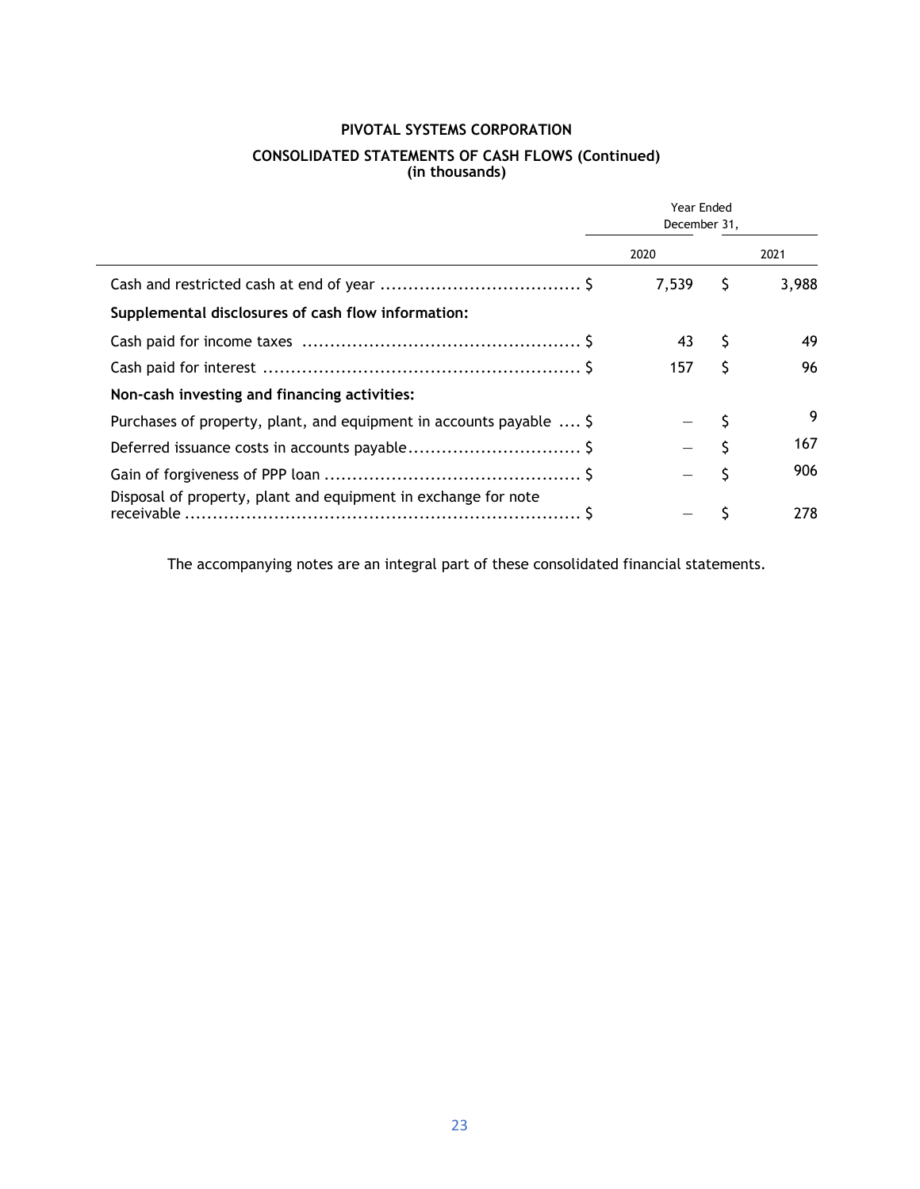**PIVOTAL SYSTEMS CORPORATION**

**CONSOLIDATED STATEMENTS OF CASH FLOWS (Continued)**
**(in thousands)**

| | Year Ended December 31, | |
|---|---|---|
| | 2020 | 2021 |
| Cash and restricted cash at end of year | $ 7,539 | $ 3,988 |
| **Supplemental disclosures of cash flow information:** | | |
| Cash paid for income taxes | $ 43 | $ 49 |
| Cash paid for interest | $ 157 | $ 96 |
| **Non-cash investing and financing activities:** | | |
| Purchases of property, plant, and equipment in accounts payable | $ — | $ 9 |
| Deferred issuance costs in accounts payable | $ — | $ 167 |
| Gain of forgiveness of PPP loan | $ — | $ 906 |
| Disposal of property, plant and equipment in exchange for note receivable | $ — | $ 278 |

The accompanying notes are an integral part of these consolidated financial statements.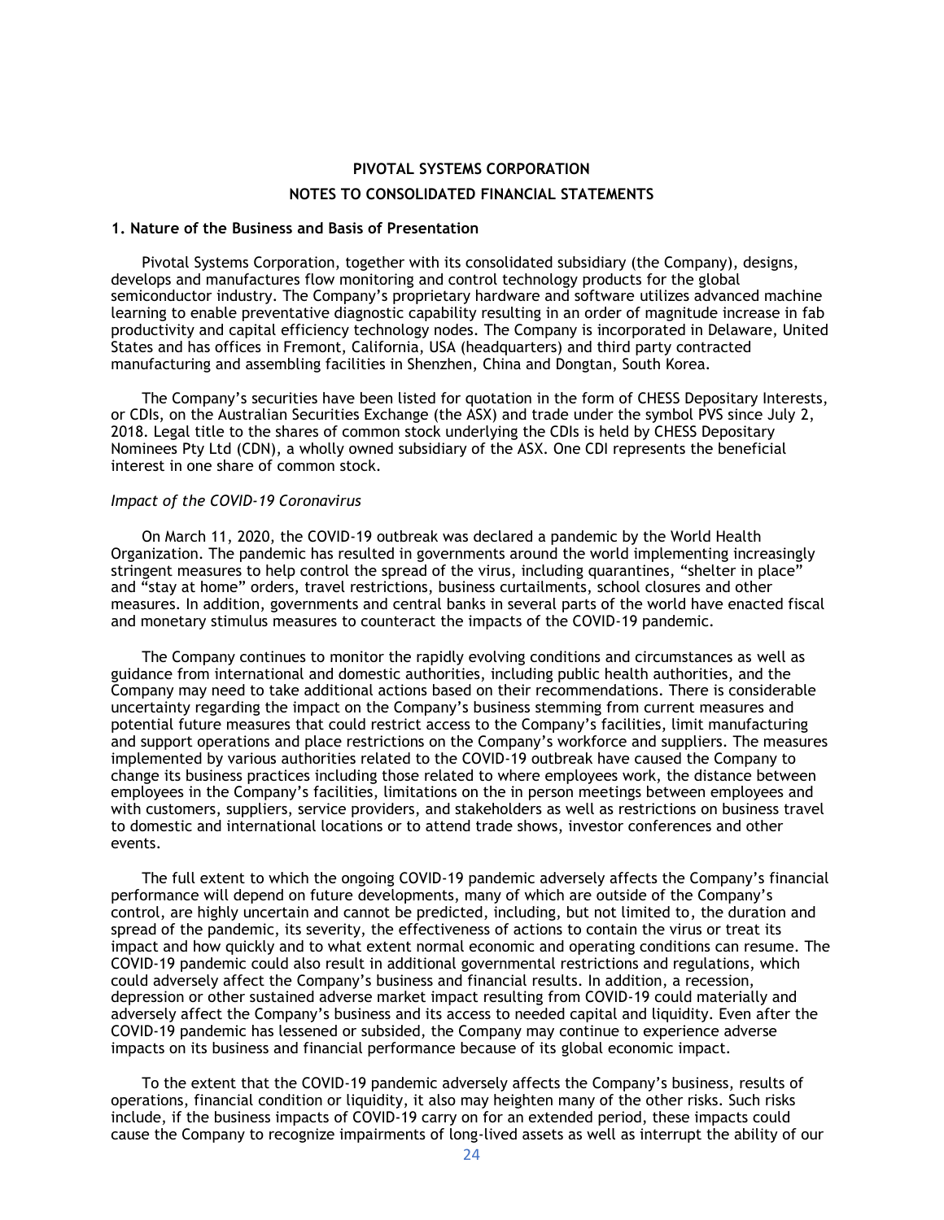**PIVOTAL SYSTEMS CORPORATION**

**NOTES TO CONSOLIDATED FINANCIAL STATEMENTS**

**1. Nature of the Business and Basis of Presentation**

Pivotal Systems Corporation, together with its consolidated subsidiary (the Company), designs, develops and manufactures flow monitoring and control technology products for the global semiconductor industry. The Company's proprietary hardware and software utilizes advanced machine learning to enable preventative diagnostic capability resulting in an order of magnitude increase in fab productivity and capital efficiency technology nodes. The Company is incorporated in Delaware, United States and has offices in Fremont, California, USA (headquarters) and third party contracted manufacturing and assembling facilities in Shenzhen, China and Dongtan, South Korea.

The Company's securities have been listed for quotation in the form of CHESS Depositary Interests, or CDIs, on the Australian Securities Exchange (the ASX) and trade under the symbol PVS since July 2, 2018. Legal title to the shares of common stock underlying the CDIs is held by CHESS Depositary Nominees Pty Ltd (CDN), a wholly owned subsidiary of the ASX. One CDI represents the beneficial interest in one share of common stock.

*Impact of the COVID-19 Coronavirus*

On March 11, 2020, the COVID-19 outbreak was declared a pandemic by the World Health Organization. The pandemic has resulted in governments around the world implementing increasingly stringent measures to help control the spread of the virus, including quarantines, "shelter in place" and "stay at home" orders, travel restrictions, business curtailments, school closures and other measures. In addition, governments and central banks in several parts of the world have enacted fiscal and monetary stimulus measures to counteract the impacts of the COVID-19 pandemic.

The Company continues to monitor the rapidly evolving conditions and circumstances as well as guidance from international and domestic authorities, including public health authorities, and the Company may need to take additional actions based on their recommendations. There is considerable uncertainty regarding the impact on the Company's business stemming from current measures and potential future measures that could restrict access to the Company's facilities, limit manufacturing and support operations and place restrictions on the Company's workforce and suppliers. The measures implemented by various authorities related to the COVID-19 outbreak have caused the Company to change its business practices including those related to where employees work, the distance between employees in the Company's facilities, limitations on the in person meetings between employees and with customers, suppliers, service providers, and stakeholders as well as restrictions on business travel to domestic and international locations or to attend trade shows, investor conferences and other events.

The full extent to which the ongoing COVID-19 pandemic adversely affects the Company's financial performance will depend on future developments, many of which are outside of the Company's control, are highly uncertain and cannot be predicted, including, but not limited to, the duration and spread of the pandemic, its severity, the effectiveness of actions to contain the virus or treat its impact and how quickly and to what extent normal economic and operating conditions can resume. The COVID-19 pandemic could also result in additional governmental restrictions and regulations, which could adversely affect the Company's business and financial results. In addition, a recession, depression or other sustained adverse market impact resulting from COVID-19 could materially and adversely affect the Company's business and its access to needed capital and liquidity. Even after the COVID-19 pandemic has lessened or subsided, the Company may continue to experience adverse impacts on its business and financial performance because of its global economic impact.

To the extent that the COVID-19 pandemic adversely affects the Company's business, results of operations, financial condition or liquidity, it also may heighten many of the other risks. Such risks include, if the business impacts of COVID-19 carry on for an extended period, these impacts could cause the Company to recognize impairments of long-lived assets as well as interrupt the ability of our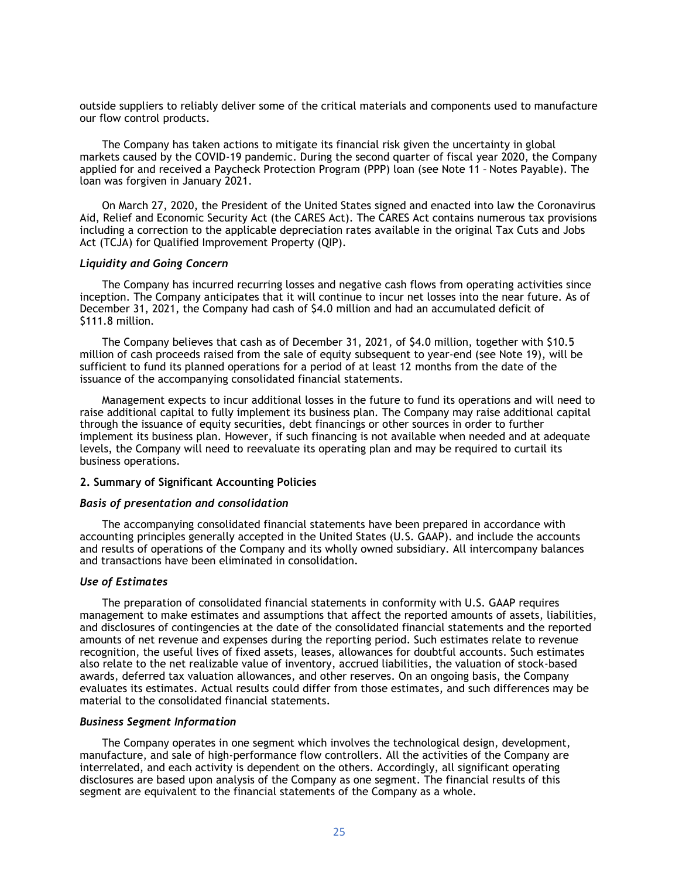outside suppliers to reliably deliver some of the critical materials and components used to manufacture our flow control products.

The Company has taken actions to mitigate its financial risk given the uncertainty in global markets caused by the COVID-19 pandemic. During the second quarter of fiscal year 2020, the Company applied for and received a Paycheck Protection Program (PPP) loan (see Note 11 – Notes Payable). The loan was forgiven in January 2021.

On March 27, 2020, the President of the United States signed and enacted into law the Coronavirus Aid, Relief and Economic Security Act (the CARES Act). The CARES Act contains numerous tax provisions including a correction to the applicable depreciation rates available in the original Tax Cuts and Jobs Act (TCJA) for Qualified Improvement Property (QIP).

***Liquidity and Going Concern***

The Company has incurred recurring losses and negative cash flows from operating activities since inception. The Company anticipates that it will continue to incur net losses into the near future. As of December 31, 2021, the Company had cash of $4.0 million and had an accumulated deficit of $111.8 million.

The Company believes that cash as of December 31, 2021, of $4.0 million, together with $10.5 million of cash proceeds raised from the sale of equity subsequent to year-end (see Note 19), will be sufficient to fund its planned operations for a period of at least 12 months from the date of the issuance of the accompanying consolidated financial statements.

Management expects to incur additional losses in the future to fund its operations and will need to raise additional capital to fully implement its business plan. The Company may raise additional capital through the issuance of equity securities, debt financings or other sources in order to further implement its business plan. However, if such financing is not available when needed and at adequate levels, the Company will need to reevaluate its operating plan and may be required to curtail its business operations.

**2. Summary of Significant Accounting Policies**

***Basis of presentation and consolidation***

The accompanying consolidated financial statements have been prepared in accordance with accounting principles generally accepted in the United States (U.S. GAAP). and include the accounts and results of operations of the Company and its wholly owned subsidiary. All intercompany balances and transactions have been eliminated in consolidation.

***Use of Estimates***

The preparation of consolidated financial statements in conformity with U.S. GAAP requires management to make estimates and assumptions that affect the reported amounts of assets, liabilities, and disclosures of contingencies at the date of the consolidated financial statements and the reported amounts of net revenue and expenses during the reporting period. Such estimates relate to revenue recognition, the useful lives of fixed assets, leases, allowances for doubtful accounts. Such estimates also relate to the net realizable value of inventory, accrued liabilities, the valuation of stock-based awards, deferred tax valuation allowances, and other reserves. On an ongoing basis, the Company evaluates its estimates. Actual results could differ from those estimates, and such differences may be material to the consolidated financial statements.

***Business Segment Information***

The Company operates in one segment which involves the technological design, development, manufacture, and sale of high-performance flow controllers. All the activities of the Company are interrelated, and each activity is dependent on the others. Accordingly, all significant operating disclosures are based upon analysis of the Company as one segment. The financial results of this segment are equivalent to the financial statements of the Company as a whole.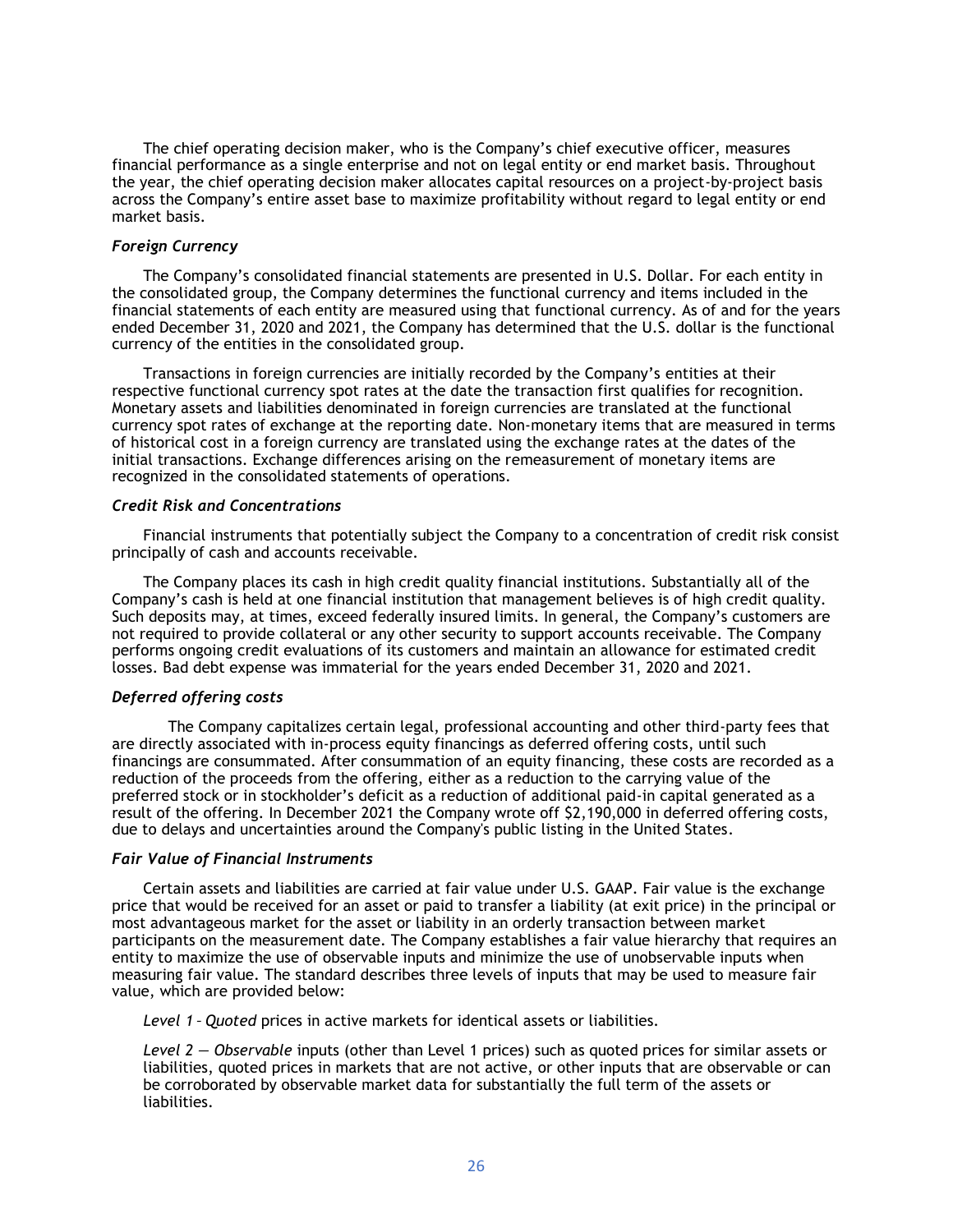The chief operating decision maker, who is the Company's chief executive officer, measures financial performance as a single enterprise and not on legal entity or end market basis. Throughout the year, the chief operating decision maker allocates capital resources on a project-by-project basis across the Company's entire asset base to maximize profitability without regard to legal entity or end market basis.

### *Foreign Currency*

The Company's consolidated financial statements are presented in U.S. Dollar. For each entity in the consolidated group, the Company determines the functional currency and items included in the financial statements of each entity are measured using that functional currency. As of and for the years ended December 31, 2020 and 2021, the Company has determined that the U.S. dollar is the functional currency of the entities in the consolidated group.

Transactions in foreign currencies are initially recorded by the Company's entities at their respective functional currency spot rates at the date the transaction first qualifies for recognition. Monetary assets and liabilities denominated in foreign currencies are translated at the functional currency spot rates of exchange at the reporting date. Non-monetary items that are measured in terms of historical cost in a foreign currency are translated using the exchange rates at the dates of the initial transactions. Exchange differences arising on the remeasurement of monetary items are recognized in the consolidated statements of operations.

### *Credit Risk and Concentrations*

Financial instruments that potentially subject the Company to a concentration of credit risk consist principally of cash and accounts receivable.

The Company places its cash in high credit quality financial institutions. Substantially all of the Company's cash is held at one financial institution that management believes is of high credit quality. Such deposits may, at times, exceed federally insured limits. In general, the Company's customers are not required to provide collateral or any other security to support accounts receivable. The Company performs ongoing credit evaluations of its customers and maintain an allowance for estimated credit losses. Bad debt expense was immaterial for the years ended December 31, 2020 and 2021.

### *Deferred offering costs*

The Company capitalizes certain legal, professional accounting and other third-party fees that are directly associated with in-process equity financings as deferred offering costs, until such financings are consummated. After consummation of an equity financing, these costs are recorded as a reduction of the proceeds from the offering, either as a reduction to the carrying value of the preferred stock or in stockholder's deficit as a reduction of additional paid-in capital generated as a result of the offering. In December 2021 the Company wrote off $2,190,000 in deferred offering costs, due to delays and uncertainties around the Company's public listing in the United States.

### *Fair Value of Financial Instruments*

Certain assets and liabilities are carried at fair value under U.S. GAAP. Fair value is the exchange price that would be received for an asset or paid to transfer a liability (at exit price) in the principal or most advantageous market for the asset or liability in an orderly transaction between market participants on the measurement date. The Company establishes a fair value hierarchy that requires an entity to maximize the use of observable inputs and minimize the use of unobservable inputs when measuring fair value. The standard describes three levels of inputs that may be used to measure fair value, which are provided below:

*Level 1 – Quoted* prices in active markets for identical assets or liabilities.

*Level 2 — Observable* inputs (other than Level 1 prices) such as quoted prices for similar assets or liabilities, quoted prices in markets that are not active, or other inputs that are observable or can be corroborated by observable market data for substantially the full term of the assets or liabilities.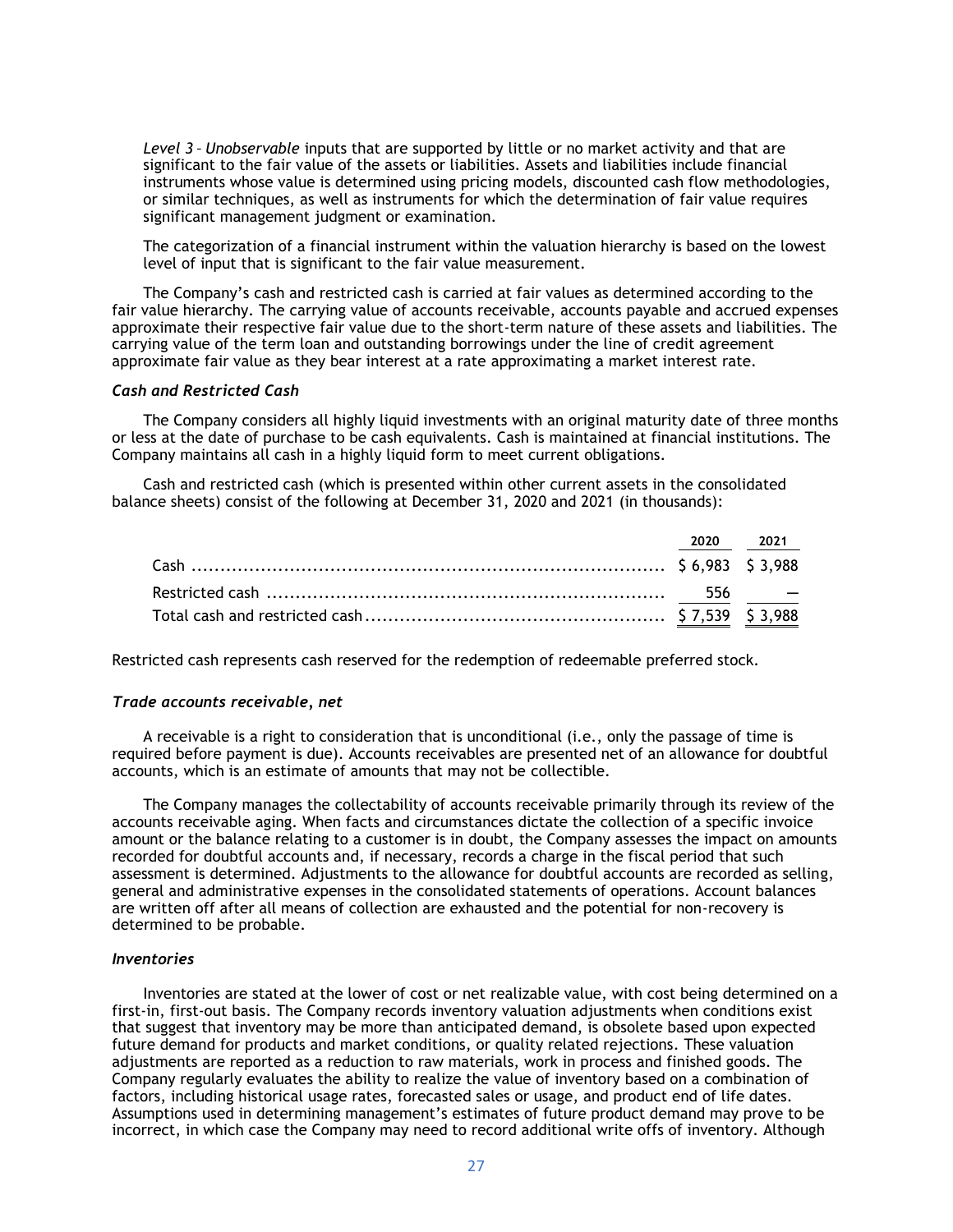*Level 3 – Unobservable* inputs that are supported by little or no market activity and that are significant to the fair value of the assets or liabilities. Assets and liabilities include financial instruments whose value is determined using pricing models, discounted cash flow methodologies, or similar techniques, as well as instruments for which the determination of fair value requires significant management judgment or examination.

The categorization of a financial instrument within the valuation hierarchy is based on the lowest level of input that is significant to the fair value measurement.

The Company's cash and restricted cash is carried at fair values as determined according to the fair value hierarchy. The carrying value of accounts receivable, accounts payable and accrued expenses approximate their respective fair value due to the short-term nature of these assets and liabilities. The carrying value of the term loan and outstanding borrowings under the line of credit agreement approximate fair value as they bear interest at a rate approximating a market interest rate.

### *Cash and Restricted Cash*

The Company considers all highly liquid investments with an original maturity date of three months or less at the date of purchase to be cash equivalents. Cash is maintained at financial institutions. The Company maintains all cash in a highly liquid form to meet current obligations.

Cash and restricted cash (which is presented within other current assets in the consolidated balance sheets) consist of the following at December 31, 2020 and 2021 (in thousands):

| | 2020 | 2021 |
|---|---|---|
| Cash | $ 6,983 | $ 3,988 |
| Restricted cash | 556 | — |
| Total cash and restricted cash | $ 7,539 | $ 3,988 |

Restricted cash represents cash reserved for the redemption of redeemable preferred stock.

### *Trade accounts receivable, net*

A receivable is a right to consideration that is unconditional (i.e., only the passage of time is required before payment is due). Accounts receivables are presented net of an allowance for doubtful accounts, which is an estimate of amounts that may not be collectible.

The Company manages the collectability of accounts receivable primarily through its review of the accounts receivable aging. When facts and circumstances dictate the collection of a specific invoice amount or the balance relating to a customer is in doubt, the Company assesses the impact on amounts recorded for doubtful accounts and, if necessary, records a charge in the fiscal period that such assessment is determined. Adjustments to the allowance for doubtful accounts are recorded as selling, general and administrative expenses in the consolidated statements of operations. Account balances are written off after all means of collection are exhausted and the potential for non-recovery is determined to be probable.

### *Inventories*

Inventories are stated at the lower of cost or net realizable value, with cost being determined on a first-in, first-out basis. The Company records inventory valuation adjustments when conditions exist that suggest that inventory may be more than anticipated demand, is obsolete based upon expected future demand for products and market conditions, or quality related rejections. These valuation adjustments are reported as a reduction to raw materials, work in process and finished goods. The Company regularly evaluates the ability to realize the value of inventory based on a combination of factors, including historical usage rates, forecasted sales or usage, and product end of life dates. Assumptions used in determining management's estimates of future product demand may prove to be incorrect, in which case the Company may need to record additional write offs of inventory. Although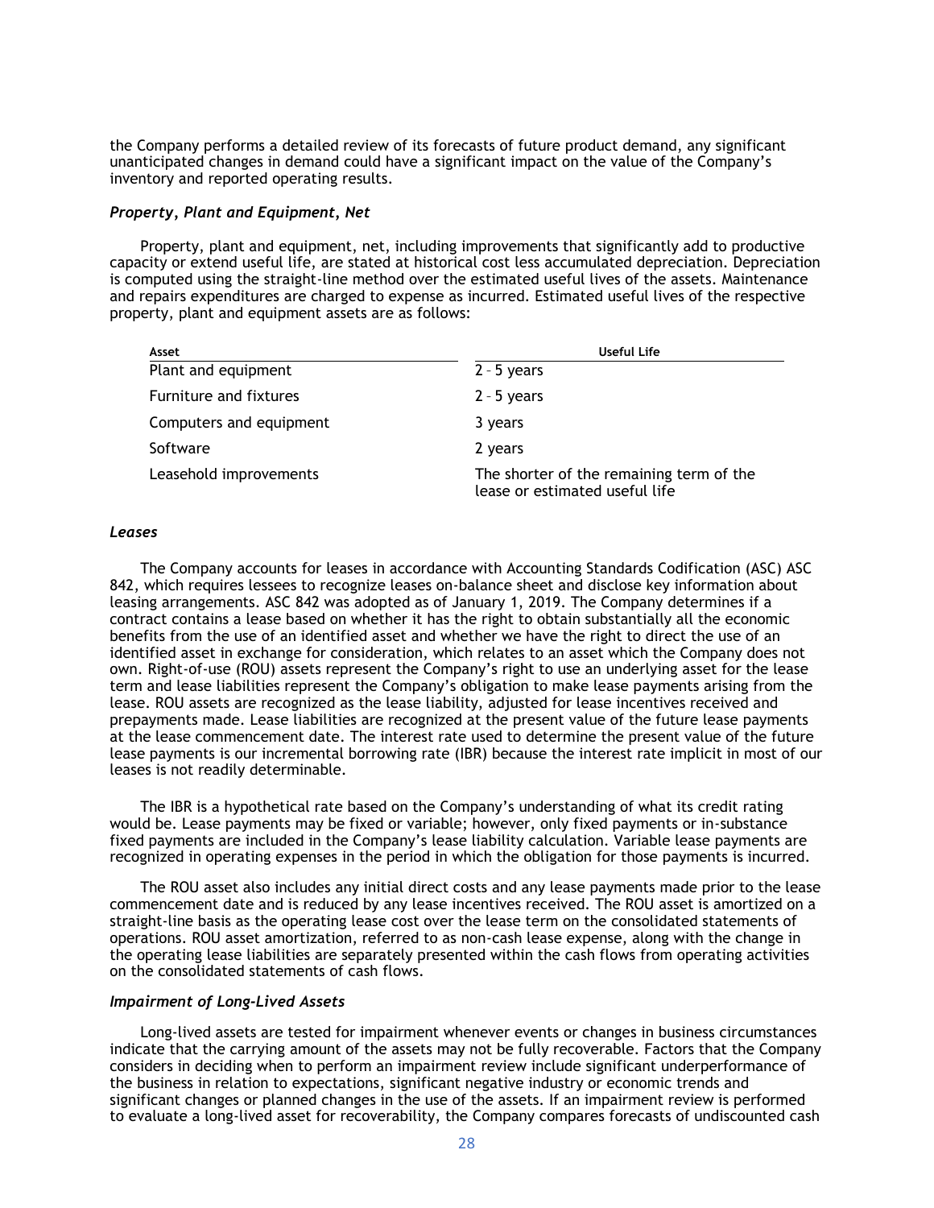the Company performs a detailed review of its forecasts of future product demand, any significant unanticipated changes in demand could have a significant impact on the value of the Company's inventory and reported operating results.

### *Property, Plant and Equipment, Net*

Property, plant and equipment, net, including improvements that significantly add to productive capacity or extend useful life, are stated at historical cost less accumulated depreciation. Depreciation is computed using the straight-line method over the estimated useful lives of the assets. Maintenance and repairs expenditures are charged to expense as incurred. Estimated useful lives of the respective property, plant and equipment assets are as follows:

| Asset | Useful Life |
|---|---|
| Plant and equipment | 2 – 5 years |
| Furniture and fixtures | 2 – 5 years |
| Computers and equipment | 3 years |
| Software | 2 years |
| Leasehold improvements | The shorter of the remaining term of the lease or estimated useful life |

### *Leases*

The Company accounts for leases in accordance with Accounting Standards Codification (ASC) ASC 842, which requires lessees to recognize leases on-balance sheet and disclose key information about leasing arrangements. ASC 842 was adopted as of January 1, 2019. The Company determines if a contract contains a lease based on whether it has the right to obtain substantially all the economic benefits from the use of an identified asset and whether we have the right to direct the use of an identified asset in exchange for consideration, which relates to an asset which the Company does not own. Right-of-use (ROU) assets represent the Company's right to use an underlying asset for the lease term and lease liabilities represent the Company's obligation to make lease payments arising from the lease. ROU assets are recognized as the lease liability, adjusted for lease incentives received and prepayments made. Lease liabilities are recognized at the present value of the future lease payments at the lease commencement date. The interest rate used to determine the present value of the future lease payments is our incremental borrowing rate (IBR) because the interest rate implicit in most of our leases is not readily determinable.

The IBR is a hypothetical rate based on the Company's understanding of what its credit rating would be. Lease payments may be fixed or variable; however, only fixed payments or in-substance fixed payments are included in the Company's lease liability calculation. Variable lease payments are recognized in operating expenses in the period in which the obligation for those payments is incurred.

The ROU asset also includes any initial direct costs and any lease payments made prior to the lease commencement date and is reduced by any lease incentives received. The ROU asset is amortized on a straight-line basis as the operating lease cost over the lease term on the consolidated statements of operations. ROU asset amortization, referred to as non-cash lease expense, along with the change in the operating lease liabilities are separately presented within the cash flows from operating activities on the consolidated statements of cash flows.

### *Impairment of Long-Lived Assets*

Long-lived assets are tested for impairment whenever events or changes in business circumstances indicate that the carrying amount of the assets may not be fully recoverable. Factors that the Company considers in deciding when to perform an impairment review include significant underperformance of the business in relation to expectations, significant negative industry or economic trends and significant changes or planned changes in the use of the assets. If an impairment review is performed to evaluate a long-lived asset for recoverability, the Company compares forecasts of undiscounted cash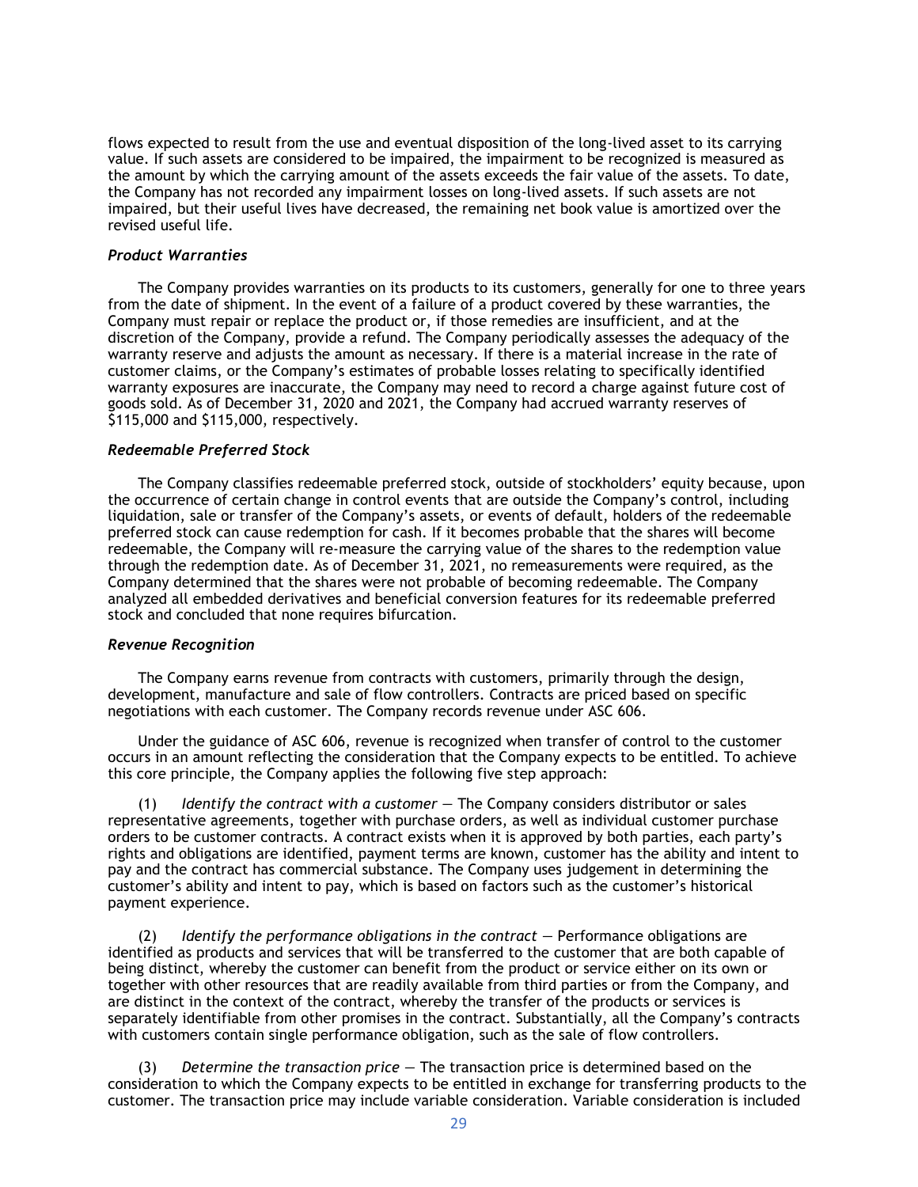flows expected to result from the use and eventual disposition of the long-lived asset to its carrying value. If such assets are considered to be impaired, the impairment to be recognized is measured as the amount by which the carrying amount of the assets exceeds the fair value of the assets. To date, the Company has not recorded any impairment losses on long-lived assets. If such assets are not impaired, but their useful lives have decreased, the remaining net book value is amortized over the revised useful life.

### *Product Warranties*

The Company provides warranties on its products to its customers, generally for one to three years from the date of shipment. In the event of a failure of a product covered by these warranties, the Company must repair or replace the product or, if those remedies are insufficient, and at the discretion of the Company, provide a refund. The Company periodically assesses the adequacy of the warranty reserve and adjusts the amount as necessary. If there is a material increase in the rate of customer claims, or the Company's estimates of probable losses relating to specifically identified warranty exposures are inaccurate, the Company may need to record a charge against future cost of goods sold. As of December 31, 2020 and 2021, the Company had accrued warranty reserves of $115,000 and $115,000, respectively.

### *Redeemable Preferred Stock*

The Company classifies redeemable preferred stock, outside of stockholders' equity because, upon the occurrence of certain change in control events that are outside the Company's control, including liquidation, sale or transfer of the Company's assets, or events of default, holders of the redeemable preferred stock can cause redemption for cash. If it becomes probable that the shares will become redeemable, the Company will re-measure the carrying value of the shares to the redemption value through the redemption date. As of December 31, 2021, no remeasurements were required, as the Company determined that the shares were not probable of becoming redeemable. The Company analyzed all embedded derivatives and beneficial conversion features for its redeemable preferred stock and concluded that none requires bifurcation.

### *Revenue Recognition*

The Company earns revenue from contracts with customers, primarily through the design, development, manufacture and sale of flow controllers. Contracts are priced based on specific negotiations with each customer. The Company records revenue under ASC 606.

Under the guidance of ASC 606, revenue is recognized when transfer of control to the customer occurs in an amount reflecting the consideration that the Company expects to be entitled. To achieve this core principle, the Company applies the following five step approach:

(1) *Identify the contract with a customer* — The Company considers distributor or sales representative agreements, together with purchase orders, as well as individual customer purchase orders to be customer contracts. A contract exists when it is approved by both parties, each party's rights and obligations are identified, payment terms are known, customer has the ability and intent to pay and the contract has commercial substance. The Company uses judgement in determining the customer's ability and intent to pay, which is based on factors such as the customer's historical payment experience.

(2) *Identify the performance obligations in the contract* — Performance obligations are identified as products and services that will be transferred to the customer that are both capable of being distinct, whereby the customer can benefit from the product or service either on its own or together with other resources that are readily available from third parties or from the Company, and are distinct in the context of the contract, whereby the transfer of the products or services is separately identifiable from other promises in the contract. Substantially, all the Company's contracts with customers contain single performance obligation, such as the sale of flow controllers.

(3) *Determine the transaction price* — The transaction price is determined based on the consideration to which the Company expects to be entitled in exchange for transferring products to the customer. The transaction price may include variable consideration. Variable consideration is included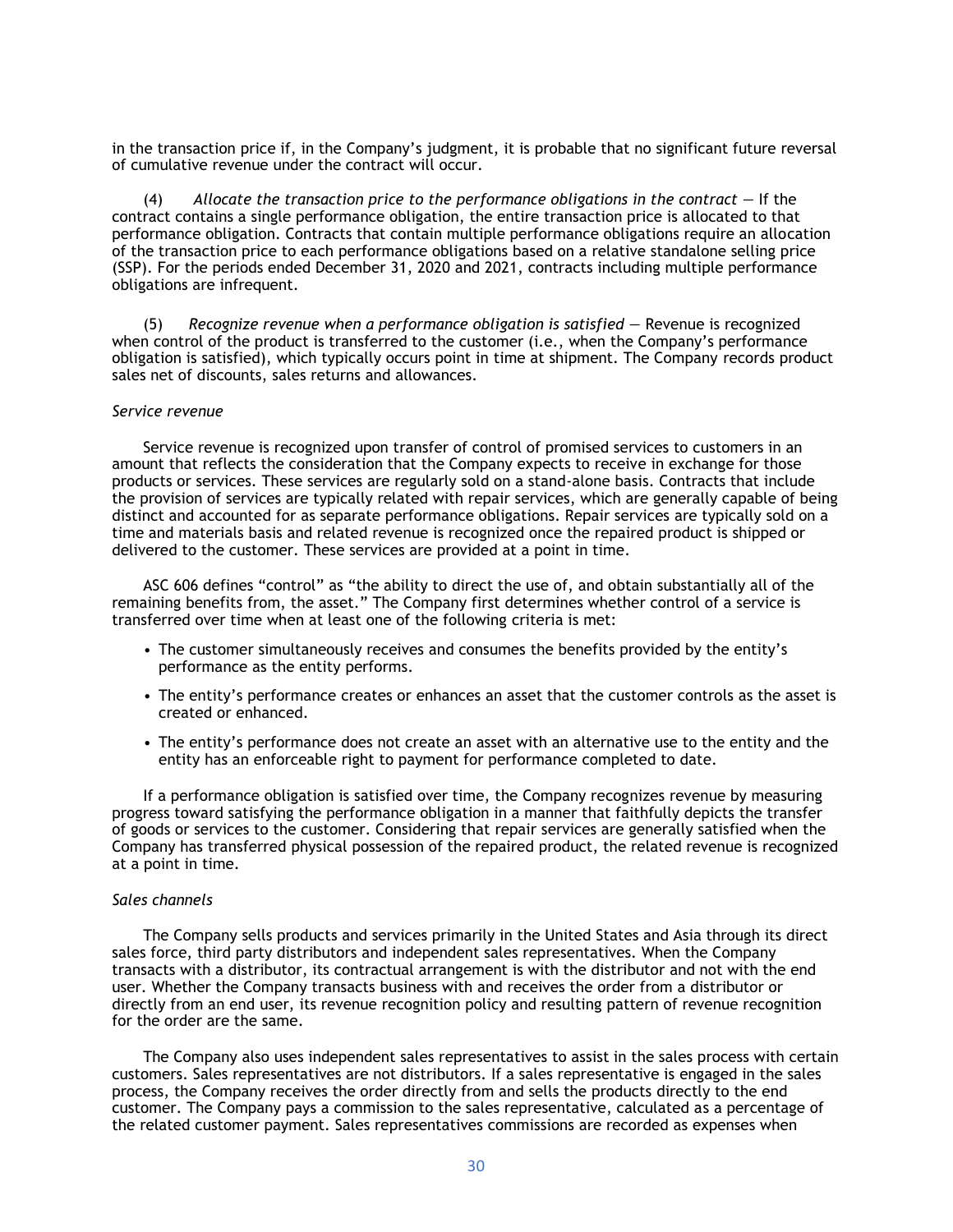in the transaction price if, in the Company's judgment, it is probable that no significant future reversal of cumulative revenue under the contract will occur.

(4) *Allocate the transaction price to the performance obligations in the contract* — If the contract contains a single performance obligation, the entire transaction price is allocated to that performance obligation. Contracts that contain multiple performance obligations require an allocation of the transaction price to each performance obligations based on a relative standalone selling price (SSP). For the periods ended December 31, 2020 and 2021, contracts including multiple performance obligations are infrequent.

(5) *Recognize revenue when a performance obligation is satisfied* — Revenue is recognized when control of the product is transferred to the customer (i.e., when the Company's performance obligation is satisfied), which typically occurs point in time at shipment. The Company records product sales net of discounts, sales returns and allowances.

*Service revenue*

Service revenue is recognized upon transfer of control of promised services to customers in an amount that reflects the consideration that the Company expects to receive in exchange for those products or services. These services are regularly sold on a stand-alone basis. Contracts that include the provision of services are typically related with repair services, which are generally capable of being distinct and accounted for as separate performance obligations. Repair services are typically sold on a time and materials basis and related revenue is recognized once the repaired product is shipped or delivered to the customer. These services are provided at a point in time.

ASC 606 defines "control" as "the ability to direct the use of, and obtain substantially all of the remaining benefits from, the asset." The Company first determines whether control of a service is transferred over time when at least one of the following criteria is met:

- The customer simultaneously receives and consumes the benefits provided by the entity's performance as the entity performs.
- The entity's performance creates or enhances an asset that the customer controls as the asset is created or enhanced.
- The entity's performance does not create an asset with an alternative use to the entity and the entity has an enforceable right to payment for performance completed to date.

If a performance obligation is satisfied over time, the Company recognizes revenue by measuring progress toward satisfying the performance obligation in a manner that faithfully depicts the transfer of goods or services to the customer. Considering that repair services are generally satisfied when the Company has transferred physical possession of the repaired product, the related revenue is recognized at a point in time.

*Sales channels*

The Company sells products and services primarily in the United States and Asia through its direct sales force, third party distributors and independent sales representatives. When the Company transacts with a distributor, its contractual arrangement is with the distributor and not with the end user. Whether the Company transacts business with and receives the order from a distributor or directly from an end user, its revenue recognition policy and resulting pattern of revenue recognition for the order are the same.

The Company also uses independent sales representatives to assist in the sales process with certain customers. Sales representatives are not distributors. If a sales representative is engaged in the sales process, the Company receives the order directly from and sells the products directly to the end customer. The Company pays a commission to the sales representative, calculated as a percentage of the related customer payment. Sales representatives commissions are recorded as expenses when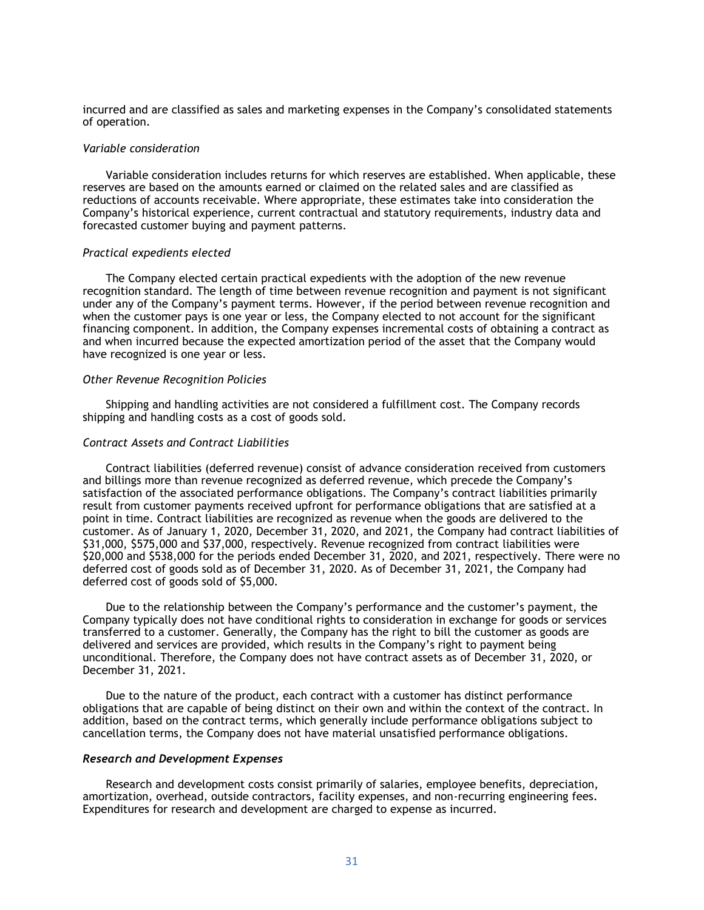incurred and are classified as sales and marketing expenses in the Company's consolidated statements of operation.

*Variable consideration*

Variable consideration includes returns for which reserves are established. When applicable, these reserves are based on the amounts earned or claimed on the related sales and are classified as reductions of accounts receivable. Where appropriate, these estimates take into consideration the Company's historical experience, current contractual and statutory requirements, industry data and forecasted customer buying and payment patterns.

*Practical expedients elected*

The Company elected certain practical expedients with the adoption of the new revenue recognition standard. The length of time between revenue recognition and payment is not significant under any of the Company's payment terms. However, if the period between revenue recognition and when the customer pays is one year or less, the Company elected to not account for the significant financing component. In addition, the Company expenses incremental costs of obtaining a contract as and when incurred because the expected amortization period of the asset that the Company would have recognized is one year or less.

*Other Revenue Recognition Policies*

Shipping and handling activities are not considered a fulfillment cost. The Company records shipping and handling costs as a cost of goods sold.

*Contract Assets and Contract Liabilities*

Contract liabilities (deferred revenue) consist of advance consideration received from customers and billings more than revenue recognized as deferred revenue, which precede the Company's satisfaction of the associated performance obligations. The Company's contract liabilities primarily result from customer payments received upfront for performance obligations that are satisfied at a point in time. Contract liabilities are recognized as revenue when the goods are delivered to the customer. As of January 1, 2020, December 31, 2020, and 2021, the Company had contract liabilities of $31,000, $575,000 and $37,000, respectively. Revenue recognized from contract liabilities were $20,000 and $538,000 for the periods ended December 31, 2020, and 2021, respectively. There were no deferred cost of goods sold as of December 31, 2020. As of December 31, 2021, the Company had deferred cost of goods sold of $5,000.

Due to the relationship between the Company's performance and the customer's payment, the Company typically does not have conditional rights to consideration in exchange for goods or services transferred to a customer. Generally, the Company has the right to bill the customer as goods are delivered and services are provided, which results in the Company's right to payment being unconditional. Therefore, the Company does not have contract assets as of December 31, 2020, or December 31, 2021.

Due to the nature of the product, each contract with a customer has distinct performance obligations that are capable of being distinct on their own and within the context of the contract. In addition, based on the contract terms, which generally include performance obligations subject to cancellation terms, the Company does not have material unsatisfied performance obligations.

***Research and Development Expenses***

Research and development costs consist primarily of salaries, employee benefits, depreciation, amortization, overhead, outside contractors, facility expenses, and non-recurring engineering fees. Expenditures for research and development are charged to expense as incurred.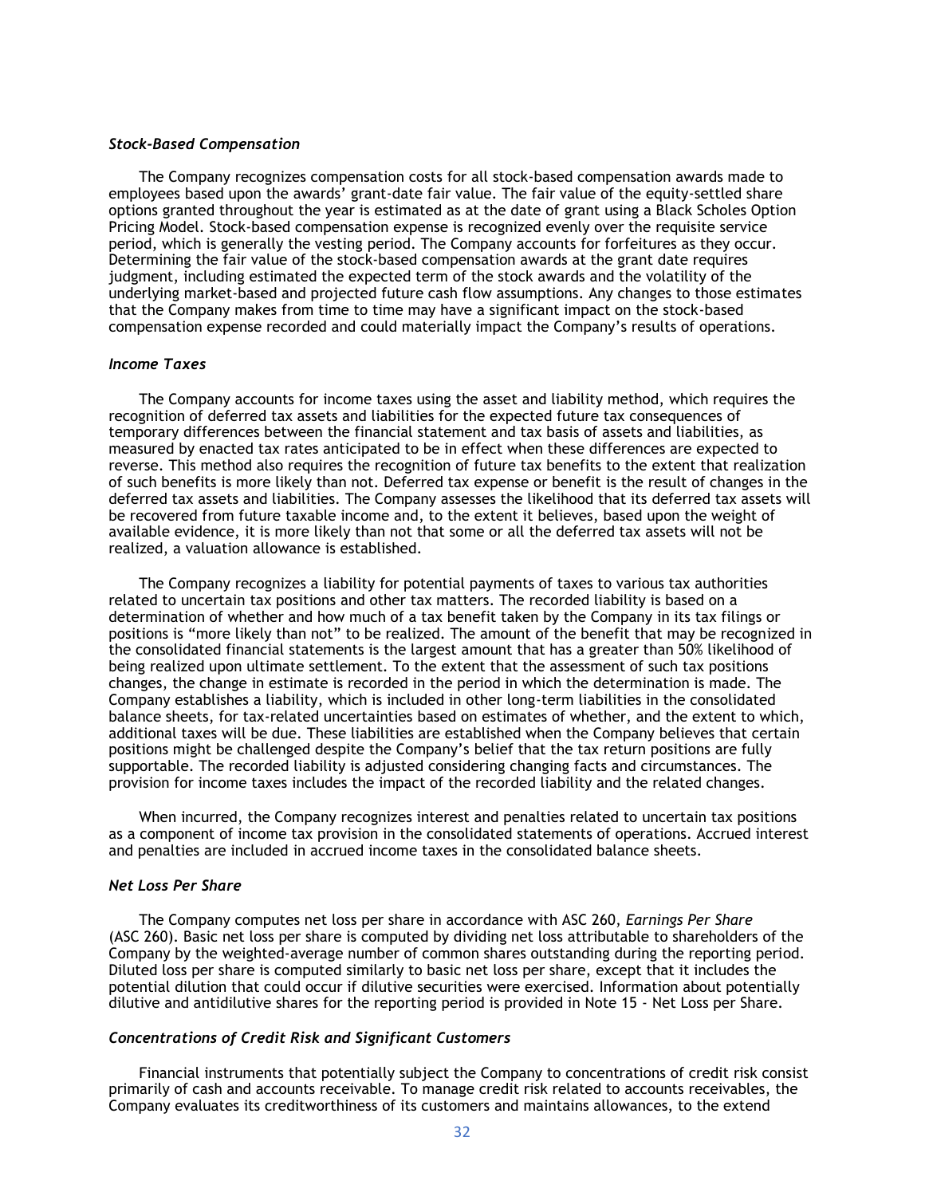### *Stock-Based Compensation*

The Company recognizes compensation costs for all stock-based compensation awards made to employees based upon the awards' grant-date fair value. The fair value of the equity-settled share options granted throughout the year is estimated as at the date of grant using a Black Scholes Option Pricing Model. Stock-based compensation expense is recognized evenly over the requisite service period, which is generally the vesting period. The Company accounts for forfeitures as they occur. Determining the fair value of the stock-based compensation awards at the grant date requires judgment, including estimated the expected term of the stock awards and the volatility of the underlying market-based and projected future cash flow assumptions. Any changes to those estimates that the Company makes from time to time may have a significant impact on the stock-based compensation expense recorded and could materially impact the Company's results of operations.

### *Income Taxes*

The Company accounts for income taxes using the asset and liability method, which requires the recognition of deferred tax assets and liabilities for the expected future tax consequences of temporary differences between the financial statement and tax basis of assets and liabilities, as measured by enacted tax rates anticipated to be in effect when these differences are expected to reverse. This method also requires the recognition of future tax benefits to the extent that realization of such benefits is more likely than not. Deferred tax expense or benefit is the result of changes in the deferred tax assets and liabilities. The Company assesses the likelihood that its deferred tax assets will be recovered from future taxable income and, to the extent it believes, based upon the weight of available evidence, it is more likely than not that some or all the deferred tax assets will not be realized, a valuation allowance is established.

The Company recognizes a liability for potential payments of taxes to various tax authorities related to uncertain tax positions and other tax matters. The recorded liability is based on a determination of whether and how much of a tax benefit taken by the Company in its tax filings or positions is "more likely than not" to be realized. The amount of the benefit that may be recognized in the consolidated financial statements is the largest amount that has a greater than 50% likelihood of being realized upon ultimate settlement. To the extent that the assessment of such tax positions changes, the change in estimate is recorded in the period in which the determination is made. The Company establishes a liability, which is included in other long-term liabilities in the consolidated balance sheets, for tax-related uncertainties based on estimates of whether, and the extent to which, additional taxes will be due. These liabilities are established when the Company believes that certain positions might be challenged despite the Company's belief that the tax return positions are fully supportable. The recorded liability is adjusted considering changing facts and circumstances. The provision for income taxes includes the impact of the recorded liability and the related changes.

When incurred, the Company recognizes interest and penalties related to uncertain tax positions as a component of income tax provision in the consolidated statements of operations. Accrued interest and penalties are included in accrued income taxes in the consolidated balance sheets.

### *Net Loss Per Share*

The Company computes net loss per share in accordance with ASC 260, *Earnings Per Share* (ASC 260). Basic net loss per share is computed by dividing net loss attributable to shareholders of the Company by the weighted-average number of common shares outstanding during the reporting period. Diluted loss per share is computed similarly to basic net loss per share, except that it includes the potential dilution that could occur if dilutive securities were exercised. Information about potentially dilutive and antidilutive shares for the reporting period is provided in Note 15 - Net Loss per Share.

### *Concentrations of Credit Risk and Significant Customers*

Financial instruments that potentially subject the Company to concentrations of credit risk consist primarily of cash and accounts receivable. To manage credit risk related to accounts receivables, the Company evaluates its creditworthiness of its customers and maintains allowances, to the extend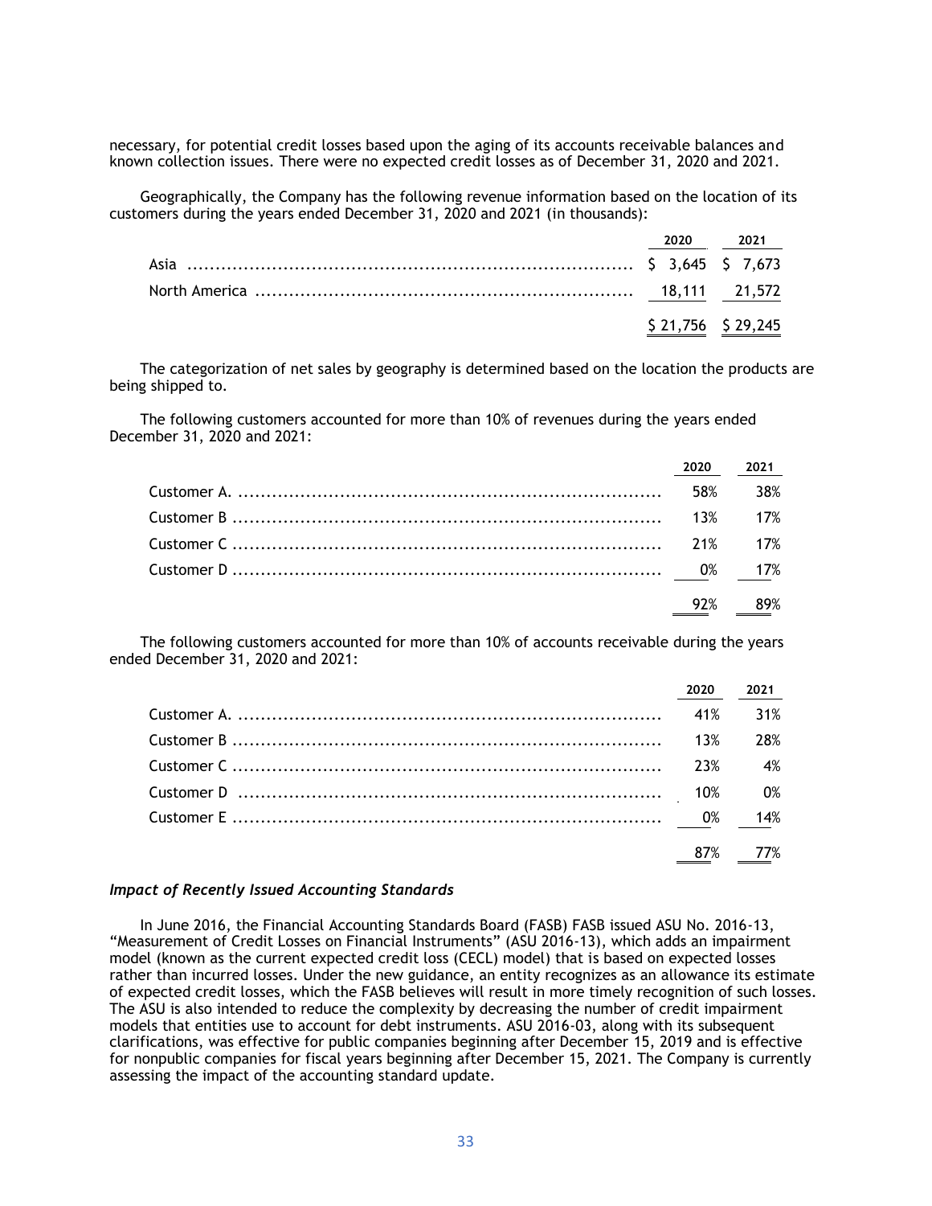necessary, for potential credit losses based upon the aging of its accounts receivable balances and known collection issues. There were no expected credit losses as of December 31, 2020 and 2021.

Geographically, the Company has the following revenue information based on the location of its customers during the years ended December 31, 2020 and 2021 (in thousands):

| | 2020 | 2021 |
|---|---|---|
| Asia | $ 3,645 | $ 7,673 |
| North America | 18,111 | 21,572 |
| | $ 21,756 | $ 29,245 |

The categorization of net sales by geography is determined based on the location the products are being shipped to.

The following customers accounted for more than 10% of revenues during the years ended December 31, 2020 and 2021:

| | 2020 | 2021 |
|---|---|---|
| Customer A. | 58% | 38% |
| Customer B | 13% | 17% |
| Customer C | 21% | 17% |
| Customer D | 0% | 17% |
| | 92% | 89% |

The following customers accounted for more than 10% of accounts receivable during the years ended December 31, 2020 and 2021:

| | 2020 | 2021 |
|---|---|---|
| Customer A. | 41% | 31% |
| Customer B | 13% | 28% |
| Customer C | 23% | 4% |
| Customer D | 10% | 0% |
| Customer E | 0% | 14% |
| | 87% | 77% |

### *Impact of Recently Issued Accounting Standards*

In June 2016, the Financial Accounting Standards Board (FASB) FASB issued ASU No. 2016-13, "Measurement of Credit Losses on Financial Instruments" (ASU 2016-13), which adds an impairment model (known as the current expected credit loss (CECL) model) that is based on expected losses rather than incurred losses. Under the new guidance, an entity recognizes as an allowance its estimate of expected credit losses, which the FASB believes will result in more timely recognition of such losses. The ASU is also intended to reduce the complexity by decreasing the number of credit impairment models that entities use to account for debt instruments. ASU 2016-03, along with its subsequent clarifications, was effective for public companies beginning after December 15, 2019 and is effective for nonpublic companies for fiscal years beginning after December 15, 2021. The Company is currently assessing the impact of the accounting standard update.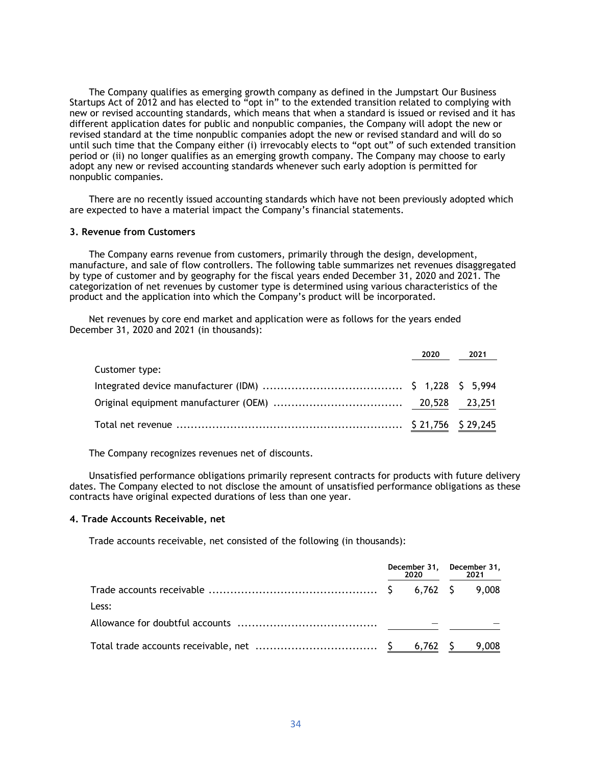The Company qualifies as emerging growth company as defined in the Jumpstart Our Business Startups Act of 2012 and has elected to "opt in" to the extended transition related to complying with new or revised accounting standards, which means that when a standard is issued or revised and it has different application dates for public and nonpublic companies, the Company will adopt the new or revised standard at the time nonpublic companies adopt the new or revised standard and will do so until such time that the Company either (i) irrevocably elects to "opt out" of such extended transition period or (ii) no longer qualifies as an emerging growth company. The Company may choose to early adopt any new or revised accounting standards whenever such early adoption is permitted for nonpublic companies.

There are no recently issued accounting standards which have not been previously adopted which are expected to have a material impact the Company's financial statements.

### 3. Revenue from Customers

The Company earns revenue from customers, primarily through the design, development, manufacture, and sale of flow controllers. The following table summarizes net revenues disaggregated by type of customer and by geography for the fiscal years ended December 31, 2020 and 2021. The categorization of net revenues by customer type is determined using various characteristics of the product and the application into which the Company's product will be incorporated.

Net revenues by core end market and application were as follows for the years ended December 31, 2020 and 2021 (in thousands):

| | 2020 | 2021 |
|---|---|---|
| Customer type: | | |
| Integrated device manufacturer (IDM) | $ 1,228 | $ 5,994 |
| Original equipment manufacturer (OEM) | 20,528 | 23,251 |
| Total net revenue | $ 21,756 | $ 29,245 |

The Company recognizes revenues net of discounts.

Unsatisfied performance obligations primarily represent contracts for products with future delivery dates. The Company elected to not disclose the amount of unsatisfied performance obligations as these contracts have original expected durations of less than one year.

### 4. Trade Accounts Receivable, net

Trade accounts receivable, net consisted of the following (in thousands):

| | December 31, 2020 | December 31, 2021 |
|---|---|---|
| Trade accounts receivable | $ 6,762 | $ 9,008 |
| Less: | | |
| Allowance for doubtful accounts | — | — |
| Total trade accounts receivable, net | $ 6,762 | $ 9,008 |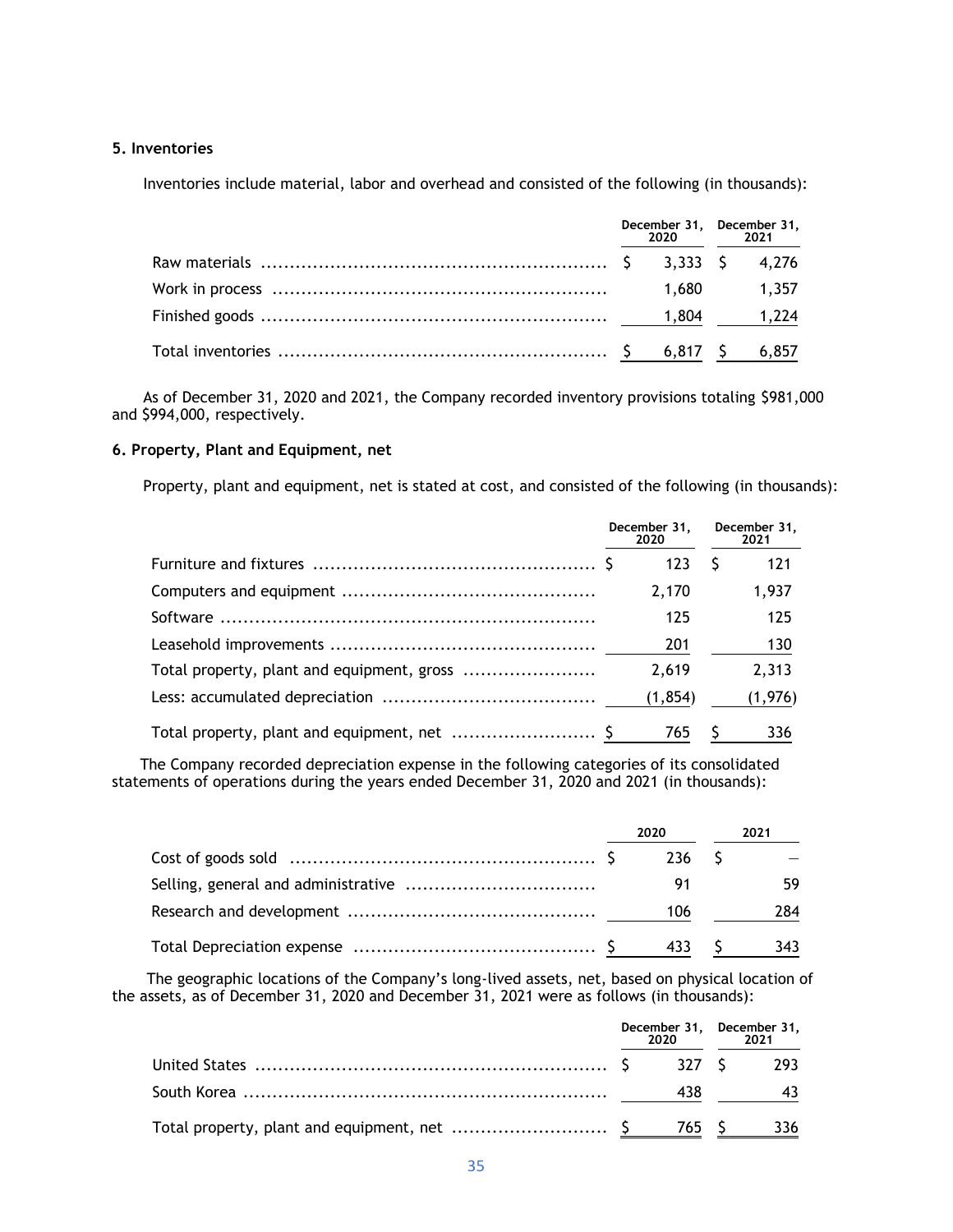### 5. Inventories

Inventories include material, labor and overhead and consisted of the following (in thousands):

| | December 31, 2020 | December 31, 2021 |
|---|---|---|
| Raw materials | $ 3,333 | $ 4,276 |
| Work in process | 1,680 | 1,357 |
| Finished goods | 1,804 | 1,224 |
| Total inventories | $ 6,817 | $ 6,857 |

As of December 31, 2020 and 2021, the Company recorded inventory provisions totaling $981,000 and $994,000, respectively.

### 6. Property, Plant and Equipment, net

Property, plant and equipment, net is stated at cost, and consisted of the following (in thousands):

| | December 31, 2020 | December 31, 2021 |
|---|---|---|
| Furniture and fixtures | $ 123 | $ 121 |
| Computers and equipment | 2,170 | 1,937 |
| Software | 125 | 125 |
| Leasehold improvements | 201 | 130 |
| Total property, plant and equipment, gross | 2,619 | 2,313 |
| Less: accumulated depreciation | (1,854) | (1,976) |
| Total property, plant and equipment, net | $ 765 | $ 336 |

The Company recorded depreciation expense in the following categories of its consolidated statements of operations during the years ended December 31, 2020 and 2021 (in thousands):

| | 2020 | 2021 |
|---|---|---|
| Cost of goods sold | $ 236 | $ — |
| Selling, general and administrative | 91 | 59 |
| Research and development | 106 | 284 |
| Total Depreciation expense | $ 433 | $ 343 |

The geographic locations of the Company's long-lived assets, net, based on physical location of the assets, as of December 31, 2020 and December 31, 2021 were as follows (in thousands):

| | December 31, 2020 | December 31, 2021 |
|---|---|---|
| United States | $ 327 | $ 293 |
| South Korea | 438 | 43 |
| Total property, plant and equipment, net | $ 765 | $ 336 |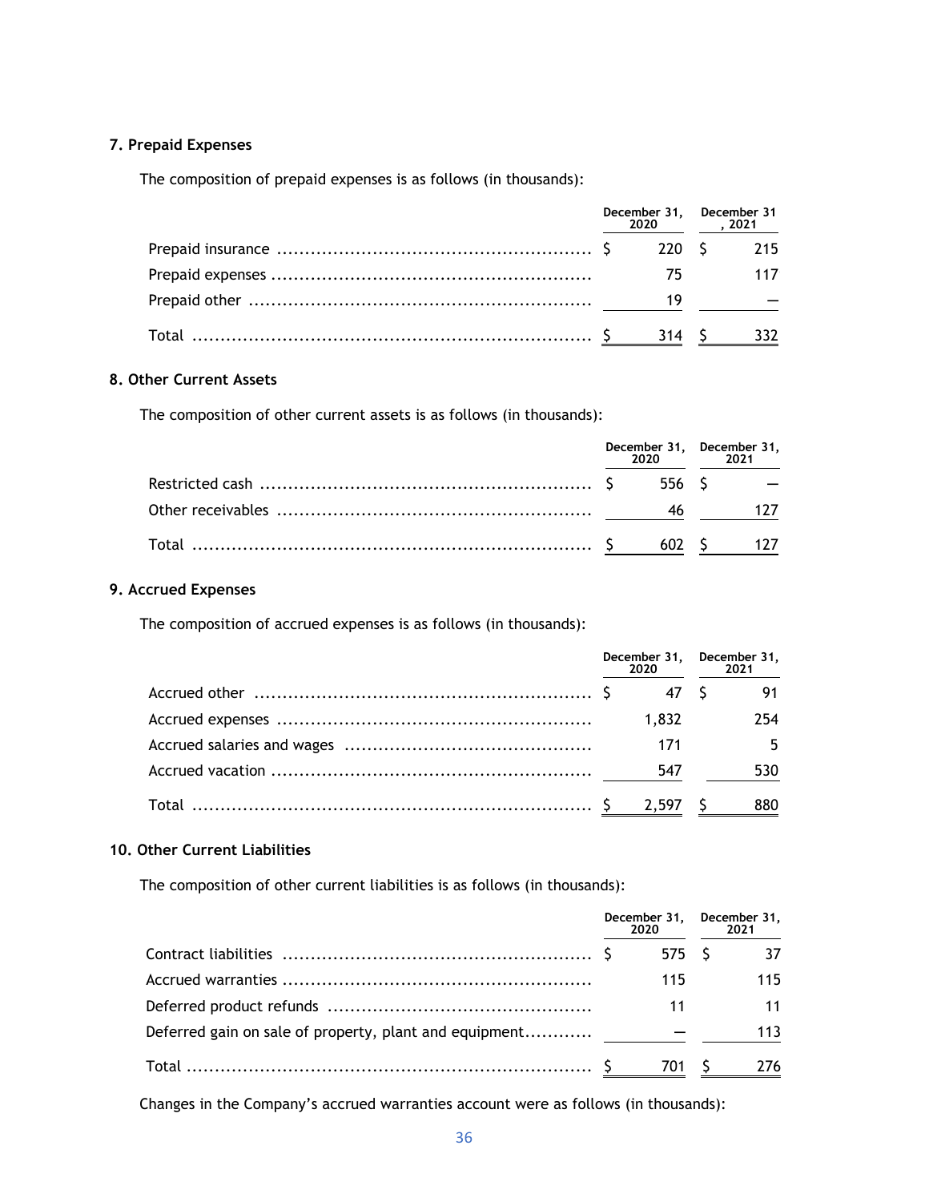## 7. Prepaid Expenses

The composition of prepaid expenses is as follows (in thousands):

| | December 31, 2020 | December 31 , 2021 |
|---|---|---|
| Prepaid insurance | $ 220 | $ 215 |
| Prepaid expenses | 75 | 117 |
| Prepaid other | 19 | — |
| Total | $ 314 | $ 332 |

## 8. Other Current Assets

The composition of other current assets is as follows (in thousands):

| | December 31, 2020 | December 31, 2021 |
|---|---|---|
| Restricted cash | $ 556 | $ — |
| Other receivables | 46 | 127 |
| Total | $ 602 | $ 127 |

## 9. Accrued Expenses

The composition of accrued expenses is as follows (in thousands):

| | December 31, 2020 | December 31, 2021 |
|---|---|---|
| Accrued other | $ 47 | $ 91 |
| Accrued expenses | 1,832 | 254 |
| Accrued salaries and wages | 171 | 5 |
| Accrued vacation | 547 | 530 |
| Total | $ 2,597 | $ 880 |

## 10. Other Current Liabilities

The composition of other current liabilities is as follows (in thousands):

| | December 31, 2020 | December 31, 2021 |
|---|---|---|
| Contract liabilities | $ 575 | $ 37 |
| Accrued warranties | 115 | 115 |
| Deferred product refunds | 11 | 11 |
| Deferred gain on sale of property, plant and equipment | — | 113 |
| Total | $ 701 | $ 276 |

Changes in the Company's accrued warranties account were as follows (in thousands):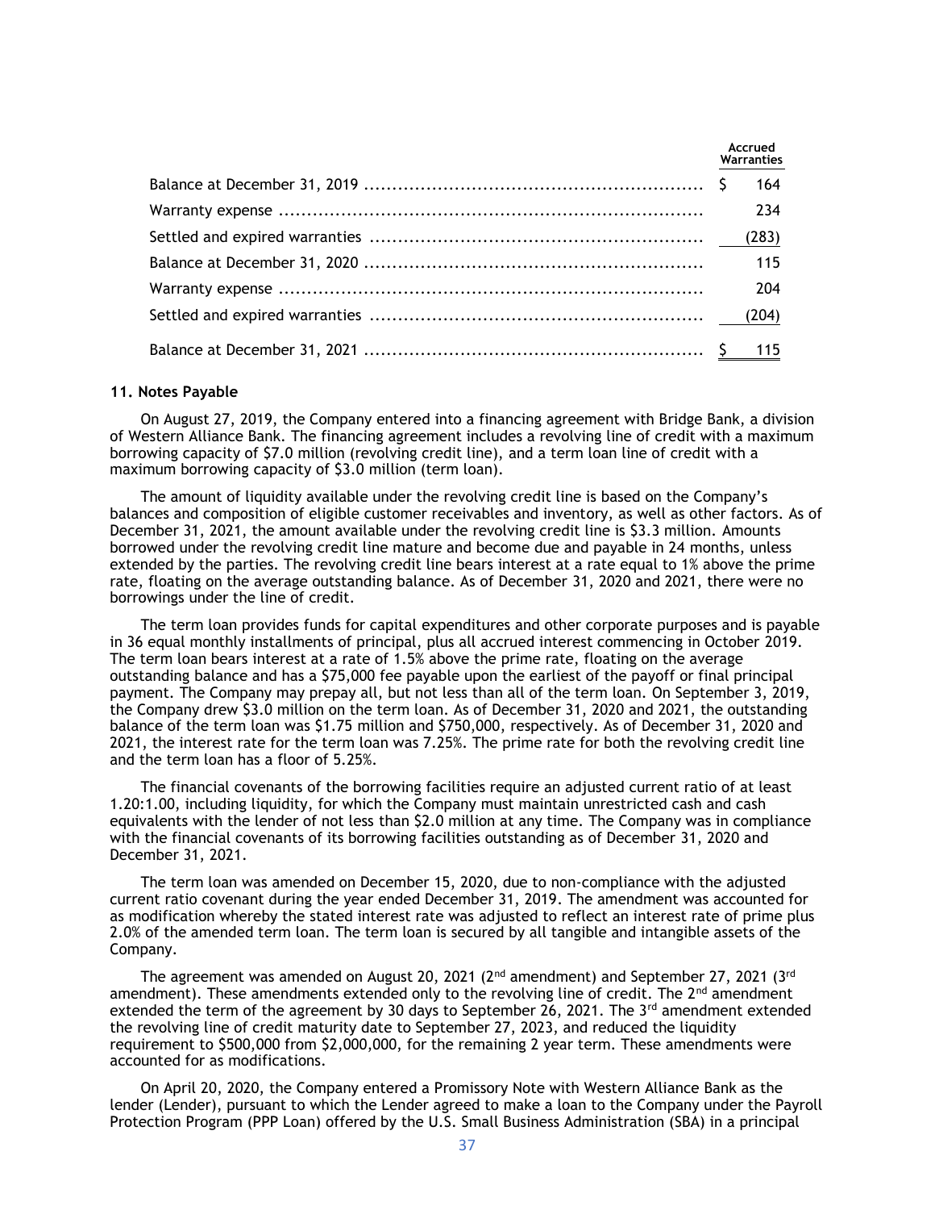| | Accrued Warranties |
|---|---|
| Balance at December 31, 2019 | $ 164 |
| Warranty expense | 234 |
| Settled and expired warranties | (283) |
| Balance at December 31, 2020 | 115 |
| Warranty expense | 204 |
| Settled and expired warranties | (204) |
| Balance at December 31, 2021 | $ 115 |

### 11. Notes Payable

On August 27, 2019, the Company entered into a financing agreement with Bridge Bank, a division of Western Alliance Bank. The financing agreement includes a revolving line of credit with a maximum borrowing capacity of $7.0 million (revolving credit line), and a term loan line of credit with a maximum borrowing capacity of $3.0 million (term loan).

The amount of liquidity available under the revolving credit line is based on the Company's balances and composition of eligible customer receivables and inventory, as well as other factors. As of December 31, 2021, the amount available under the revolving credit line is $3.3 million. Amounts borrowed under the revolving credit line mature and become due and payable in 24 months, unless extended by the parties. The revolving credit line bears interest at a rate equal to 1% above the prime rate, floating on the average outstanding balance. As of December 31, 2020 and 2021, there were no borrowings under the line of credit.

The term loan provides funds for capital expenditures and other corporate purposes and is payable in 36 equal monthly installments of principal, plus all accrued interest commencing in October 2019. The term loan bears interest at a rate of 1.5% above the prime rate, floating on the average outstanding balance and has a $75,000 fee payable upon the earliest of the payoff or final principal payment. The Company may prepay all, but not less than all of the term loan. On September 3, 2019, the Company drew $3.0 million on the term loan. As of December 31, 2020 and 2021, the outstanding balance of the term loan was $1.75 million and $750,000, respectively. As of December 31, 2020 and 2021, the interest rate for the term loan was 7.25%. The prime rate for both the revolving credit line and the term loan has a floor of 5.25%.

The financial covenants of the borrowing facilities require an adjusted current ratio of at least 1.20:1.00, including liquidity, for which the Company must maintain unrestricted cash and cash equivalents with the lender of not less than $2.0 million at any time. The Company was in compliance with the financial covenants of its borrowing facilities outstanding as of December 31, 2020 and December 31, 2021.

The term loan was amended on December 15, 2020, due to non-compliance with the adjusted current ratio covenant during the year ended December 31, 2019. The amendment was accounted for as modification whereby the stated interest rate was adjusted to reflect an interest rate of prime plus 2.0% of the amended term loan. The term loan is secured by all tangible and intangible assets of the Company.

The agreement was amended on August 20, 2021 (2nd amendment) and September 27, 2021 (3rd amendment). These amendments extended only to the revolving line of credit. The 2nd amendment extended the term of the agreement by 30 days to September 26, 2021. The 3rd amendment extended the revolving line of credit maturity date to September 27, 2023, and reduced the liquidity requirement to $500,000 from $2,000,000, for the remaining 2 year term. These amendments were accounted for as modifications.

On April 20, 2020, the Company entered a Promissory Note with Western Alliance Bank as the lender (Lender), pursuant to which the Lender agreed to make a loan to the Company under the Payroll Protection Program (PPP Loan) offered by the U.S. Small Business Administration (SBA) in a principal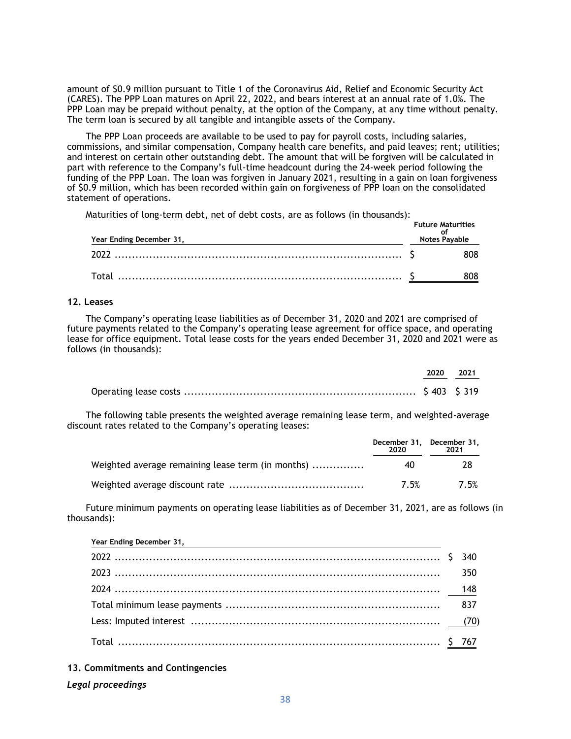amount of $0.9 million pursuant to Title 1 of the Coronavirus Aid, Relief and Economic Security Act (CARES). The PPP Loan matures on April 22, 2022, and bears interest at an annual rate of 1.0%. The PPP Loan may be prepaid without penalty, at the option of the Company, at any time without penalty. The term loan is secured by all tangible and intangible assets of the Company.

The PPP Loan proceeds are available to be used to pay for payroll costs, including salaries, commissions, and similar compensation, Company health care benefits, and paid leaves; rent; utilities; and interest on certain other outstanding debt. The amount that will be forgiven will be calculated in part with reference to the Company's full-time headcount during the 24-week period following the funding of the PPP Loan. The loan was forgiven in January 2021, resulting in a gain on loan forgiveness of $0.9 million, which has been recorded within gain on forgiveness of PPP loan on the consolidated statement of operations.

Maturities of long-term debt, net of debt costs, are as follows (in thousands):

| Year Ending December 31, | Future Maturities of Notes Payable |
|---|---|
| 2022 | $ 808 |
| Total | $ 808 |

## 12. Leases

The Company's operating lease liabilities as of December 31, 2020 and 2021 are comprised of future payments related to the Company's operating lease agreement for office space, and operating lease for office equipment. Total lease costs for the years ended December 31, 2020 and 2021 were as follows (in thousands):

| | 2020 | 2021 |
|---|---|---|
| Operating lease costs | $ 403 | $ 319 |

The following table presents the weighted average remaining lease term, and weighted-average discount rates related to the Company's operating leases:

| | December 31, 2020 | December 31, 2021 |
|---|---|---|
| Weighted average remaining lease term (in months) | 40 | 28 |
| Weighted average discount rate | 7.5% | 7.5% |

Future minimum payments on operating lease liabilities as of December 31, 2021, are as follows (in thousands):

| Year Ending December 31, | |
|---|---|
| 2022 | $ 340 |
| 2023 | 350 |
| 2024 | 148 |
| Total minimum lease payments | 837 |
| Less: Imputed interest | (70) |
| Total | $ 767 |

## 13. Commitments and Contingencies

*Legal proceedings*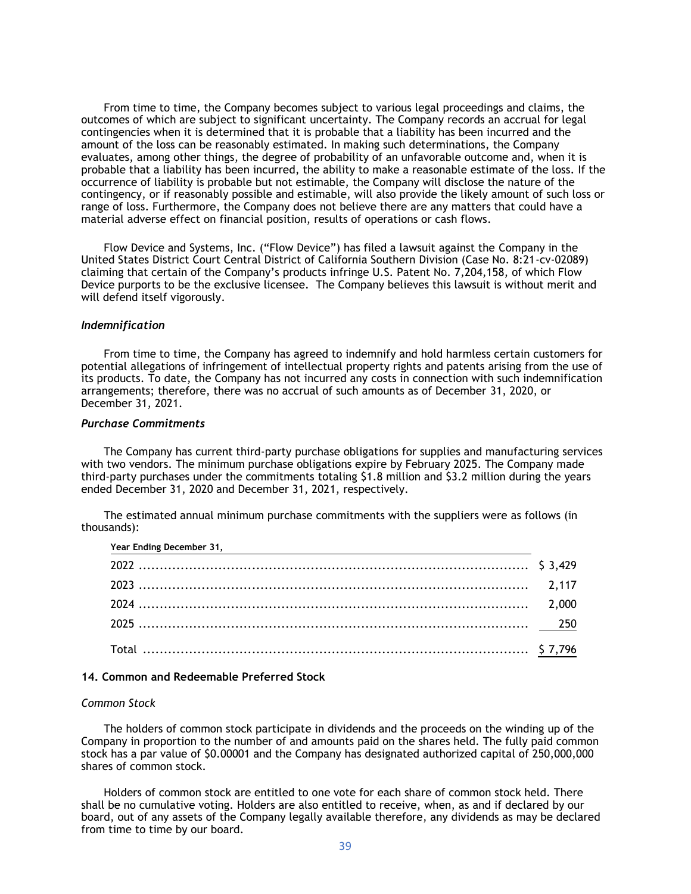From time to time, the Company becomes subject to various legal proceedings and claims, the outcomes of which are subject to significant uncertainty. The Company records an accrual for legal contingencies when it is determined that it is probable that a liability has been incurred and the amount of the loss can be reasonably estimated. In making such determinations, the Company evaluates, among other things, the degree of probability of an unfavorable outcome and, when it is probable that a liability has been incurred, the ability to make a reasonable estimate of the loss. If the occurrence of liability is probable but not estimable, the Company will disclose the nature of the contingency, or if reasonably possible and estimable, will also provide the likely amount of such loss or range of loss. Furthermore, the Company does not believe there are any matters that could have a material adverse effect on financial position, results of operations or cash flows.

Flow Device and Systems, Inc. ("Flow Device") has filed a lawsuit against the Company in the United States District Court Central District of California Southern Division (Case No. 8:21-cv-02089) claiming that certain of the Company's products infringe U.S. Patent No. 7,204,158, of which Flow Device purports to be the exclusive licensee. The Company believes this lawsuit is without merit and will defend itself vigorously.

### *Indemnification*

From time to time, the Company has agreed to indemnify and hold harmless certain customers for potential allegations of infringement of intellectual property rights and patents arising from the use of its products. To date, the Company has not incurred any costs in connection with such indemnification arrangements; therefore, there was no accrual of such amounts as of December 31, 2020, or December 31, 2021.

### *Purchase Commitments*

The Company has current third-party purchase obligations for supplies and manufacturing services with two vendors. The minimum purchase obligations expire by February 2025. The Company made third-party purchases under the commitments totaling $1.8 million and $3.2 million during the years ended December 31, 2020 and December 31, 2021, respectively.

The estimated annual minimum purchase commitments with the suppliers were as follows (in thousands):

| Year Ending December 31, | |
|---|---|
| 2022 | $ 3,429 |
| 2023 | 2,117 |
| 2024 | 2,000 |
| 2025 | 250 |
| Total | $ 7,796 |

## 14. Common and Redeemable Preferred Stock

### *Common Stock*

The holders of common stock participate in dividends and the proceeds on the winding up of the Company in proportion to the number of and amounts paid on the shares held. The fully paid common stock has a par value of $0.00001 and the Company has designated authorized capital of 250,000,000 shares of common stock.

Holders of common stock are entitled to one vote for each share of common stock held. There shall be no cumulative voting. Holders are also entitled to receive, when, as and if declared by our board, out of any assets of the Company legally available therefore, any dividends as may be declared from time to time by our board.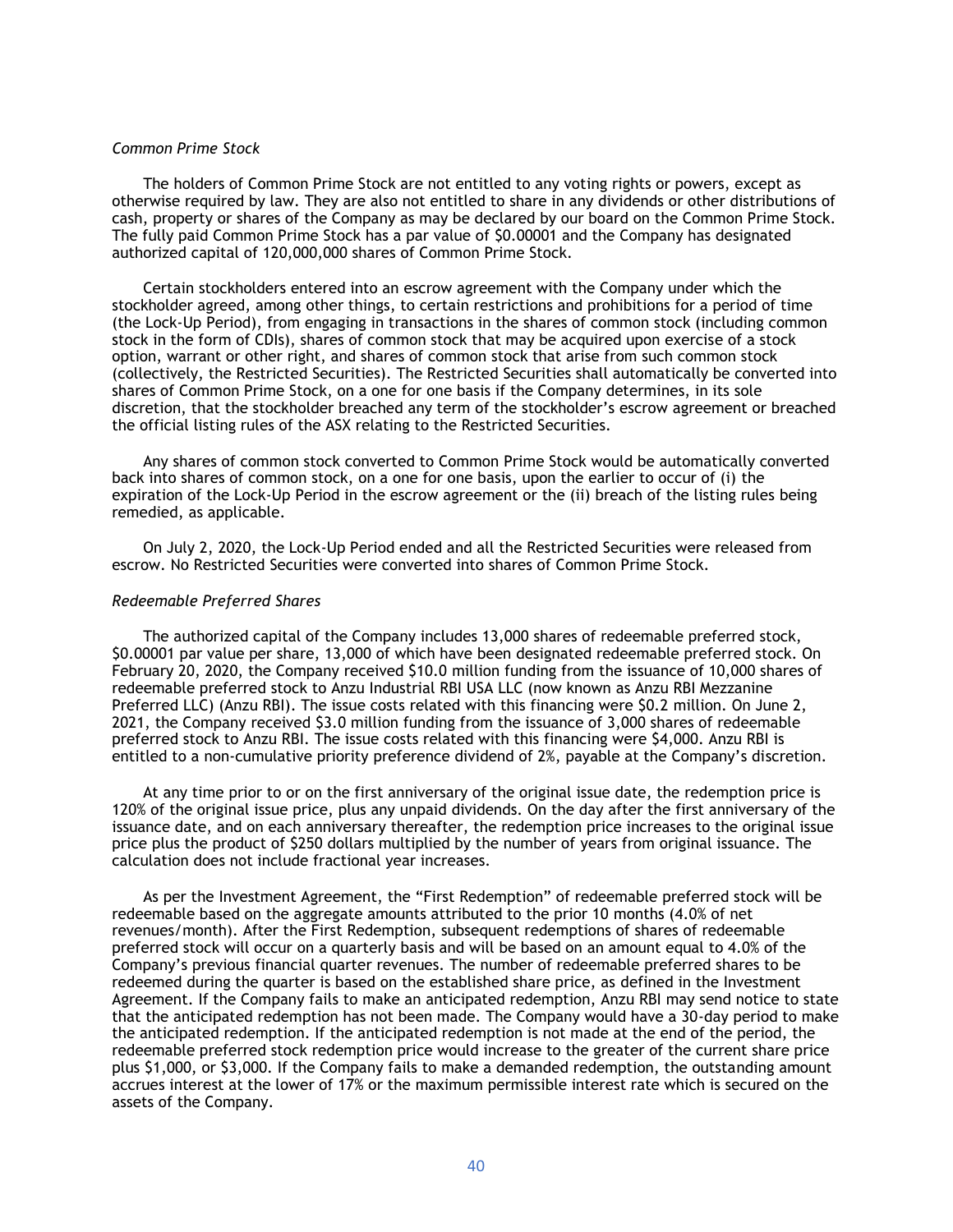*Common Prime Stock*

The holders of Common Prime Stock are not entitled to any voting rights or powers, except as otherwise required by law. They are also not entitled to share in any dividends or other distributions of cash, property or shares of the Company as may be declared by our board on the Common Prime Stock. The fully paid Common Prime Stock has a par value of $0.00001 and the Company has designated authorized capital of 120,000,000 shares of Common Prime Stock.

Certain stockholders entered into an escrow agreement with the Company under which the stockholder agreed, among other things, to certain restrictions and prohibitions for a period of time (the Lock-Up Period), from engaging in transactions in the shares of common stock (including common stock in the form of CDIs), shares of common stock that may be acquired upon exercise of a stock option, warrant or other right, and shares of common stock that arise from such common stock (collectively, the Restricted Securities). The Restricted Securities shall automatically be converted into shares of Common Prime Stock, on a one for one basis if the Company determines, in its sole discretion, that the stockholder breached any term of the stockholder's escrow agreement or breached the official listing rules of the ASX relating to the Restricted Securities.

Any shares of common stock converted to Common Prime Stock would be automatically converted back into shares of common stock, on a one for one basis, upon the earlier to occur of (i) the expiration of the Lock-Up Period in the escrow agreement or the (ii) breach of the listing rules being remedied, as applicable.

On July 2, 2020, the Lock-Up Period ended and all the Restricted Securities were released from escrow. No Restricted Securities were converted into shares of Common Prime Stock.

*Redeemable Preferred Shares*

The authorized capital of the Company includes 13,000 shares of redeemable preferred stock, $0.00001 par value per share, 13,000 of which have been designated redeemable preferred stock. On February 20, 2020, the Company received $10.0 million funding from the issuance of 10,000 shares of redeemable preferred stock to Anzu Industrial RBI USA LLC (now known as Anzu RBI Mezzanine Preferred LLC) (Anzu RBI). The issue costs related with this financing were $0.2 million. On June 2, 2021, the Company received $3.0 million funding from the issuance of 3,000 shares of redeemable preferred stock to Anzu RBI. The issue costs related with this financing were $4,000. Anzu RBI is entitled to a non-cumulative priority preference dividend of 2%, payable at the Company's discretion.

At any time prior to or on the first anniversary of the original issue date, the redemption price is 120% of the original issue price, plus any unpaid dividends. On the day after the first anniversary of the issuance date, and on each anniversary thereafter, the redemption price increases to the original issue price plus the product of $250 dollars multiplied by the number of years from original issuance. The calculation does not include fractional year increases.

As per the Investment Agreement, the "First Redemption" of redeemable preferred stock will be redeemable based on the aggregate amounts attributed to the prior 10 months (4.0% of net revenues/month). After the First Redemption, subsequent redemptions of shares of redeemable preferred stock will occur on a quarterly basis and will be based on an amount equal to 4.0% of the Company's previous financial quarter revenues. The number of redeemable preferred shares to be redeemed during the quarter is based on the established share price, as defined in the Investment Agreement. If the Company fails to make an anticipated redemption, Anzu RBI may send notice to state that the anticipated redemption has not been made. The Company would have a 30-day period to make the anticipated redemption. If the anticipated redemption is not made at the end of the period, the redeemable preferred stock redemption price would increase to the greater of the current share price plus $1,000, or $3,000. If the Company fails to make a demanded redemption, the outstanding amount accrues interest at the lower of 17% or the maximum permissible interest rate which is secured on the assets of the Company.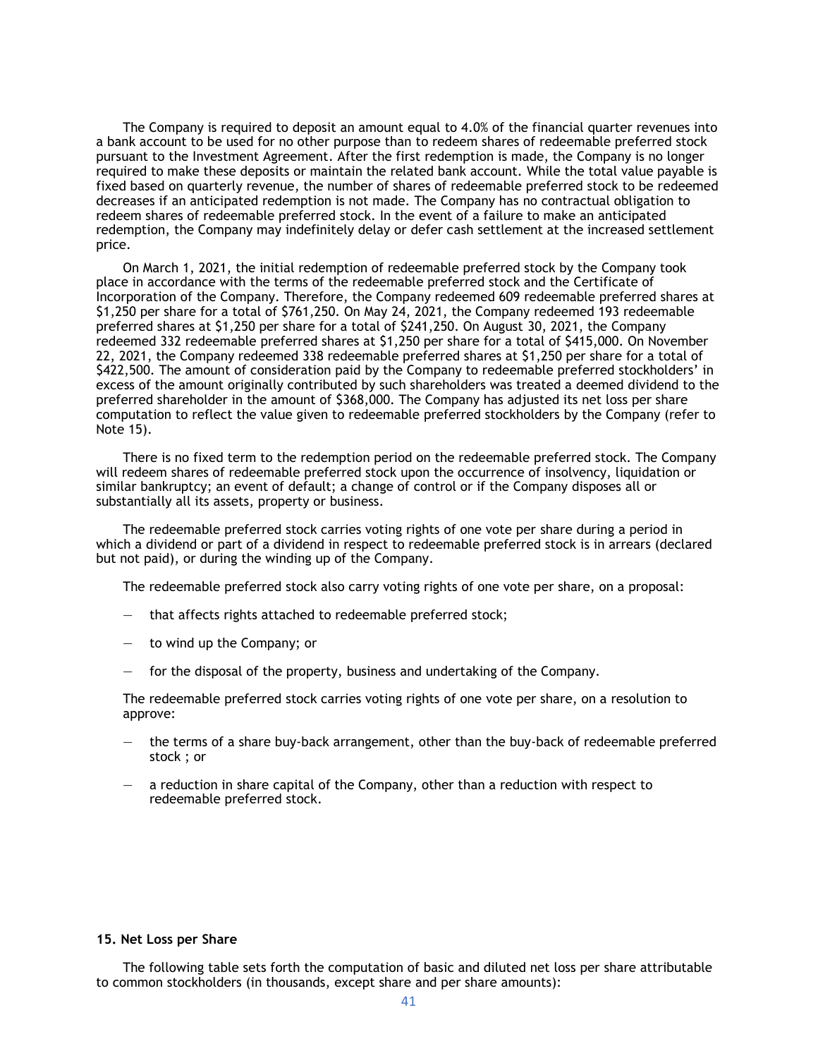The Company is required to deposit an amount equal to 4.0% of the financial quarter revenues into a bank account to be used for no other purpose than to redeem shares of redeemable preferred stock pursuant to the Investment Agreement. After the first redemption is made, the Company is no longer required to make these deposits or maintain the related bank account. While the total value payable is fixed based on quarterly revenue, the number of shares of redeemable preferred stock to be redeemed decreases if an anticipated redemption is not made. The Company has no contractual obligation to redeem shares of redeemable preferred stock. In the event of a failure to make an anticipated redemption, the Company may indefinitely delay or defer cash settlement at the increased settlement price.

On March 1, 2021, the initial redemption of redeemable preferred stock by the Company took place in accordance with the terms of the redeemable preferred stock and the Certificate of Incorporation of the Company. Therefore, the Company redeemed 609 redeemable preferred shares at $1,250 per share for a total of $761,250. On May 24, 2021, the Company redeemed 193 redeemable preferred shares at $1,250 per share for a total of $241,250. On August 30, 2021, the Company redeemed 332 redeemable preferred shares at $1,250 per share for a total of $415,000. On November 22, 2021, the Company redeemed 338 redeemable preferred shares at $1,250 per share for a total of $422,500. The amount of consideration paid by the Company to redeemable preferred stockholders' in excess of the amount originally contributed by such shareholders was treated a deemed dividend to the preferred shareholder in the amount of $368,000. The Company has adjusted its net loss per share computation to reflect the value given to redeemable preferred stockholders by the Company (refer to Note 15).

There is no fixed term to the redemption period on the redeemable preferred stock. The Company will redeem shares of redeemable preferred stock upon the occurrence of insolvency, liquidation or similar bankruptcy; an event of default; a change of control or if the Company disposes all or substantially all its assets, property or business.

The redeemable preferred stock carries voting rights of one vote per share during a period in which a dividend or part of a dividend in respect to redeemable preferred stock is in arrears (declared but not paid), or during the winding up of the Company.

The redeemable preferred stock also carry voting rights of one vote per share, on a proposal:

- that affects rights attached to redeemable preferred stock;
- to wind up the Company; or
- for the disposal of the property, business and undertaking of the Company.

The redeemable preferred stock carries voting rights of one vote per share, on a resolution to approve:

- the terms of a share buy-back arrangement, other than the buy-back of redeemable preferred stock ; or
- a reduction in share capital of the Company, other than a reduction with respect to redeemable preferred stock.

## 15. Net Loss per Share

The following table sets forth the computation of basic and diluted net loss per share attributable to common stockholders (in thousands, except share and per share amounts):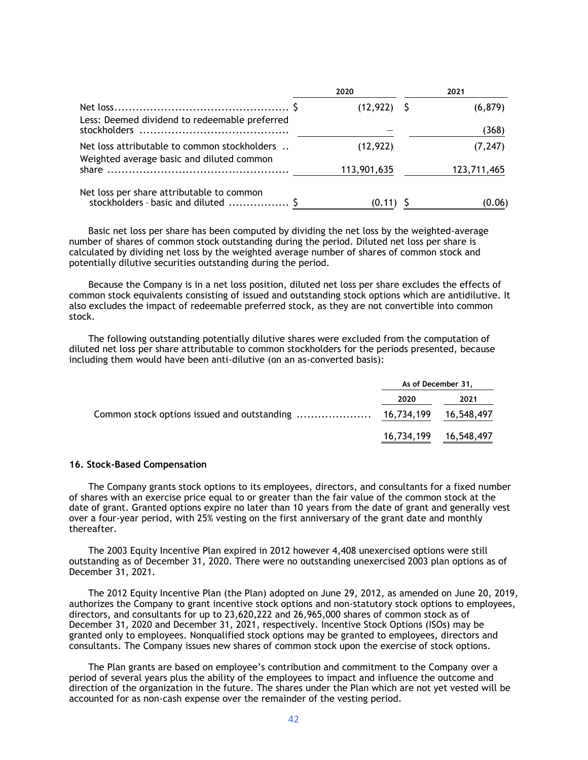| | 2020 | 2021 |
|---|---|---|
| Net loss | $ (12,922) | $ (6,879) |
| Less: Deemed dividend to redeemable preferred stockholders | — | (368) |
| Net loss attributable to common stockholders | (12,922) | (7,247) |
| Weighted average basic and diluted common share | 113,901,635 | 123,711,465 |
| Net loss per share attributable to common stockholders – basic and diluted | $ (0.11) | $ (0.06) |

Basic net loss per share has been computed by dividing the net loss by the weighted-average number of shares of common stock outstanding during the period. Diluted net loss per share is calculated by dividing net loss by the weighted average number of shares of common stock and potentially dilutive securities outstanding during the period.

Because the Company is in a net loss position, diluted net loss per share excludes the effects of common stock equivalents consisting of issued and outstanding stock options which are antidilutive. It also excludes the impact of redeemable preferred stock, as they are not convertible into common stock.

The following outstanding potentially dilutive shares were excluded from the computation of diluted net loss per share attributable to common stockholders for the periods presented, because including them would have been anti-dilutive (on an as-converted basis):

| | As of December 31, | |
|---|---|---|
| | 2020 | 2021 |
| Common stock options issued and outstanding | 16,734,199 | 16,548,497 |
| | 16,734,199 | 16,548,497 |

**16. Stock-Based Compensation**

The Company grants stock options to its employees, directors, and consultants for a fixed number of shares with an exercise price equal to or greater than the fair value of the common stock at the date of grant. Granted options expire no later than 10 years from the date of grant and generally vest over a four-year period, with 25% vesting on the first anniversary of the grant date and monthly thereafter.

The 2003 Equity Incentive Plan expired in 2012 however 4,408 unexercised options were still outstanding as of December 31, 2020. There were no outstanding unexercised 2003 plan options as of December 31, 2021.

The 2012 Equity Incentive Plan (the Plan) adopted on June 29, 2012, as amended on June 20, 2019, authorizes the Company to grant incentive stock options and non-statutory stock options to employees, directors, and consultants for up to 23,620,222 and 26,965,000 shares of common stock as of December 31, 2020 and December 31, 2021, respectively. Incentive Stock Options (ISOs) may be granted only to employees. Nonqualified stock options may be granted to employees, directors and consultants. The Company issues new shares of common stock upon the exercise of stock options.

The Plan grants are based on employee's contribution and commitment to the Company over a period of several years plus the ability of the employees to impact and influence the outcome and direction of the organization in the future. The shares under the Plan which are not yet vested will be accounted for as non-cash expense over the remainder of the vesting period.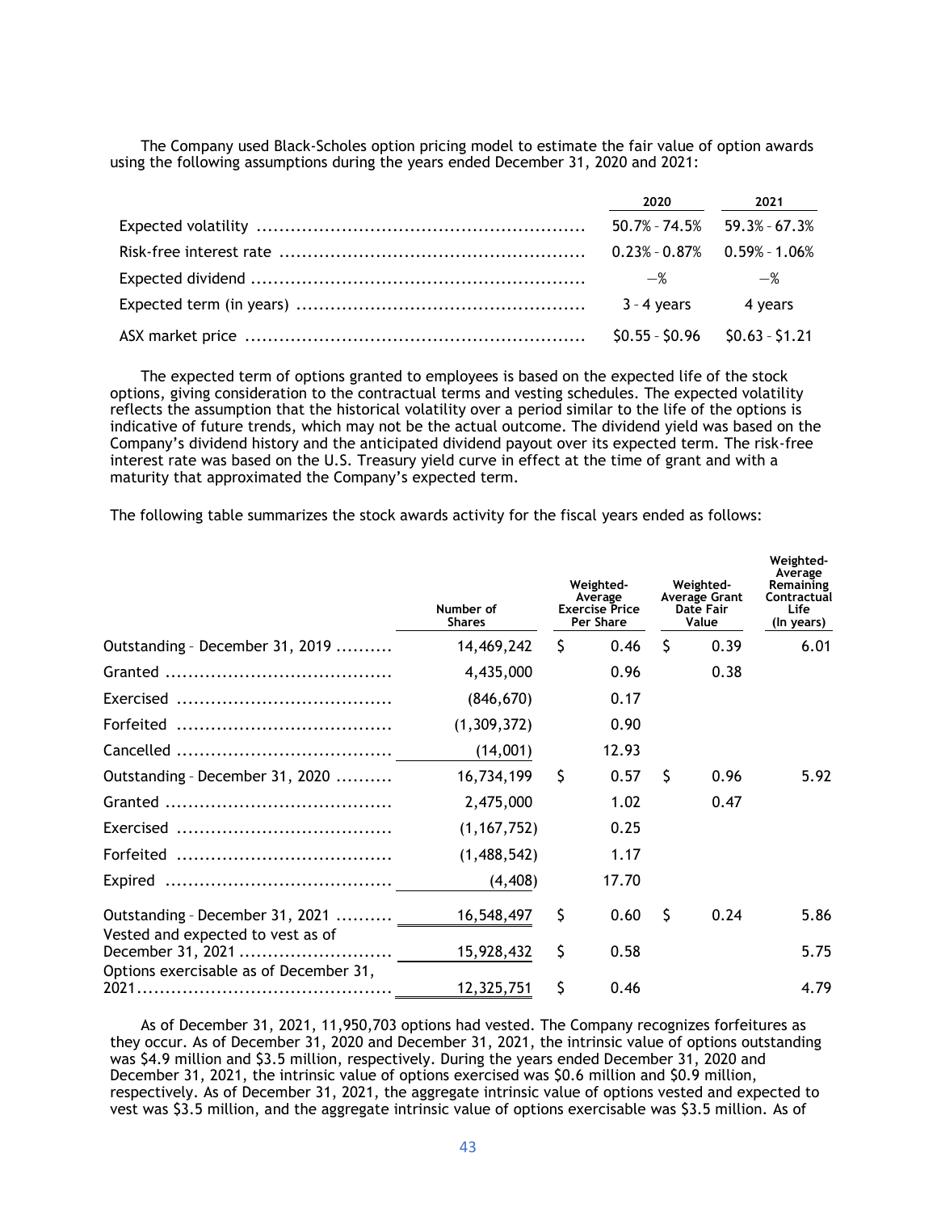The Company used Black-Scholes option pricing model to estimate the fair value of option awards using the following assumptions during the years ended December 31, 2020 and 2021:

| | 2020 | 2021 |
|---|---|---|
| Expected volatility | 50.7% – 74.5% | 59.3% – 67.3% |
| Risk-free interest rate | 0.23% – 0.87% | 0.59% – 1.06% |
| Expected dividend | —% | —% |
| Expected term (in years) | 3 – 4 years | 4 years |
| ASX market price | $0.55 – $0.96 | $0.63 – $1.21 |

The expected term of options granted to employees is based on the expected life of the stock options, giving consideration to the contractual terms and vesting schedules. The expected volatility reflects the assumption that the historical volatility over a period similar to the life of the options is indicative of future trends, which may not be the actual outcome. The dividend yield was based on the Company's dividend history and the anticipated dividend payout over its expected term. The risk-free interest rate was based on the U.S. Treasury yield curve in effect at the time of grant and with a maturity that approximated the Company's expected term.

The following table summarizes the stock awards activity for the fiscal years ended as follows:

| | Number of Shares | Weighted-Average Exercise Price Per Share | Weighted-Average Grant Date Fair Value | Weighted-Average Remaining Contractual Life (In years) |
|---|---|---|---|---|
| Outstanding – December 31, 2019 | 14,469,242 | $ 0.46 | $ 0.39 | 6.01 |
| Granted | 4,435,000 | 0.96 | 0.38 | |
| Exercised | (846,670) | 0.17 | | |
| Forfeited | (1,309,372) | 0.90 | | |
| Cancelled | (14,001) | 12.93 | | |
| Outstanding – December 31, 2020 | 16,734,199 | $ 0.57 | $ 0.96 | 5.92 |
| Granted | 2,475,000 | 1.02 | 0.47 | |
| Exercised | (1,167,752) | 0.25 | | |
| Forfeited | (1,488,542) | 1.17 | | |
| Expired | (4,408) | 17.70 | | |
| Outstanding – December 31, 2021 | 16,548,497 | $ 0.60 | $ 0.24 | 5.86 |
| Vested and expected to vest as of December 31, 2021 | 15,928,432 | $ 0.58 | | 5.75 |
| Options exercisable as of December 31, 2021 | 12,325,751 | $ 0.46 | | 4.79 |

As of December 31, 2021, 11,950,703 options had vested. The Company recognizes forfeitures as they occur. As of December 31, 2020 and December 31, 2021, the intrinsic value of options outstanding was $4.9 million and $3.5 million, respectively. During the years ended December 31, 2020 and December 31, 2021, the intrinsic value of options exercised was $0.6 million and $0.9 million, respectively. As of December 31, 2021, the aggregate intrinsic value of options vested and expected to vest was $3.5 million, and the aggregate intrinsic value of options exercisable was $3.5 million. As of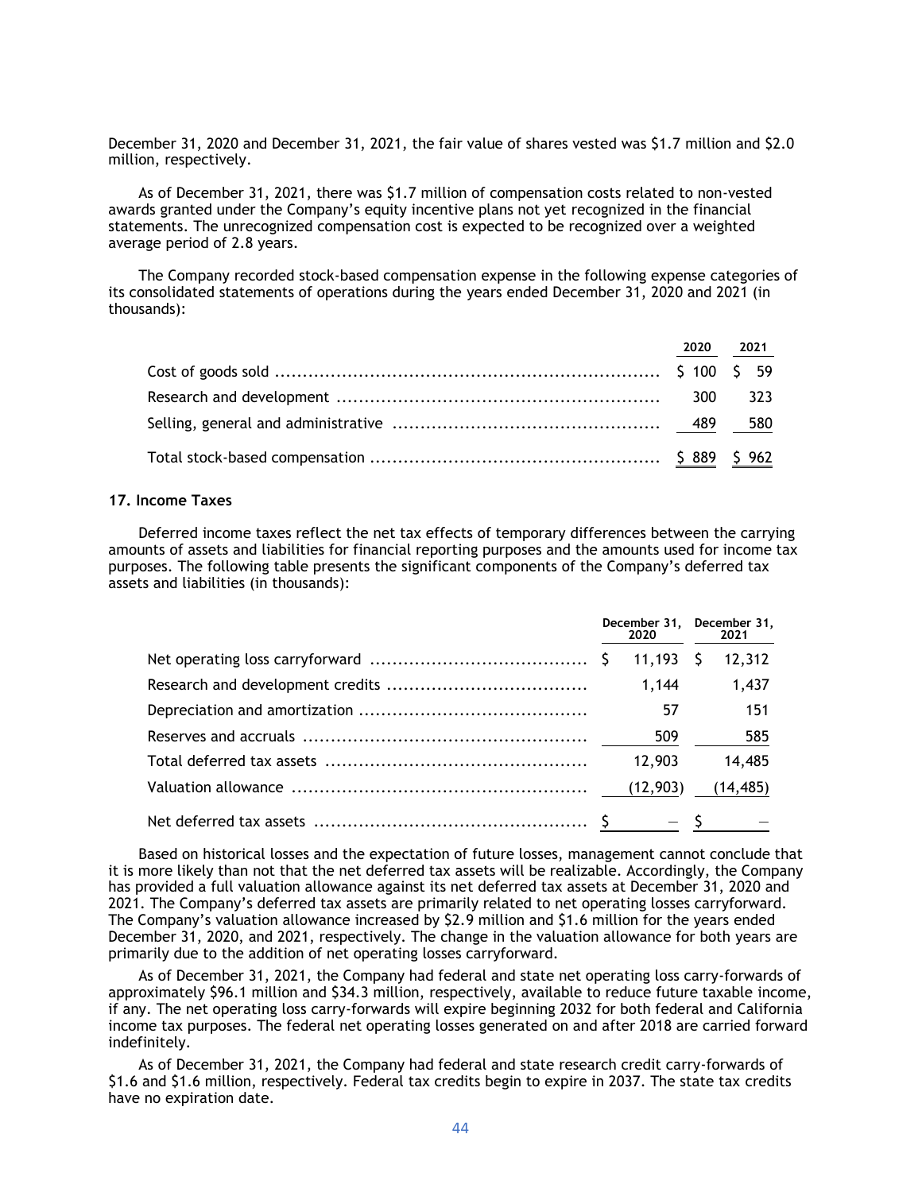December 31, 2020 and December 31, 2021, the fair value of shares vested was $1.7 million and $2.0 million, respectively.

As of December 31, 2021, there was $1.7 million of compensation costs related to non-vested awards granted under the Company's equity incentive plans not yet recognized in the financial statements. The unrecognized compensation cost is expected to be recognized over a weighted average period of 2.8 years.

The Company recorded stock-based compensation expense in the following expense categories of its consolidated statements of operations during the years ended December 31, 2020 and 2021 (in thousands):

| | 2020 | 2021 |
|---|---|---|
| Cost of goods sold | $ 100 | $ 59 |
| Research and development | 300 | 323 |
| Selling, general and administrative | 489 | 580 |
| Total stock-based compensation | $ 889 | $ 962 |

## 17. Income Taxes

Deferred income taxes reflect the net tax effects of temporary differences between the carrying amounts of assets and liabilities for financial reporting purposes and the amounts used for income tax purposes. The following table presents the significant components of the Company's deferred tax assets and liabilities (in thousands):

| | December 31, 2020 | December 31, 2021 |
|---|---|---|
| Net operating loss carryforward | $ 11,193 | $ 12,312 |
| Research and development credits | 1,144 | 1,437 |
| Depreciation and amortization | 57 | 151 |
| Reserves and accruals | 509 | 585 |
| Total deferred tax assets | 12,903 | 14,485 |
| Valuation allowance | (12,903) | (14,485) |
| Net deferred tax assets | $ — | $ — |

Based on historical losses and the expectation of future losses, management cannot conclude that it is more likely than not that the net deferred tax assets will be realizable. Accordingly, the Company has provided a full valuation allowance against its net deferred tax assets at December 31, 2020 and 2021. The Company's deferred tax assets are primarily related to net operating losses carryforward. The Company's valuation allowance increased by $2.9 million and $1.6 million for the years ended December 31, 2020, and 2021, respectively. The change in the valuation allowance for both years are primarily due to the addition of net operating losses carryforward.

As of December 31, 2021, the Company had federal and state net operating loss carry-forwards of approximately $96.1 million and $34.3 million, respectively, available to reduce future taxable income, if any. The net operating loss carry-forwards will expire beginning 2032 for both federal and California income tax purposes. The federal net operating losses generated on and after 2018 are carried forward indefinitely.

As of December 31, 2021, the Company had federal and state research credit carry-forwards of $1.6 and $1.6 million, respectively. Federal tax credits begin to expire in 2037. The state tax credits have no expiration date.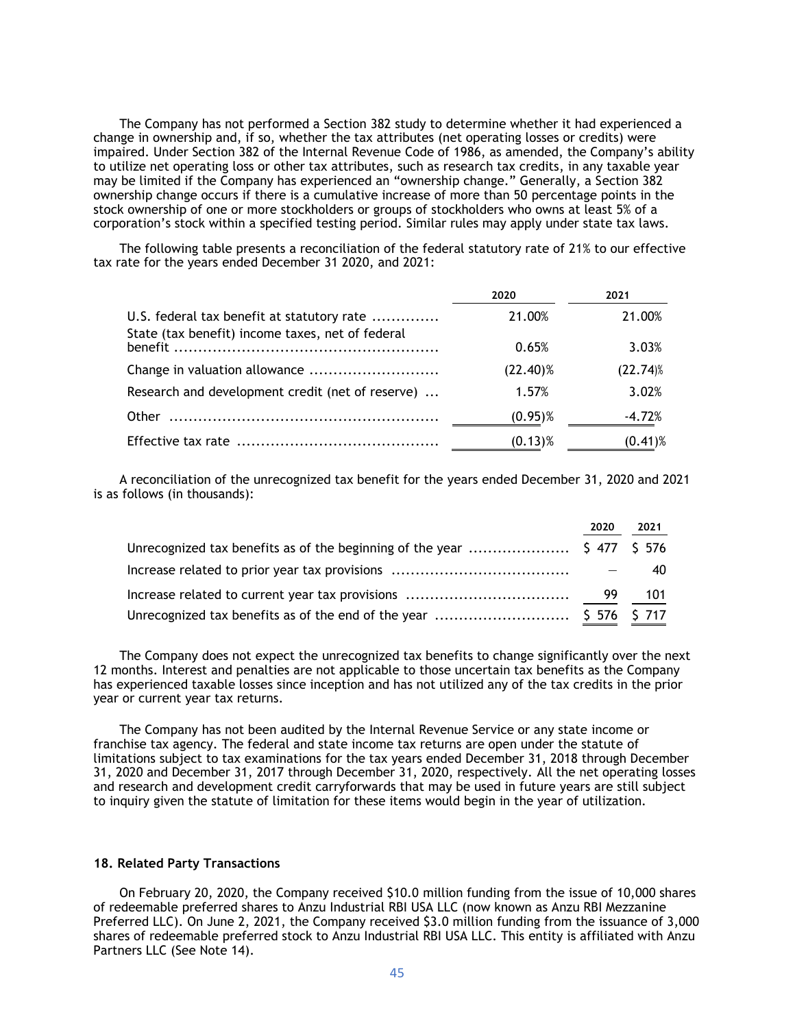The Company has not performed a Section 382 study to determine whether it had experienced a change in ownership and, if so, whether the tax attributes (net operating losses or credits) were impaired. Under Section 382 of the Internal Revenue Code of 1986, as amended, the Company's ability to utilize net operating loss or other tax attributes, such as research tax credits, in any taxable year may be limited if the Company has experienced an "ownership change." Generally, a Section 382 ownership change occurs if there is a cumulative increase of more than 50 percentage points in the stock ownership of one or more stockholders or groups of stockholders who owns at least 5% of a corporation's stock within a specified testing period. Similar rules may apply under state tax laws.

The following table presents a reconciliation of the federal statutory rate of 21% to our effective tax rate for the years ended December 31 2020, and 2021:

| | 2020 | 2021 |
|---|---|---|
| U.S. federal tax benefit at statutory rate | 21.00% | 21.00% |
| State (tax benefit) income taxes, net of federal benefit | 0.65% | 3.03% |
| Change in valuation allowance | (22.40)% | (22.74)% |
| Research and development credit (net of reserve) | 1.57% | 3.02% |
| Other | (0.95)% | -4.72% |
| Effective tax rate | (0.13)% | (0.41)% |

A reconciliation of the unrecognized tax benefit for the years ended December 31, 2020 and 2021 is as follows (in thousands):

| | 2020 | 2021 |
|---|---|---|
| Unrecognized tax benefits as of the beginning of the year | $ 477 | $ 576 |
| Increase related to prior year tax provisions | — | 40 |
| Increase related to current year tax provisions | 99 | 101 |
| Unrecognized tax benefits as of the end of the year | $ 576 | $ 717 |

The Company does not expect the unrecognized tax benefits to change significantly over the next 12 months. Interest and penalties are not applicable to those uncertain tax benefits as the Company has experienced taxable losses since inception and has not utilized any of the tax credits in the prior year or current year tax returns.

The Company has not been audited by the Internal Revenue Service or any state income or franchise tax agency. The federal and state income tax returns are open under the statute of limitations subject to tax examinations for the tax years ended December 31, 2018 through December 31, 2020 and December 31, 2017 through December 31, 2020, respectively. All the net operating losses and research and development credit carryforwards that may be used in future years are still subject to inquiry given the statute of limitation for these items would begin in the year of utilization.

#### 18. Related Party Transactions

On February 20, 2020, the Company received $10.0 million funding from the issue of 10,000 shares of redeemable preferred shares to Anzu Industrial RBI USA LLC (now known as Anzu RBI Mezzanine Preferred LLC). On June 2, 2021, the Company received $3.0 million funding from the issuance of 3,000 shares of redeemable preferred stock to Anzu Industrial RBI USA LLC. This entity is affiliated with Anzu Partners LLC (See Note 14).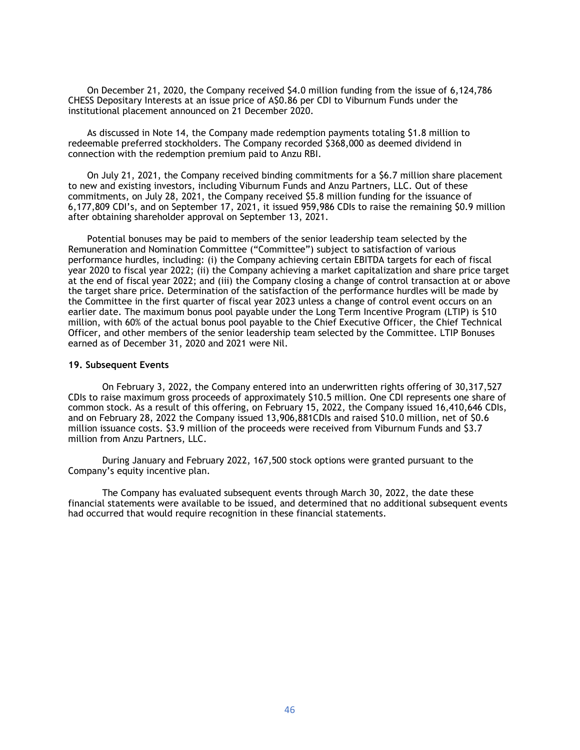On December 21, 2020, the Company received \$4.0 million funding from the issue of 6,124,786 CHESS Depositary Interests at an issue price of A\$0.86 per CDI to Viburnum Funds under the institutional placement announced on 21 December 2020.

As discussed in Note 14, the Company made redemption payments totaling \$1.8 million to redeemable preferred stockholders. The Company recorded \$368,000 as deemed dividend in connection with the redemption premium paid to Anzu RBI.

On July 21, 2021, the Company received binding commitments for a \$6.7 million share placement to new and existing investors, including Viburnum Funds and Anzu Partners, LLC. Out of these commitments, on July 28, 2021, the Company received \$5.8 million funding for the issuance of 6,177,809 CDI's, and on September 17, 2021, it issued 959,986 CDIs to raise the remaining \$0.9 million after obtaining shareholder approval on September 13, 2021.

Potential bonuses may be paid to members of the senior leadership team selected by the Remuneration and Nomination Committee ("Committee") subject to satisfaction of various performance hurdles, including: (i) the Company achieving certain EBITDA targets for each of fiscal year 2020 to fiscal year 2022; (ii) the Company achieving a market capitalization and share price target at the end of fiscal year 2022; and (iii) the Company closing a change of control transaction at or above the target share price. Determination of the satisfaction of the performance hurdles will be made by the Committee in the first quarter of fiscal year 2023 unless a change of control event occurs on an earlier date. The maximum bonus pool payable under the Long Term Incentive Program (LTIP) is \$10 million, with 60% of the actual bonus pool payable to the Chief Executive Officer, the Chief Technical Officer, and other members of the senior leadership team selected by the Committee. LTIP Bonuses earned as of December 31, 2020 and 2021 were Nil.

**19. Subsequent Events**

On February 3, 2022, the Company entered into an underwritten rights offering of 30,317,527 CDIs to raise maximum gross proceeds of approximately \$10.5 million. One CDI represents one share of common stock. As a result of this offering, on February 15, 2022, the Company issued 16,410,646 CDIs, and on February 28, 2022 the Company issued 13,906,881CDIs and raised \$10.0 million, net of \$0.6 million issuance costs. \$3.9 million of the proceeds were received from Viburnum Funds and \$3.7 million from Anzu Partners, LLC.

During January and February 2022, 167,500 stock options were granted pursuant to the Company's equity incentive plan.

The Company has evaluated subsequent events through March 30, 2022, the date these financial statements were available to be issued, and determined that no additional subsequent events had occurred that would require recognition in these financial statements.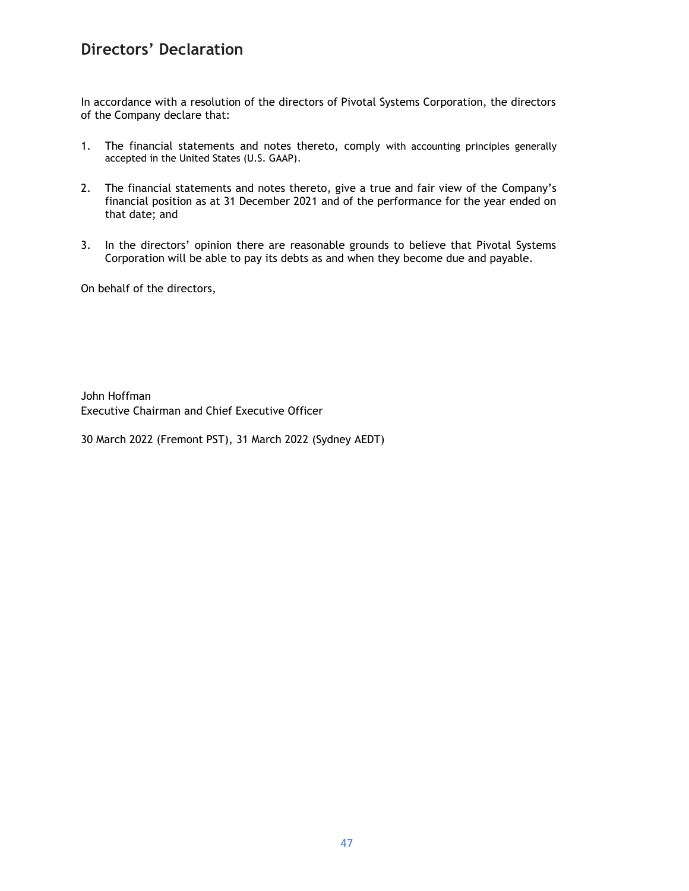# Directors' Declaration

In accordance with a resolution of the directors of Pivotal Systems Corporation, the directors of the Company declare that:

1. The financial statements and notes thereto, comply with accounting principles generally accepted in the United States (U.S. GAAP).

2. The financial statements and notes thereto, give a true and fair view of the Company's financial position as at 31 December 2021 and of the performance for the year ended on that date; and

3. In the directors' opinion there are reasonable grounds to believe that Pivotal Systems Corporation will be able to pay its debts as and when they become due and payable.

On behalf of the directors,

John Hoffman
Executive Chairman and Chief Executive Officer

30 March 2022 (Fremont PST), 31 March 2022 (Sydney AEDT)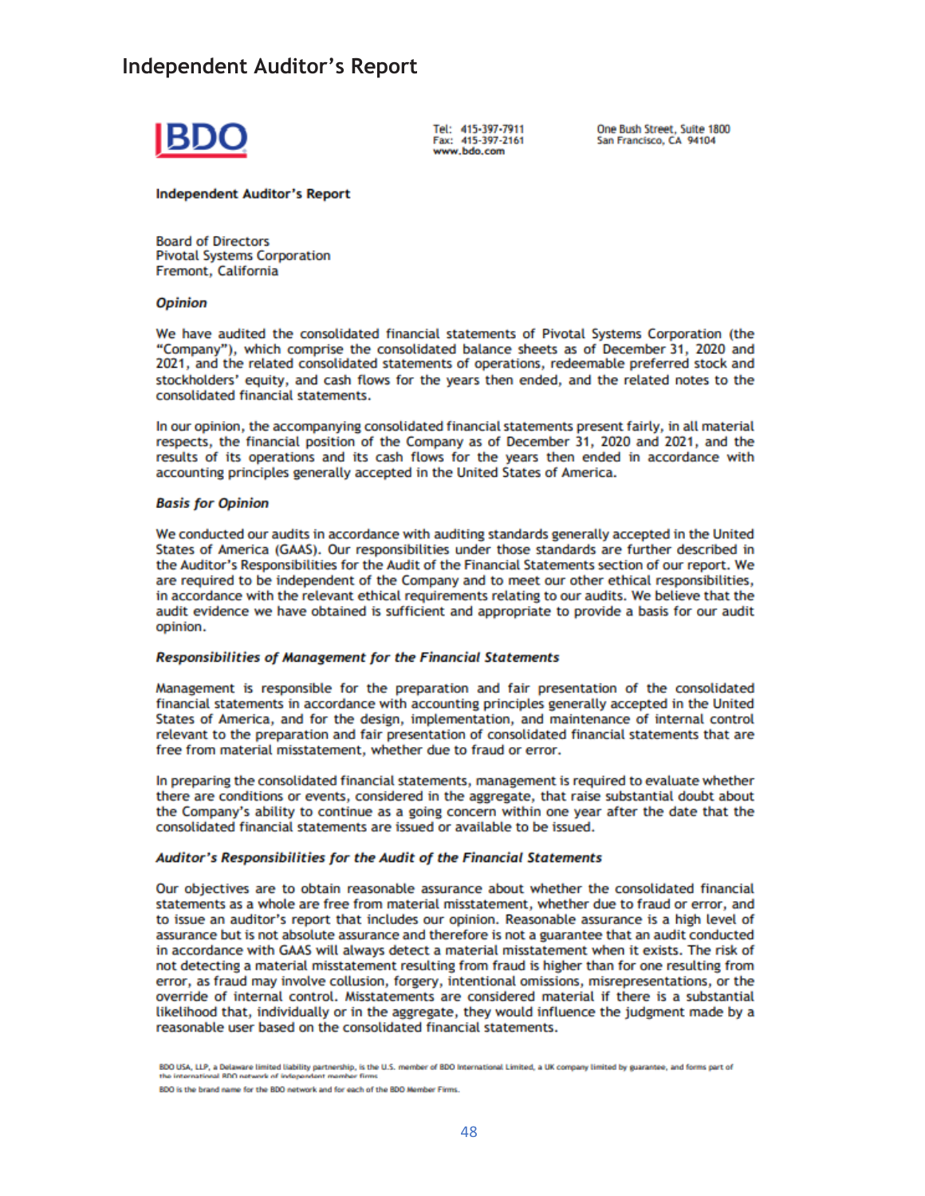# Independent Auditor's Report

BDO

Tel: 415-397-7911
Fax: 415-397-2161
www.bdo.com

One Bush Street, Suite 1800
San Francisco, CA 94104

**Independent Auditor's Report**

Board of Directors
Pivotal Systems Corporation
Fremont, California

***Opinion***

We have audited the consolidated financial statements of Pivotal Systems Corporation (the "Company"), which comprise the consolidated balance sheets as of December 31, 2020 and 2021, and the related consolidated statements of operations, redeemable preferred stock and stockholders' equity, and cash flows for the years then ended, and the related notes to the consolidated financial statements.

In our opinion, the accompanying consolidated financial statements present fairly, in all material respects, the financial position of the Company as of December 31, 2020 and 2021, and the results of its operations and its cash flows for the years then ended in accordance with accounting principles generally accepted in the United States of America.

***Basis for Opinion***

We conducted our audits in accordance with auditing standards generally accepted in the United States of America (GAAS). Our responsibilities under those standards are further described in the Auditor's Responsibilities for the Audit of the Financial Statements section of our report. We are required to be independent of the Company and to meet our other ethical responsibilities, in accordance with the relevant ethical requirements relating to our audits. We believe that the audit evidence we have obtained is sufficient and appropriate to provide a basis for our audit opinion.

***Responsibilities of Management for the Financial Statements***

Management is responsible for the preparation and fair presentation of the consolidated financial statements in accordance with accounting principles generally accepted in the United States of America, and for the design, implementation, and maintenance of internal control relevant to the preparation and fair presentation of consolidated financial statements that are free from material misstatement, whether due to fraud or error.

In preparing the consolidated financial statements, management is required to evaluate whether there are conditions or events, considered in the aggregate, that raise substantial doubt about the Company's ability to continue as a going concern within one year after the date that the consolidated financial statements are issued or available to be issued.

***Auditor's Responsibilities for the Audit of the Financial Statements***

Our objectives are to obtain reasonable assurance about whether the consolidated financial statements as a whole are free from material misstatement, whether due to fraud or error, and to issue an auditor's report that includes our opinion. Reasonable assurance is a high level of assurance but is not absolute assurance and therefore is not a guarantee that an audit conducted in accordance with GAAS will always detect a material misstatement when it exists. The risk of not detecting a material misstatement resulting from fraud is higher than for one resulting from error, as fraud may involve collusion, forgery, intentional omissions, misrepresentations, or the override of internal control. Misstatements are considered material if there is a substantial likelihood that, individually or in the aggregate, they would influence the judgment made by a reasonable user based on the consolidated financial statements.

BDO USA, LLP, a Delaware limited liability partnership, is the U.S. member of BDO International Limited, a UK company limited by guarantee, and forms part of the international BDO network of independent member firms.

BDO is the brand name for the BDO network and for each of the BDO Member Firms.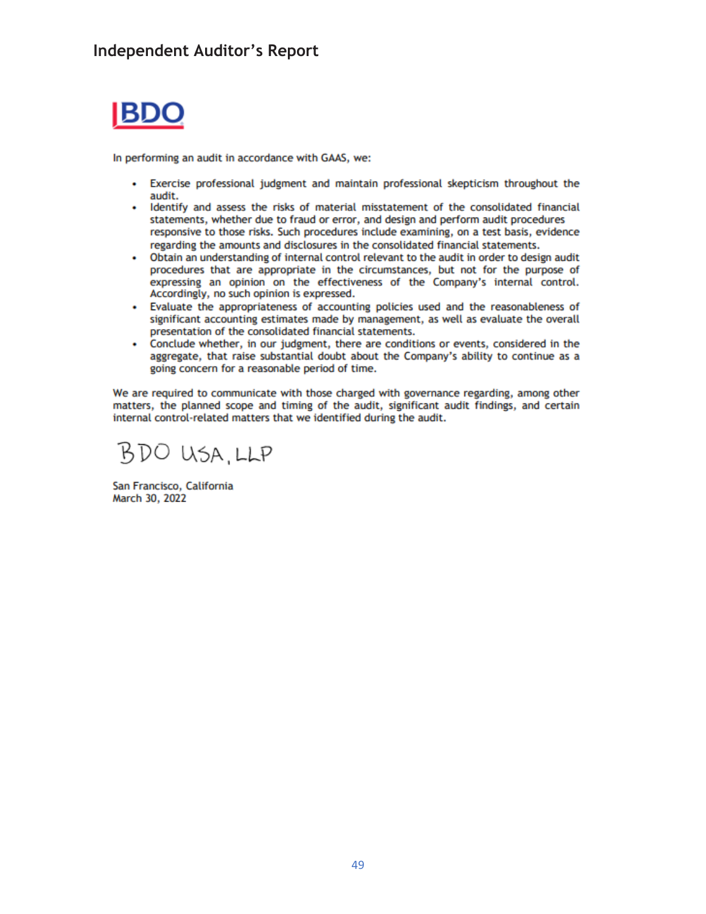## Independent Auditor's Report

BDO

In performing an audit in accordance with GAAS, we:

- Exercise professional judgment and maintain professional skepticism throughout the audit.
- Identify and assess the risks of material misstatement of the consolidated financial statements, whether due to fraud or error, and design and perform audit procedures responsive to those risks. Such procedures include examining, on a test basis, evidence regarding the amounts and disclosures in the consolidated financial statements.
- Obtain an understanding of internal control relevant to the audit in order to design audit procedures that are appropriate in the circumstances, but not for the purpose of expressing an opinion on the effectiveness of the Company's internal control. Accordingly, no such opinion is expressed.
- Evaluate the appropriateness of accounting policies used and the reasonableness of significant accounting estimates made by management, as well as evaluate the overall presentation of the consolidated financial statements.
- Conclude whether, in our judgment, there are conditions or events, considered in the aggregate, that raise substantial doubt about the Company's ability to continue as a going concern for a reasonable period of time.

We are required to communicate with those charged with governance regarding, among other matters, the planned scope and timing of the audit, significant audit findings, and certain internal control-related matters that we identified during the audit.

BDO USA, LLP

San Francisco, California
March 30, 2022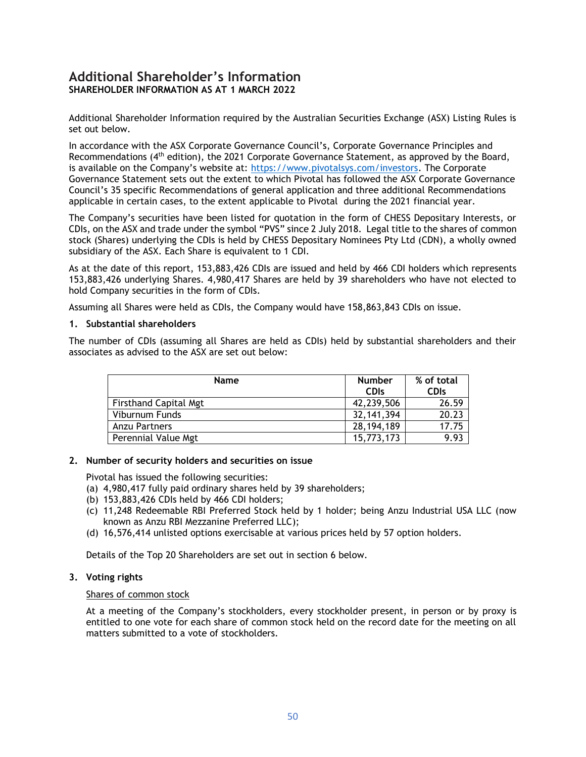# Additional Shareholder's Information

**SHAREHOLDER INFORMATION AS AT 1 MARCH 2022**

Additional Shareholder Information required by the Australian Securities Exchange (ASX) Listing Rules is set out below.

In accordance with the ASX Corporate Governance Council's, Corporate Governance Principles and Recommendations (4th edition), the 2021 Corporate Governance Statement, as approved by the Board, is available on the Company's website at: https://www.pivotalsys.com/investors. The Corporate Governance Statement sets out the extent to which Pivotal has followed the ASX Corporate Governance Council's 35 specific Recommendations of general application and three additional Recommendations applicable in certain cases, to the extent applicable to Pivotal during the 2021 financial year.

The Company's securities have been listed for quotation in the form of CHESS Depositary Interests, or CDIs, on the ASX and trade under the symbol "PVS" since 2 July 2018. Legal title to the shares of common stock (Shares) underlying the CDIs is held by CHESS Depositary Nominees Pty Ltd (CDN), a wholly owned subsidiary of the ASX. Each Share is equivalent to 1 CDI.

As at the date of this report, 153,883,426 CDIs are issued and held by 466 CDI holders which represents 153,883,426 underlying Shares. 4,980,417 Shares are held by 39 shareholders who have not elected to hold Company securities in the form of CDIs.

Assuming all Shares were held as CDIs, the Company would have 158,863,843 CDIs on issue.

**1. Substantial shareholders**

The number of CDIs (assuming all Shares are held as CDIs) held by substantial shareholders and their associates as advised to the ASX are set out below:

| Name | Number CDIs | % of total CDIs |
|---|---|---|
| Firsthand Capital Mgt | 42,239,506 | 26.59 |
| Viburnum Funds | 32,141,394 | 20.23 |
| Anzu Partners | 28,194,189 | 17.75 |
| Perennial Value Mgt | 15,773,173 | 9.93 |

**2. Number of security holders and securities on issue**

Pivotal has issued the following securities:

(a) 4,980,417 fully paid ordinary shares held by 39 shareholders;
(b) 153,883,426 CDIs held by 466 CDI holders;
(c) 11,248 Redeemable RBI Preferred Stock held by 1 holder; being Anzu Industrial USA LLC (now known as Anzu RBI Mezzanine Preferred LLC);
(d) 16,576,414 unlisted options exercisable at various prices held by 57 option holders.

Details of the Top 20 Shareholders are set out in section 6 below.

**3. Voting rights**

Shares of common stock

At a meeting of the Company's stockholders, every stockholder present, in person or by proxy is entitled to one vote for each share of common stock held on the record date for the meeting on all matters submitted to a vote of stockholders.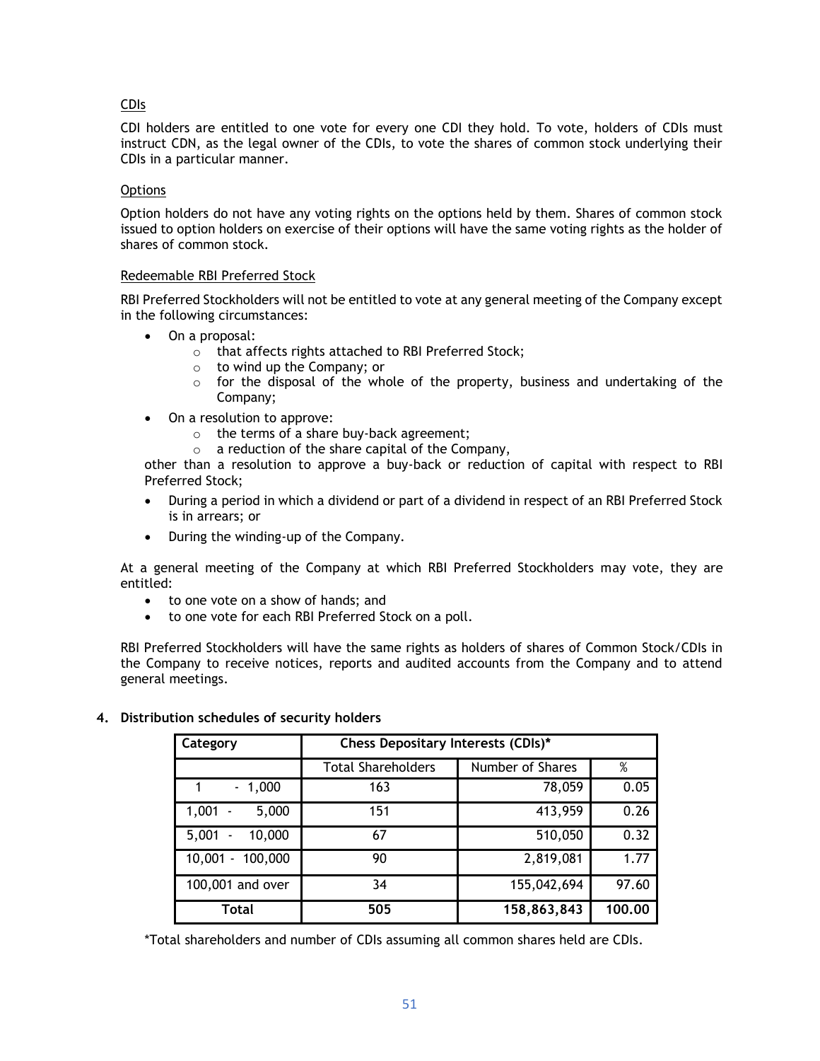CDIs

CDI holders are entitled to one vote for every one CDI they hold. To vote, holders of CDIs must instruct CDN, as the legal owner of the CDIs, to vote the shares of common stock underlying their CDIs in a particular manner.

Options

Option holders do not have any voting rights on the options held by them. Shares of common stock issued to option holders on exercise of their options will have the same voting rights as the holder of shares of common stock.

Redeemable RBI Preferred Stock

RBI Preferred Stockholders will not be entitled to vote at any general meeting of the Company except in the following circumstances:

- On a proposal:
  - that affects rights attached to RBI Preferred Stock;
  - to wind up the Company; or
  - for the disposal of the whole of the property, business and undertaking of the Company;
- On a resolution to approve:
  - the terms of a share buy-back agreement;
  - a reduction of the share capital of the Company,

  other than a resolution to approve a buy-back or reduction of capital with respect to RBI Preferred Stock;
- During a period in which a dividend or part of a dividend in respect of an RBI Preferred Stock is in arrears; or
- During the winding-up of the Company.

At a general meeting of the Company at which RBI Preferred Stockholders may vote, they are entitled:

- to one vote on a show of hands; and
- to one vote for each RBI Preferred Stock on a poll.

RBI Preferred Stockholders will have the same rights as holders of shares of Common Stock/CDIs in the Company to receive notices, reports and audited accounts from the Company and to attend general meetings.

**4. Distribution schedules of security holders**

| Category | Chess Depositary Interests (CDIs)* | | |
|---|---|---|---|
| | Total Shareholders | Number of Shares | % |
| 1 - 1,000 | 163 | 78,059 | 0.05 |
| 1,001 - 5,000 | 151 | 413,959 | 0.26 |
| 5,001 - 10,000 | 67 | 510,050 | 0.32 |
| 10,001 - 100,000 | 90 | 2,819,081 | 1.77 |
| 100,001 and over | 34 | 155,042,694 | 97.60 |
| **Total** | **505** | **158,863,843** | **100.00** |

*Total shareholders and number of CDIs assuming all common shares held are CDIs.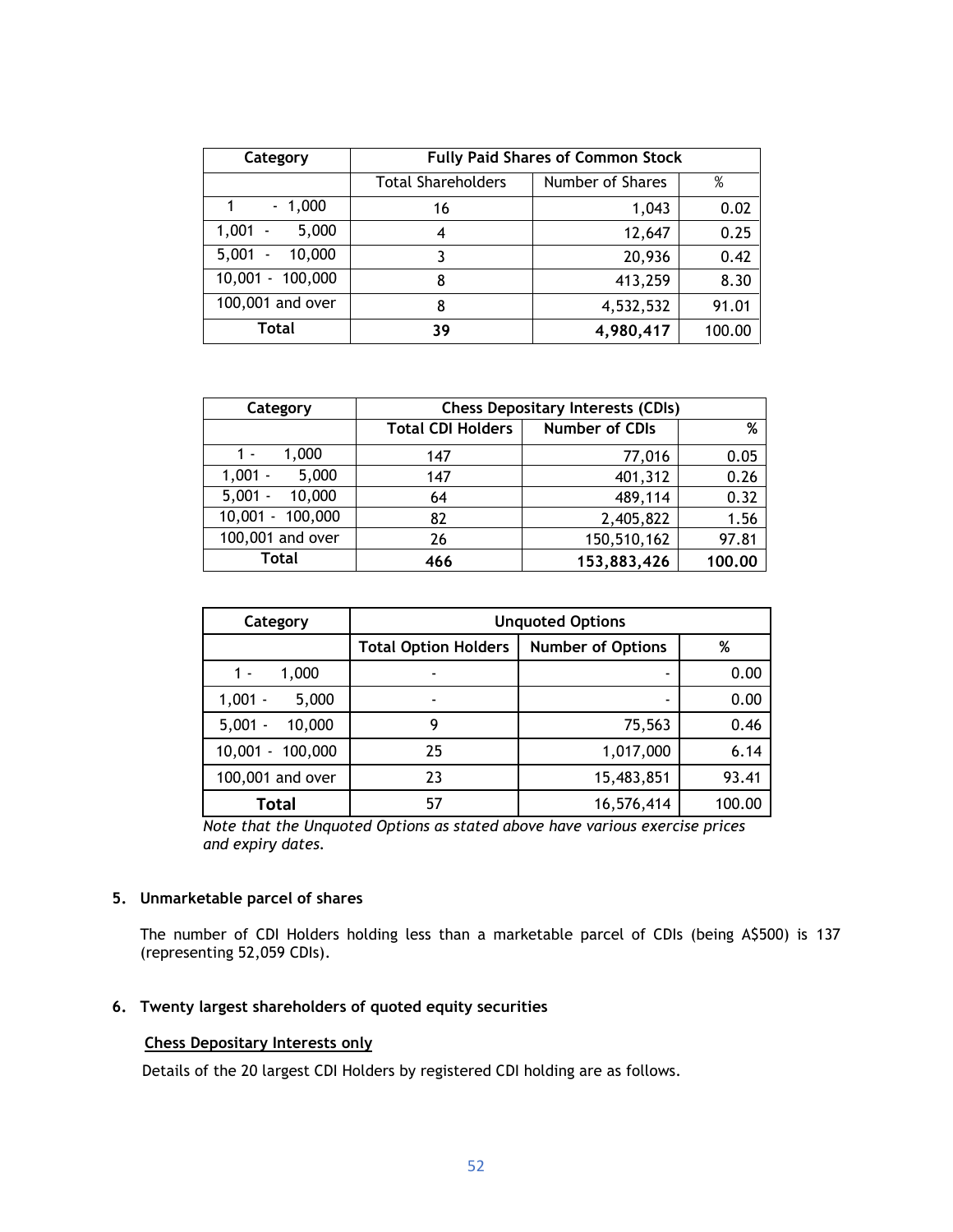| Category | Fully Paid Shares of Common Stock | | |
|---|---|---|---|
| | Total Shareholders | Number of Shares | % |
| 1 - 1,000 | 16 | 1,043 | 0.02 |
| 1,001 - 5,000 | 4 | 12,647 | 0.25 |
| 5,001 - 10,000 | 3 | 20,936 | 0.42 |
| 10,001 - 100,000 | 8 | 413,259 | 8.30 |
| 100,001 and over | 8 | 4,532,532 | 91.01 |
| **Total** | **39** | **4,980,417** | 100.00 |

| Category | Chess Depositary Interests (CDIs) | | |
|---|---|---|---|
| | **Total CDI Holders** | **Number of CDIs** | **%** |
| 1 - 1,000 | 147 | 77,016 | 0.05 |
| 1,001 - 5,000 | 147 | 401,312 | 0.26 |
| 5,001 - 10,000 | 64 | 489,114 | 0.32 |
| 10,001 - 100,000 | 82 | 2,405,822 | 1.56 |
| 100,001 and over | 26 | 150,510,162 | 97.81 |
| **Total** | **466** | **153,883,426** | **100.00** |

| Category | Unquoted Options | | |
|---|---|---|---|
| | **Total Option Holders** | **Number of Options** | **%** |
| 1 - 1,000 | - | - | 0.00 |
| 1,001 - 5,000 | - | - | 0.00 |
| 5,001 - 10,000 | 9 | 75,563 | 0.46 |
| 10,001 - 100,000 | 25 | 1,017,000 | 6.14 |
| 100,001 and over | 23 | 15,483,851 | 93.41 |
| **Total** | 57 | 16,576,414 | 100.00 |

*Note that the Unquoted Options as stated above have various exercise prices and expiry dates.*

## 5. Unmarketable parcel of shares

The number of CDI Holders holding less than a marketable parcel of CDIs (being A$500) is 137 (representing 52,059 CDIs).

## 6. Twenty largest shareholders of quoted equity securities

**Chess Depositary Interests only**

Details of the 20 largest CDI Holders by registered CDI holding are as follows.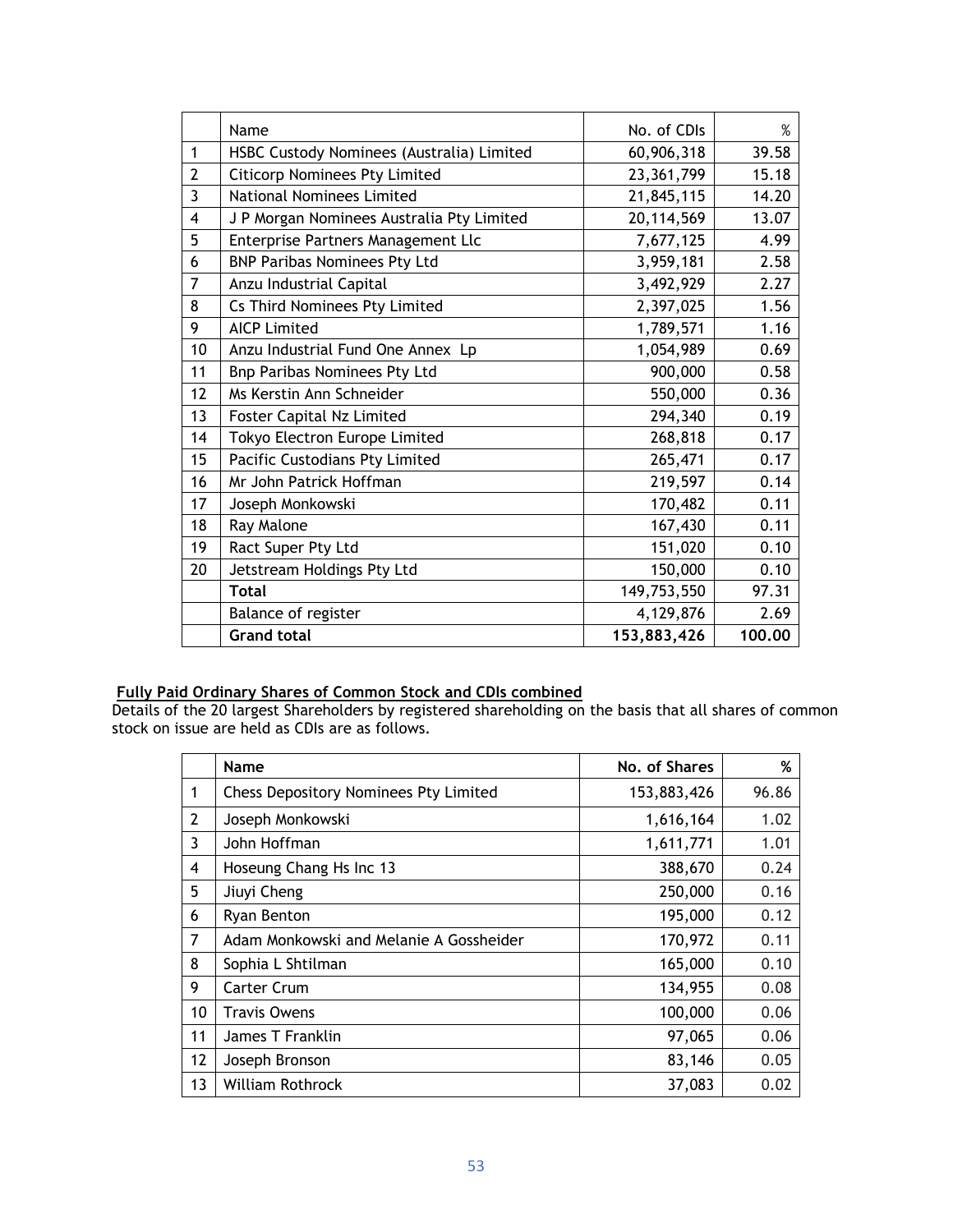|  | Name | No. of CDIs | % |
| --- | --- | --- | --- |
| 1 | HSBC Custody Nominees (Australia) Limited | 60,906,318 | 39.58 |
| 2 | Citicorp Nominees Pty Limited | 23,361,799 | 15.18 |
| 3 | National Nominees Limited | 21,845,115 | 14.20 |
| 4 | J P Morgan Nominees Australia Pty Limited | 20,114,569 | 13.07 |
| 5 | Enterprise Partners Management Llc | 7,677,125 | 4.99 |
| 6 | BNP Paribas Nominees Pty Ltd | 3,959,181 | 2.58 |
| 7 | Anzu Industrial Capital | 3,492,929 | 2.27 |
| 8 | Cs Third Nominees Pty Limited | 2,397,025 | 1.56 |
| 9 | AICP Limited | 1,789,571 | 1.16 |
| 10 | Anzu Industrial Fund One Annex Lp | 1,054,989 | 0.69 |
| 11 | Bnp Paribas Nominees Pty Ltd | 900,000 | 0.58 |
| 12 | Ms Kerstin Ann Schneider | 550,000 | 0.36 |
| 13 | Foster Capital Nz Limited | 294,340 | 0.19 |
| 14 | Tokyo Electron Europe Limited | 268,818 | 0.17 |
| 15 | Pacific Custodians Pty Limited | 265,471 | 0.17 |
| 16 | Mr John Patrick Hoffman | 219,597 | 0.14 |
| 17 | Joseph Monkowski | 170,482 | 0.11 |
| 18 | Ray Malone | 167,430 | 0.11 |
| 19 | Ract Super Pty Ltd | 151,020 | 0.10 |
| 20 | Jetstream Holdings Pty Ltd | 150,000 | 0.10 |
|  | **Total** | 149,753,550 | 97.31 |
|  | Balance of register | 4,129,876 | 2.69 |
|  | **Grand total** | **153,883,426** | **100.00** |

**Fully Paid Ordinary Shares of Common Stock and CDIs combined**

Details of the 20 largest Shareholders by registered shareholding on the basis that all shares of common stock on issue are held as CDIs are as follows.

|  | **Name** | **No. of Shares** | **%** |
| --- | --- | --- | --- |
| 1 | Chess Depository Nominees Pty Limited | 153,883,426 | 96.86 |
| 2 | Joseph Monkowski | 1,616,164 | 1.02 |
| 3 | John Hoffman | 1,611,771 | 1.01 |
| 4 | Hoseung Chang Hs Inc 13 | 388,670 | 0.24 |
| 5 | Jiuyi Cheng | 250,000 | 0.16 |
| 6 | Ryan Benton | 195,000 | 0.12 |
| 7 | Adam Monkowski and Melanie A Gossheider | 170,972 | 0.11 |
| 8 | Sophia L Shtilman | 165,000 | 0.10 |
| 9 | Carter Crum | 134,955 | 0.08 |
| 10 | Travis Owens | 100,000 | 0.06 |
| 11 | James T Franklin | 97,065 | 0.06 |
| 12 | Joseph Bronson | 83,146 | 0.05 |
| 13 | William Rothrock | 37,083 | 0.02 |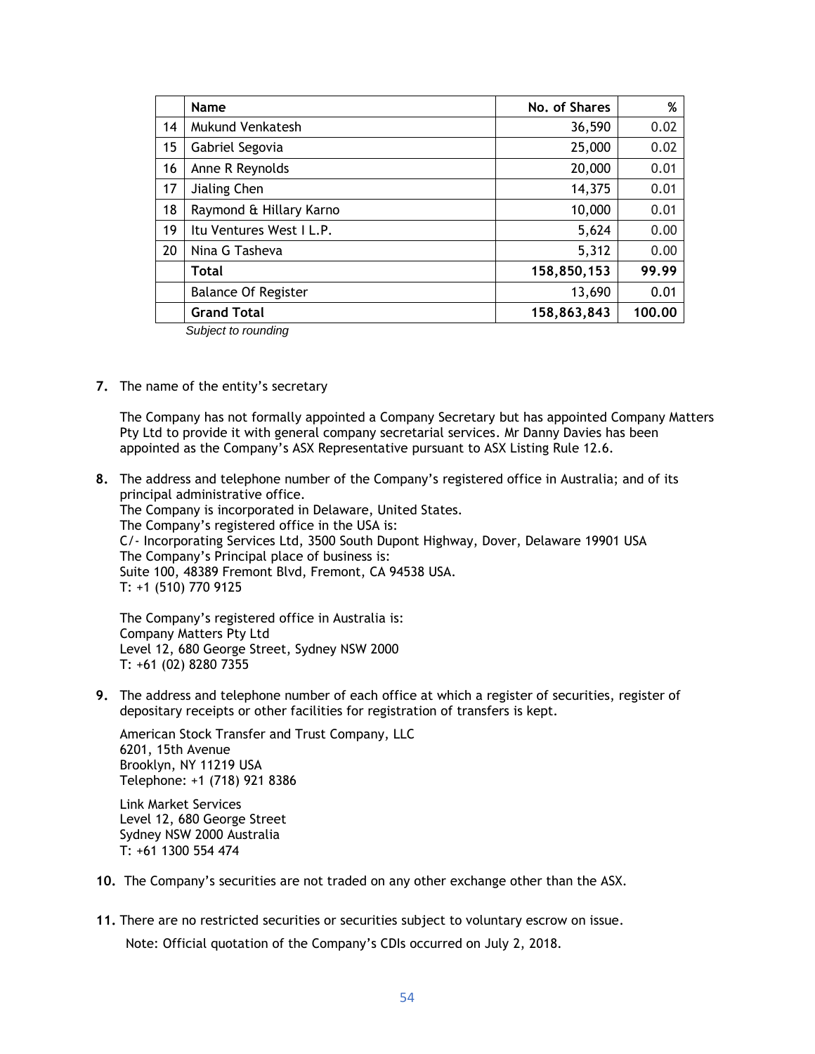|  | Name | No. of Shares | % |
| --- | --- | --- | --- |
| 14 | Mukund Venkatesh | 36,590 | 0.02 |
| 15 | Gabriel Segovia | 25,000 | 0.02 |
| 16 | Anne R Reynolds | 20,000 | 0.01 |
| 17 | Jialing Chen | 14,375 | 0.01 |
| 18 | Raymond & Hillary Karno | 10,000 | 0.01 |
| 19 | Itu Ventures West I L.P. | 5,624 | 0.00 |
| 20 | Nina G Tasheva | 5,312 | 0.00 |
|  | **Total** | **158,850,153** | **99.99** |
|  | Balance Of Register | 13,690 | 0.01 |
|  | **Grand Total** | **158,863,843** | **100.00** |

*Subject to rounding*

**7.** The name of the entity's secretary

The Company has not formally appointed a Company Secretary but has appointed Company Matters Pty Ltd to provide it with general company secretarial services. Mr Danny Davies has been appointed as the Company's ASX Representative pursuant to ASX Listing Rule 12.6.

**8.** The address and telephone number of the Company's registered office in Australia; and of its principal administrative office.
The Company is incorporated in Delaware, United States.
The Company's registered office in the USA is:
C/- Incorporating Services Ltd, 3500 South Dupont Highway, Dover, Delaware 19901 USA
The Company's Principal place of business is:
Suite 100, 48389 Fremont Blvd, Fremont, CA 94538 USA.
T: +1 (510) 770 9125

The Company's registered office in Australia is:
Company Matters Pty Ltd
Level 12, 680 George Street, Sydney NSW 2000
T: +61 (02) 8280 7355

**9.** The address and telephone number of each office at which a register of securities, register of depositary receipts or other facilities for registration of transfers is kept.

American Stock Transfer and Trust Company, LLC
6201, 15th Avenue
Brooklyn, NY 11219 USA
Telephone: +1 (718) 921 8386

Link Market Services
Level 12, 680 George Street
Sydney NSW 2000 Australia
T: +61 1300 554 474

**10.** The Company's securities are not traded on any other exchange other than the ASX.

**11.** There are no restricted securities or securities subject to voluntary escrow on issue.

Note: Official quotation of the Company's CDIs occurred on July 2, 2018.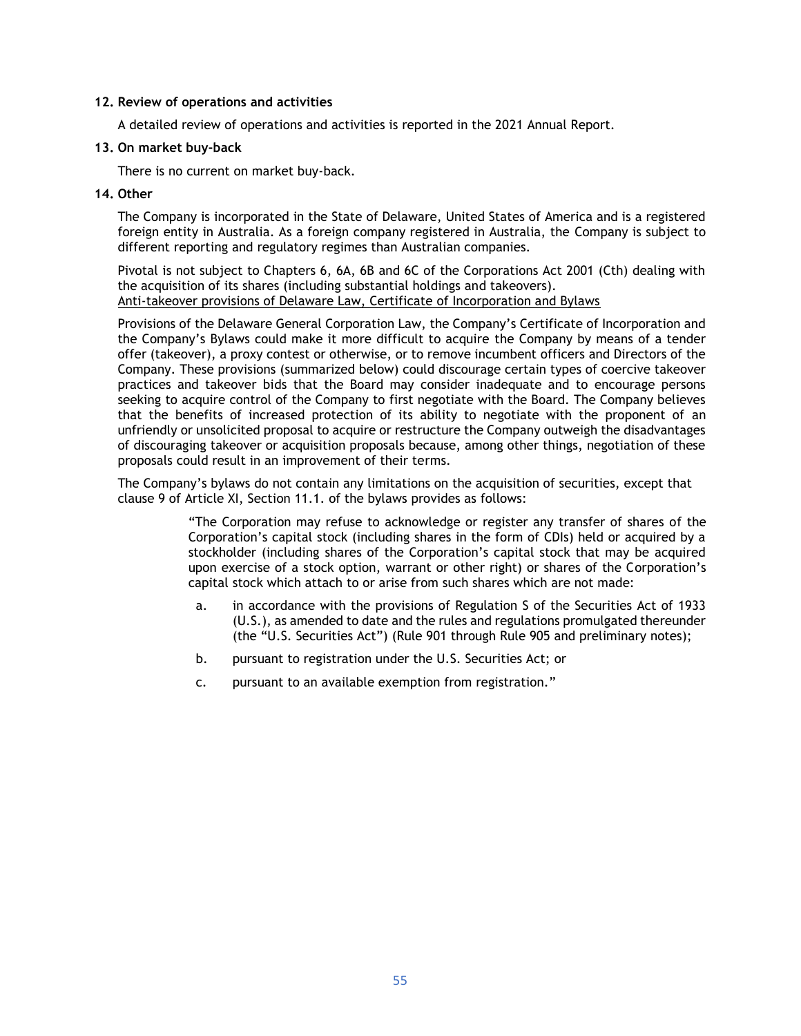## 12. Review of operations and activities

A detailed review of operations and activities is reported in the 2021 Annual Report.

## 13. On market buy-back

There is no current on market buy-back.

## 14. Other

The Company is incorporated in the State of Delaware, United States of America and is a registered foreign entity in Australia. As a foreign company registered in Australia, the Company is subject to different reporting and regulatory regimes than Australian companies.

Pivotal is not subject to Chapters 6, 6A, 6B and 6C of the Corporations Act 2001 (Cth) dealing with the acquisition of its shares (including substantial holdings and takeovers).

Anti-takeover provisions of Delaware Law, Certificate of Incorporation and Bylaws

Provisions of the Delaware General Corporation Law, the Company's Certificate of Incorporation and the Company's Bylaws could make it more difficult to acquire the Company by means of a tender offer (takeover), a proxy contest or otherwise, or to remove incumbent officers and Directors of the Company. These provisions (summarized below) could discourage certain types of coercive takeover practices and takeover bids that the Board may consider inadequate and to encourage persons seeking to acquire control of the Company to first negotiate with the Board. The Company believes that the benefits of increased protection of its ability to negotiate with the proponent of an unfriendly or unsolicited proposal to acquire or restructure the Company outweigh the disadvantages of discouraging takeover or acquisition proposals because, among other things, negotiation of these proposals could result in an improvement of their terms.

The Company's bylaws do not contain any limitations on the acquisition of securities, except that clause 9 of Article XI, Section 11.1. of the bylaws provides as follows:

> "The Corporation may refuse to acknowledge or register any transfer of shares of the Corporation's capital stock (including shares in the form of CDIs) held or acquired by a stockholder (including shares of the Corporation's capital stock that may be acquired upon exercise of a stock option, warrant or other right) or shares of the Corporation's capital stock which attach to or arise from such shares which are not made:
>
> a. in accordance with the provisions of Regulation S of the Securities Act of 1933 (U.S.), as amended to date and the rules and regulations promulgated thereunder (the "U.S. Securities Act") (Rule 901 through Rule 905 and preliminary notes);
>
> b. pursuant to registration under the U.S. Securities Act; or
>
> c. pursuant to an available exemption from registration."